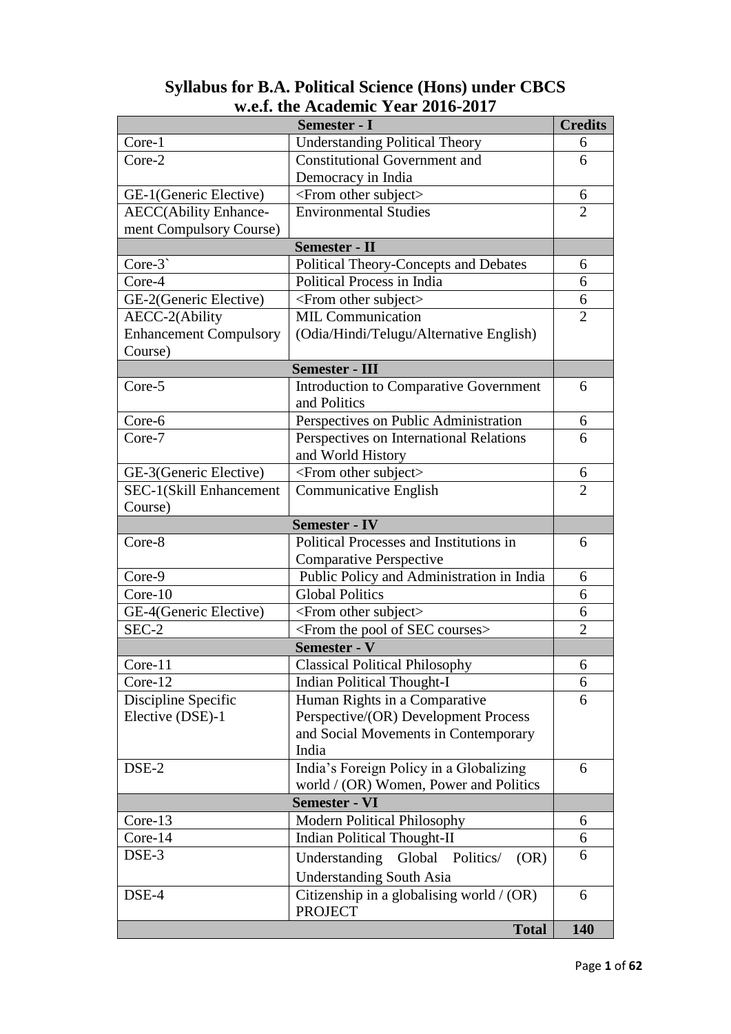# Syllabus for B.A. Political Science (Hons) under CBCS w.e.f. the Academic Year 2016-2017

| Semester - I | | Credits |
|---|---|---|
| Core-1 | Understanding Political Theory | 6 |
| Core-2 | Constitutional Government and Democracy in India | 6 |
| GE-1(Generic Elective) | <From other subject> | 6 |
| AECC(Ability Enhance-ment Compulsory Course) | Environmental Studies | 2 |
| **Semester - II** | | |
| Core-3` | Political Theory-Concepts and Debates | 6 |
| Core-4 | Political Process in India | 6 |
| GE-2(Generic Elective) | <From other subject> | 6 |
| AECC-2(Ability Enhancement Compulsory Course) | MIL Communication (Odia/Hindi/Telugu/Alternative English) | 2 |
| **Semester - III** | | |
| Core-5 | Introduction to Comparative Government and Politics | 6 |
| Core-6 | Perspectives on Public Administration | 6 |
| Core-7 | Perspectives on International Relations and World History | 6 |
| GE-3(Generic Elective) | <From other subject> | 6 |
| SEC-1(Skill Enhancement Course) | Communicative English | 2 |
| **Semester - IV** | | |
| Core-8 | Political Processes and Institutions in Comparative Perspective | 6 |
| Core-9 | Public Policy and Administration in India | 6 |
| Core-10 | Global Politics | 6 |
| GE-4(Generic Elective) | <From other subject> | 6 |
| SEC-2 | <From the pool of SEC courses> | 2 |
| **Semester - V** | | |
| Core-11 | Classical Political Philosophy | 6 |
| Core-12 | Indian Political Thought-I | 6 |
| Discipline Specific Elective (DSE)-1 | Human Rights in a Comparative Perspective/(OR) Development Process and Social Movements in Contemporary India | 6 |
| DSE-2 | India's Foreign Policy in a Globalizing world / (OR) Women, Power and Politics | 6 |
| **Semester - VI** | | |
| Core-13 | Modern Political Philosophy | 6 |
| Core-14 | Indian Political Thought-II | 6 |
| DSE-3 | Understanding Global Politics/ (OR) Understanding South Asia | 6 |
| DSE-4 | Citizenship in a globalising world / (OR) PROJECT | 6 |
| | **Total** | **140** |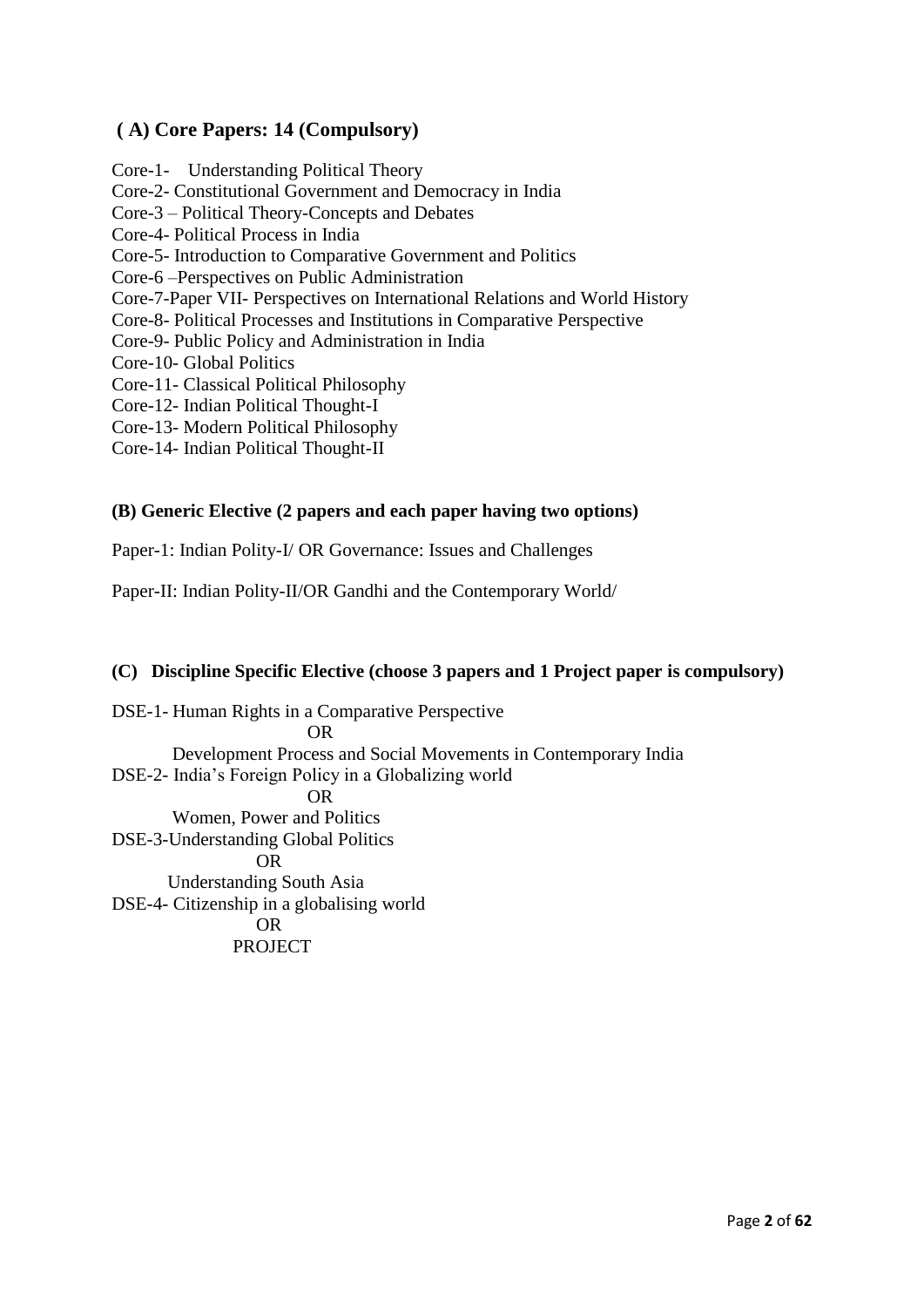## ( A) Core Papers: 14 (Compulsory)

Core-1- Understanding Political Theory
Core-2- Constitutional Government and Democracy in India
Core-3 – Political Theory-Concepts and Debates
Core-4- Political Process in India
Core-5- Introduction to Comparative Government and Politics
Core-6 –Perspectives on Public Administration
Core-7-Paper VII- Perspectives on International Relations and World History
Core-8- Political Processes and Institutions in Comparative Perspective
Core-9- Public Policy and Administration in India
Core-10- Global Politics
Core-11- Classical Political Philosophy
Core-12- Indian Political Thought-I
Core-13- Modern Political Philosophy
Core-14- Indian Political Thought-II

### (B) Generic Elective (2 papers and each paper having two options)

Paper-1: Indian Polity-I/ OR Governance: Issues and Challenges

Paper-II: Indian Polity-II/OR Gandhi and the Contemporary World/

### (C) Discipline Specific Elective (choose 3 papers and 1 Project paper is compulsory)

DSE-1- Human Rights in a Comparative Perspective
OR
Development Process and Social Movements in Contemporary India

DSE-2- India's Foreign Policy in a Globalizing world
OR
Women, Power and Politics

DSE-3-Understanding Global Politics
OR
Understanding South Asia

DSE-4- Citizenship in a globalising world
OR
PROJECT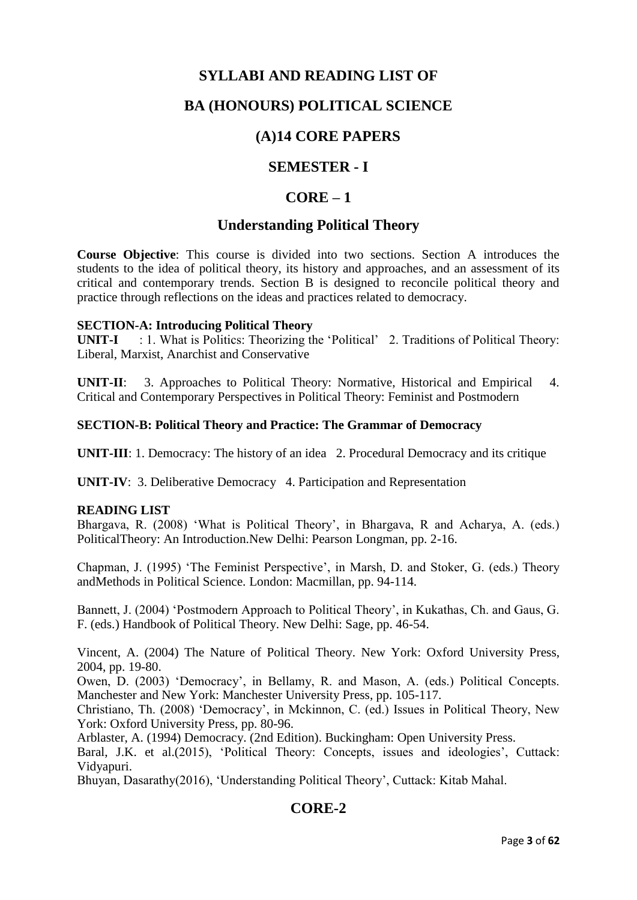# SYLLABI AND READING LIST OF

# BA (HONOURS) POLITICAL SCIENCE

## (A)14 CORE PAPERS

## SEMESTER - I

## CORE – 1

### Understanding Political Theory

**Course Objective**: This course is divided into two sections. Section A introduces the students to the idea of political theory, its history and approaches, and an assessment of its critical and contemporary trends. Section B is designed to reconcile political theory and practice through reflections on the ideas and practices related to democracy.

**SECTION-A: Introducing Political Theory**

**UNIT-I** : 1. What is Politics: Theorizing the 'Political' 2. Traditions of Political Theory: Liberal, Marxist, Anarchist and Conservative

**UNIT-II**: 3. Approaches to Political Theory: Normative, Historical and Empirical 4. Critical and Contemporary Perspectives in Political Theory: Feminist and Postmodern

**SECTION-B: Political Theory and Practice: The Grammar of Democracy**

**UNIT-III**: 1. Democracy: The history of an idea 2. Procedural Democracy and its critique

**UNIT-IV**: 3. Deliberative Democracy 4. Participation and Representation

**READING LIST**

Bhargava, R. (2008) 'What is Political Theory', in Bhargava, R and Acharya, A. (eds.) PoliticalTheory: An Introduction.New Delhi: Pearson Longman, pp. 2-16.

Chapman, J. (1995) 'The Feminist Perspective', in Marsh, D. and Stoker, G. (eds.) Theory andMethods in Political Science. London: Macmillan, pp. 94-114.

Bannett, J. (2004) 'Postmodern Approach to Political Theory', in Kukathas, Ch. and Gaus, G. F. (eds.) Handbook of Political Theory. New Delhi: Sage, pp. 46-54.

Vincent, A. (2004) The Nature of Political Theory. New York: Oxford University Press, 2004, pp. 19-80.

Owen, D. (2003) 'Democracy', in Bellamy, R. and Mason, A. (eds.) Political Concepts. Manchester and New York: Manchester University Press, pp. 105-117.

Christiano, Th. (2008) 'Democracy', in Mckinnon, C. (ed.) Issues in Political Theory, New York: Oxford University Press, pp. 80-96.

Arblaster, A. (1994) Democracy. (2nd Edition). Buckingham: Open University Press.

Baral, J.K. et al.(2015), 'Political Theory: Concepts, issues and ideologies', Cuttack: Vidyapuri.

Bhuyan, Dasarathy(2016), 'Understanding Political Theory', Cuttack: Kitab Mahal.

## CORE-2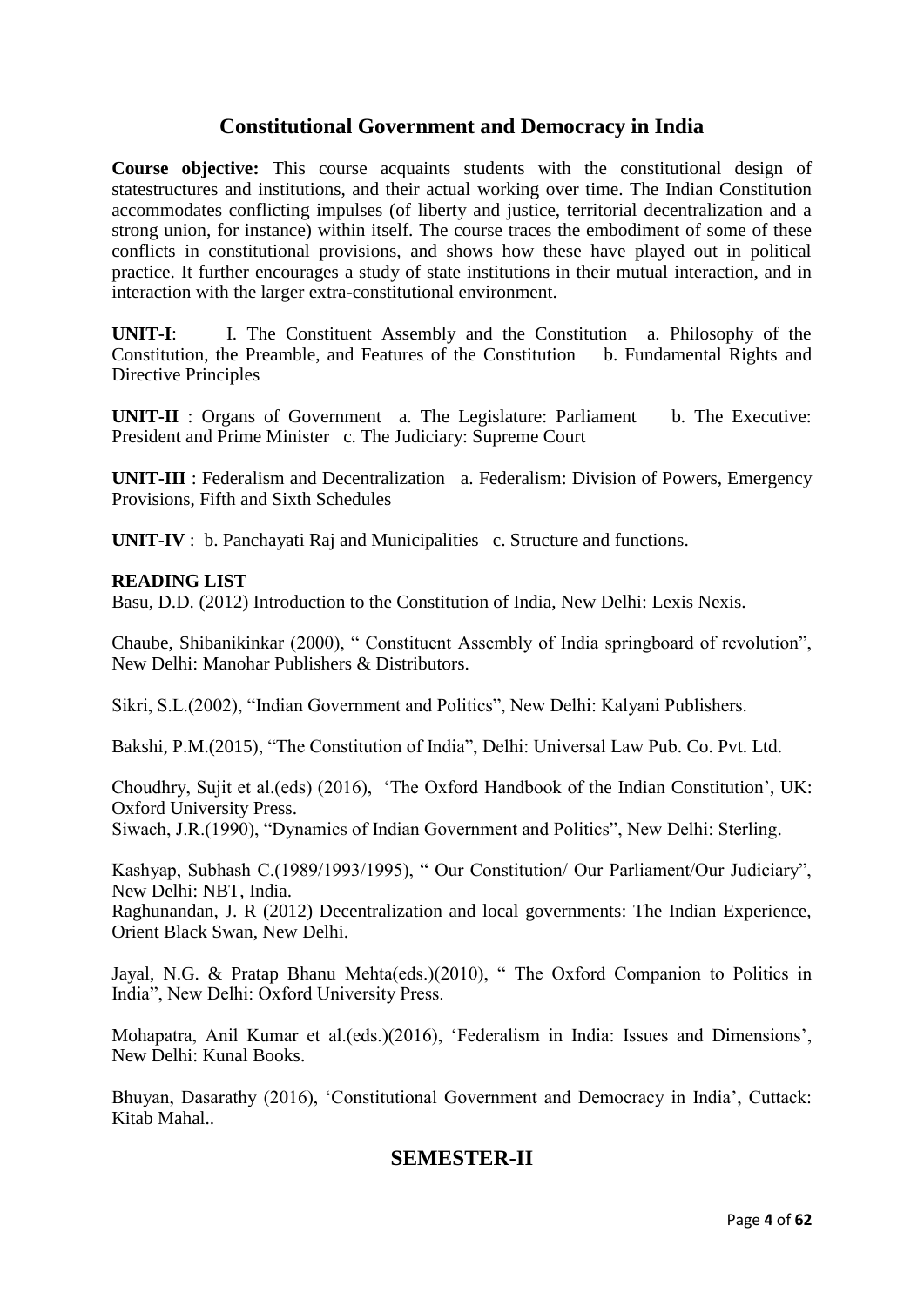## Constitutional Government and Democracy in India

**Course objective:** This course acquaints students with the constitutional design of statestructures and institutions, and their actual working over time. The Indian Constitution accommodates conflicting impulses (of liberty and justice, territorial decentralization and a strong union, for instance) within itself. The course traces the embodiment of some of these conflicts in constitutional provisions, and shows how these have played out in political practice. It further encourages a study of state institutions in their mutual interaction, and in interaction with the larger extra-constitutional environment.

**UNIT-I**: I. The Constituent Assembly and the Constitution a. Philosophy of the Constitution, the Preamble, and Features of the Constitution b. Fundamental Rights and Directive Principles

**UNIT-II** : Organs of Government a. The Legislature: Parliament b. The Executive: President and Prime Minister c. The Judiciary: Supreme Court

**UNIT-III** : Federalism and Decentralization a. Federalism: Division of Powers, Emergency Provisions, Fifth and Sixth Schedules

**UNIT-IV** : b. Panchayati Raj and Municipalities c. Structure and functions.

**READING LIST**

Basu, D.D. (2012) Introduction to the Constitution of India, New Delhi: Lexis Nexis.

Chaube, Shibanikinkar (2000), " Constituent Assembly of India springboard of revolution", New Delhi: Manohar Publishers & Distributors.

Sikri, S.L.(2002), "Indian Government and Politics", New Delhi: Kalyani Publishers.

Bakshi, P.M.(2015), "The Constitution of India", Delhi: Universal Law Pub. Co. Pvt. Ltd.

Choudhry, Sujit et al.(eds) (2016), 'The Oxford Handbook of the Indian Constitution', UK: Oxford University Press.

Siwach, J.R.(1990), "Dynamics of Indian Government and Politics", New Delhi: Sterling.

Kashyap, Subhash C.(1989/1993/1995), " Our Constitution/ Our Parliament/Our Judiciary", New Delhi: NBT, India.

Raghunandan, J. R (2012) Decentralization and local governments: The Indian Experience, Orient Black Swan, New Delhi.

Jayal, N.G. & Pratap Bhanu Mehta(eds.)(2010), " The Oxford Companion to Politics in India", New Delhi: Oxford University Press.

Mohapatra, Anil Kumar et al.(eds.)(2016), 'Federalism in India: Issues and Dimensions', New Delhi: Kunal Books.

Bhuyan, Dasarathy (2016), 'Constitutional Government and Democracy in India', Cuttack: Kitab Mahal..

## SEMESTER-II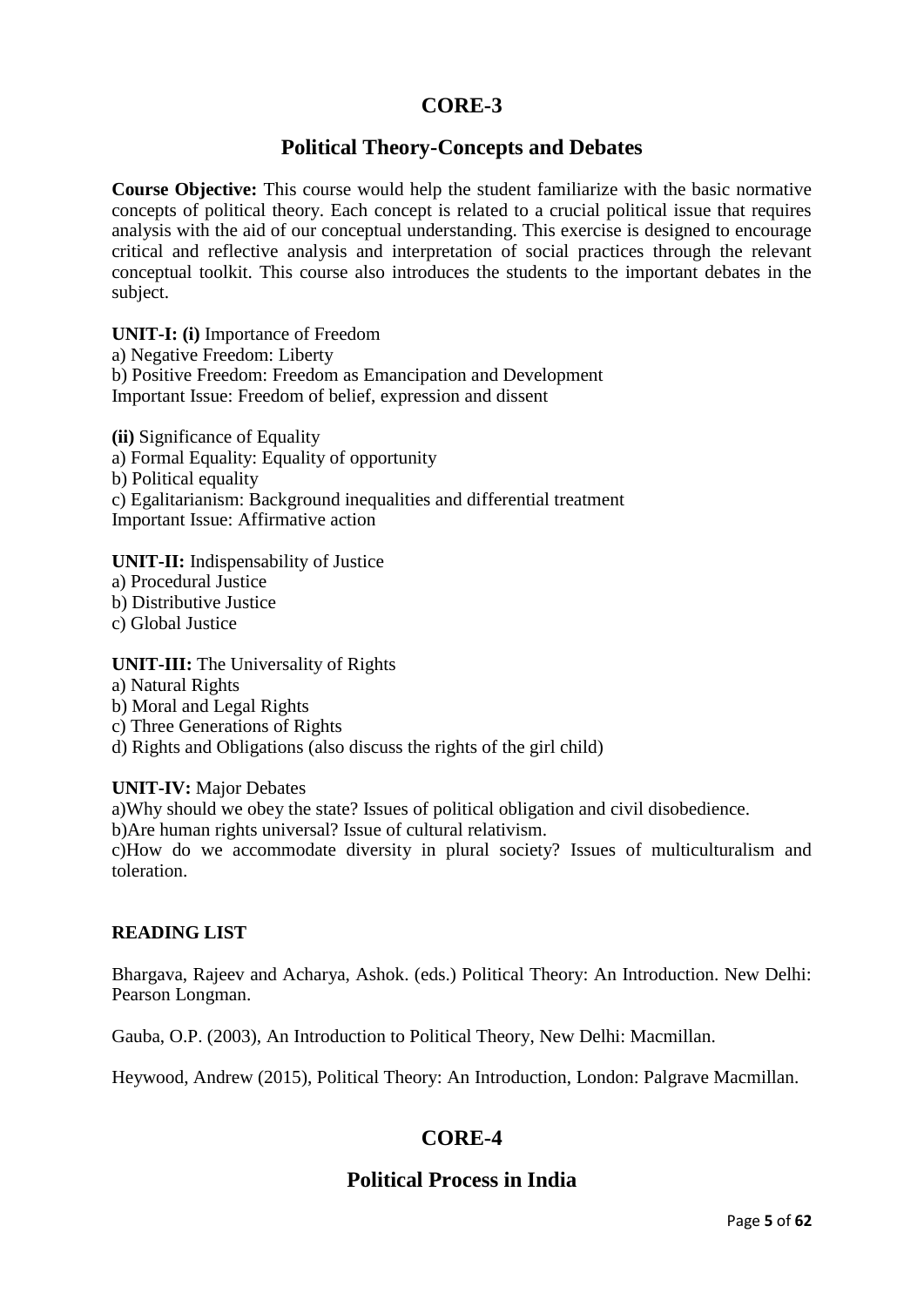## CORE-3

## Political Theory-Concepts and Debates

**Course Objective:** This course would help the student familiarize with the basic normative concepts of political theory. Each concept is related to a crucial political issue that requires analysis with the aid of our conceptual understanding. This exercise is designed to encourage critical and reflective analysis and interpretation of social practices through the relevant conceptual toolkit. This course also introduces the students to the important debates in the subject.

**UNIT-I: (i)** Importance of Freedom
a) Negative Freedom: Liberty
b) Positive Freedom: Freedom as Emancipation and Development
Important Issue: Freedom of belief, expression and dissent

**(ii)** Significance of Equality
a) Formal Equality: Equality of opportunity
b) Political equality
c) Egalitarianism: Background inequalities and differential treatment
Important Issue: Affirmative action

**UNIT-II:** Indispensability of Justice
a) Procedural Justice
b) Distributive Justice
c) Global Justice

**UNIT-III:** The Universality of Rights
a) Natural Rights
b) Moral and Legal Rights
c) Three Generations of Rights
d) Rights and Obligations (also discuss the rights of the girl child)

**UNIT-IV:** Major Debates
a)Why should we obey the state? Issues of political obligation and civil disobedience.
b)Are human rights universal? Issue of cultural relativism.
c)How do we accommodate diversity in plural society? Issues of multiculturalism and toleration.

**READING LIST**

Bhargava, Rajeev and Acharya, Ashok. (eds.) Political Theory: An Introduction. New Delhi: Pearson Longman.

Gauba, O.P. (2003), An Introduction to Political Theory, New Delhi: Macmillan.

Heywood, Andrew (2015), Political Theory: An Introduction, London: Palgrave Macmillan.

## CORE-4

## Political Process in India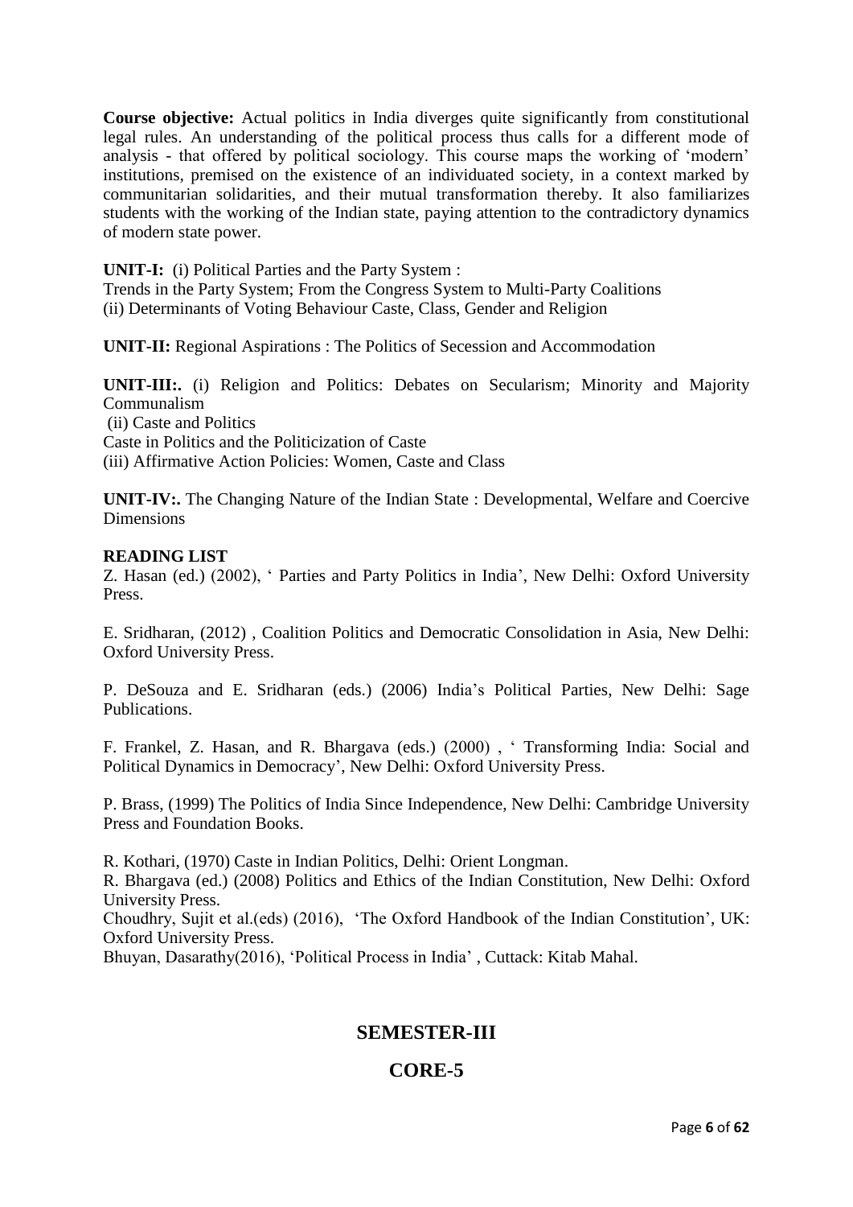**Course objective:** Actual politics in India diverges quite significantly from constitutional legal rules. An understanding of the political process thus calls for a different mode of analysis - that offered by political sociology. This course maps the working of 'modern' institutions, premised on the existence of an individuated society, in a context marked by communitarian solidarities, and their mutual transformation thereby. It also familiarizes students with the working of the Indian state, paying attention to the contradictory dynamics of modern state power.

**UNIT-I:** (i) Political Parties and the Party System :
Trends in the Party System; From the Congress System to Multi-Party Coalitions
(ii) Determinants of Voting Behaviour Caste, Class, Gender and Religion

**UNIT-II:** Regional Aspirations : The Politics of Secession and Accommodation

**UNIT-III:.** (i) Religion and Politics: Debates on Secularism; Minority and Majority Communalism
(ii) Caste and Politics
Caste in Politics and the Politicization of Caste
(iii) Affirmative Action Policies: Women, Caste and Class

**UNIT-IV:.** The Changing Nature of the Indian State : Developmental, Welfare and Coercive Dimensions

**READING LIST**

Z. Hasan (ed.) (2002), ' Parties and Party Politics in India', New Delhi: Oxford University Press.

E. Sridharan, (2012) , Coalition Politics and Democratic Consolidation in Asia, New Delhi: Oxford University Press.

P. DeSouza and E. Sridharan (eds.) (2006) India's Political Parties, New Delhi: Sage Publications.

F. Frankel, Z. Hasan, and R. Bhargava (eds.) (2000) , ' Transforming India: Social and Political Dynamics in Democracy', New Delhi: Oxford University Press.

P. Brass, (1999) The Politics of India Since Independence, New Delhi: Cambridge University Press and Foundation Books.

R. Kothari, (1970) Caste in Indian Politics, Delhi: Orient Longman.
R. Bhargava (ed.) (2008) Politics and Ethics of the Indian Constitution, New Delhi: Oxford University Press.
Choudhry, Sujit et al.(eds) (2016), 'The Oxford Handbook of the Indian Constitution', UK: Oxford University Press.
Bhuyan, Dasarathy(2016), 'Political Process in India' , Cuttack: Kitab Mahal.

## SEMESTER-III

## CORE-5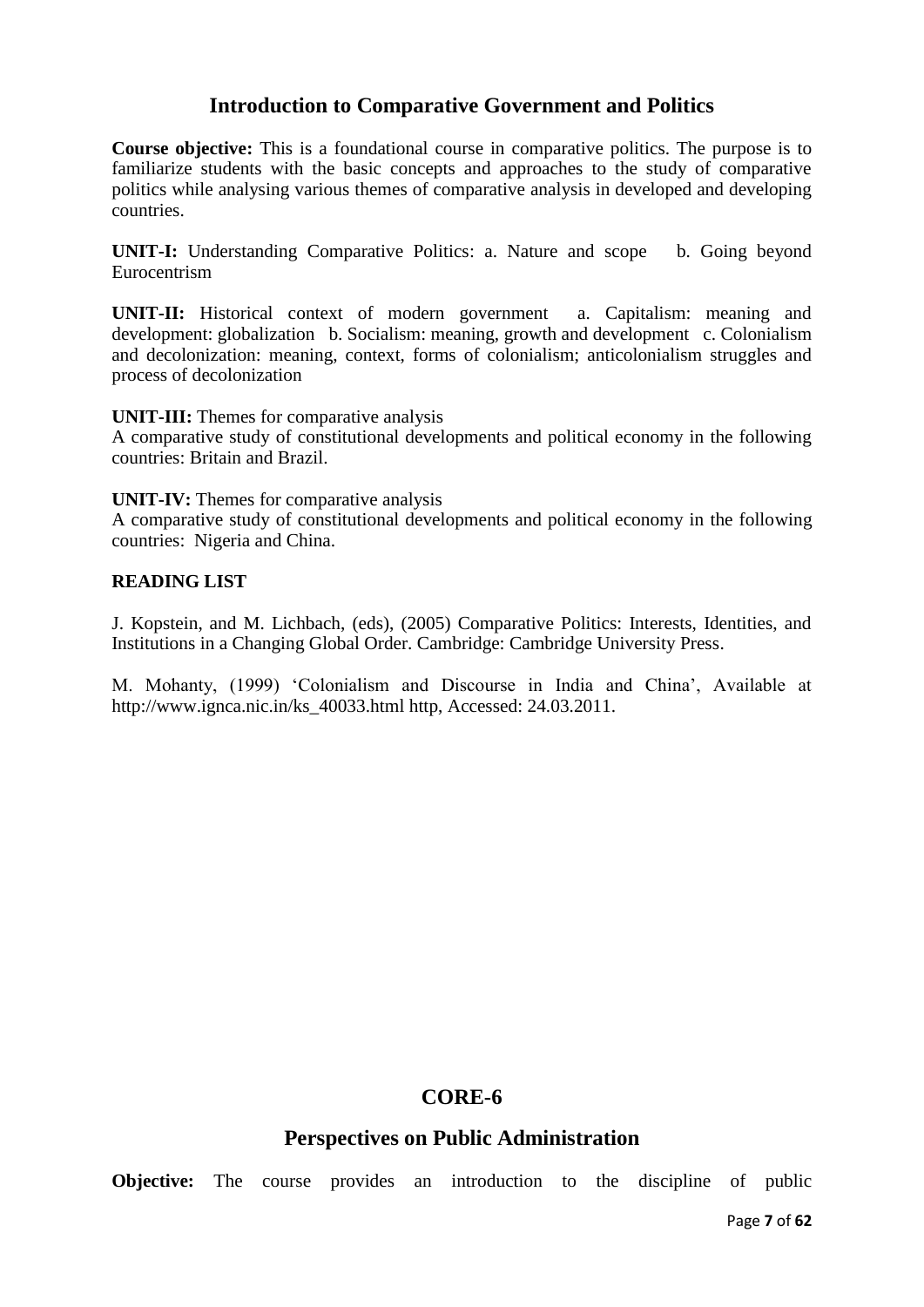## Introduction to Comparative Government and Politics

**Course objective:** This is a foundational course in comparative politics. The purpose is to familiarize students with the basic concepts and approaches to the study of comparative politics while analysing various themes of comparative analysis in developed and developing countries.

**UNIT-I:** Understanding Comparative Politics: a. Nature and scope b. Going beyond Eurocentrism

**UNIT-II:** Historical context of modern government a. Capitalism: meaning and development: globalization b. Socialism: meaning, growth and development c. Colonialism and decolonization: meaning, context, forms of colonialism; anticolonialism struggles and process of decolonization

**UNIT-III:** Themes for comparative analysis
A comparative study of constitutional developments and political economy in the following countries: Britain and Brazil.

**UNIT-IV:** Themes for comparative analysis
A comparative study of constitutional developments and political economy in the following countries: Nigeria and China.

**READING LIST**

J. Kopstein, and M. Lichbach, (eds), (2005) Comparative Politics: Interests, Identities, and Institutions in a Changing Global Order. Cambridge: Cambridge University Press.

M. Mohanty, (1999) 'Colonialism and Discourse in India and China', Available at http://www.ignca.nic.in/ks_40033.html http, Accessed: 24.03.2011.

## CORE-6

## Perspectives on Public Administration

**Objective:** The course provides an introduction to the discipline of public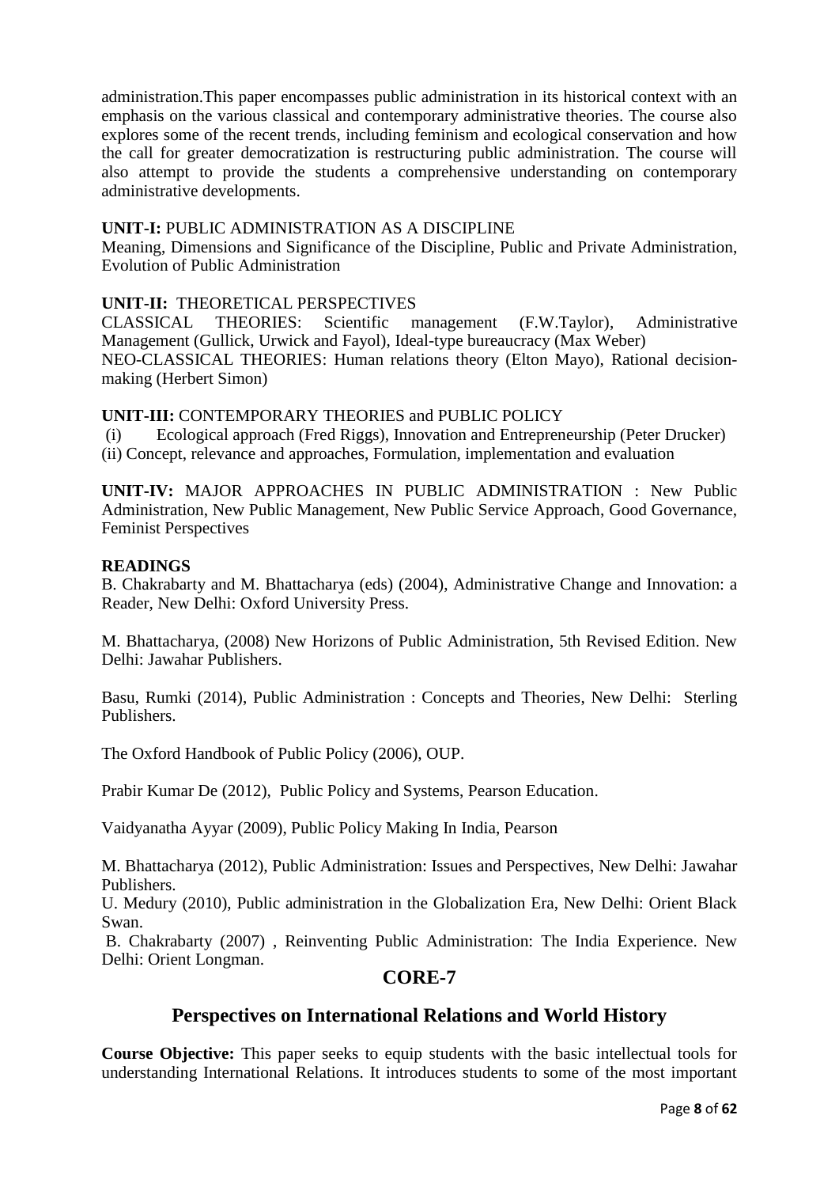administration.This paper encompasses public administration in its historical context with an emphasis on the various classical and contemporary administrative theories. The course also explores some of the recent trends, including feminism and ecological conservation and how the call for greater democratization is restructuring public administration. The course will also attempt to provide the students a comprehensive understanding on contemporary administrative developments.

**UNIT-I:** PUBLIC ADMINISTRATION AS A DISCIPLINE
Meaning, Dimensions and Significance of the Discipline, Public and Private Administration, Evolution of Public Administration

**UNIT-II:** THEORETICAL PERSPECTIVES
CLASSICAL THEORIES: Scientific management (F.W.Taylor), Administrative Management (Gullick, Urwick and Fayol), Ideal-type bureaucracy (Max Weber)
NEO-CLASSICAL THEORIES: Human relations theory (Elton Mayo), Rational decision-making (Herbert Simon)

**UNIT-III:** CONTEMPORARY THEORIES and PUBLIC POLICY
(i) Ecological approach (Fred Riggs), Innovation and Entrepreneurship (Peter Drucker)
(ii) Concept, relevance and approaches, Formulation, implementation and evaluation

**UNIT-IV:** MAJOR APPROACHES IN PUBLIC ADMINISTRATION : New Public Administration, New Public Management, New Public Service Approach, Good Governance, Feminist Perspectives

**READINGS**

B. Chakrabarty and M. Bhattacharya (eds) (2004), Administrative Change and Innovation: a Reader, New Delhi: Oxford University Press.

M. Bhattacharya, (2008) New Horizons of Public Administration, 5th Revised Edition. New Delhi: Jawahar Publishers.

Basu, Rumki (2014), Public Administration : Concepts and Theories, New Delhi: Sterling Publishers.

The Oxford Handbook of Public Policy (2006), OUP.

Prabir Kumar De (2012), Public Policy and Systems, Pearson Education.

Vaidyanatha Ayyar (2009), Public Policy Making In India, Pearson

M. Bhattacharya (2012), Public Administration: Issues and Perspectives, New Delhi: Jawahar Publishers.

U. Medury (2010), Public administration in the Globalization Era, New Delhi: Orient Black Swan.

B. Chakrabarty (2007) , Reinventing Public Administration: The India Experience. New Delhi: Orient Longman.

## CORE-7

## Perspectives on International Relations and World History

**Course Objective:** This paper seeks to equip students with the basic intellectual tools for understanding International Relations. It introduces students to some of the most important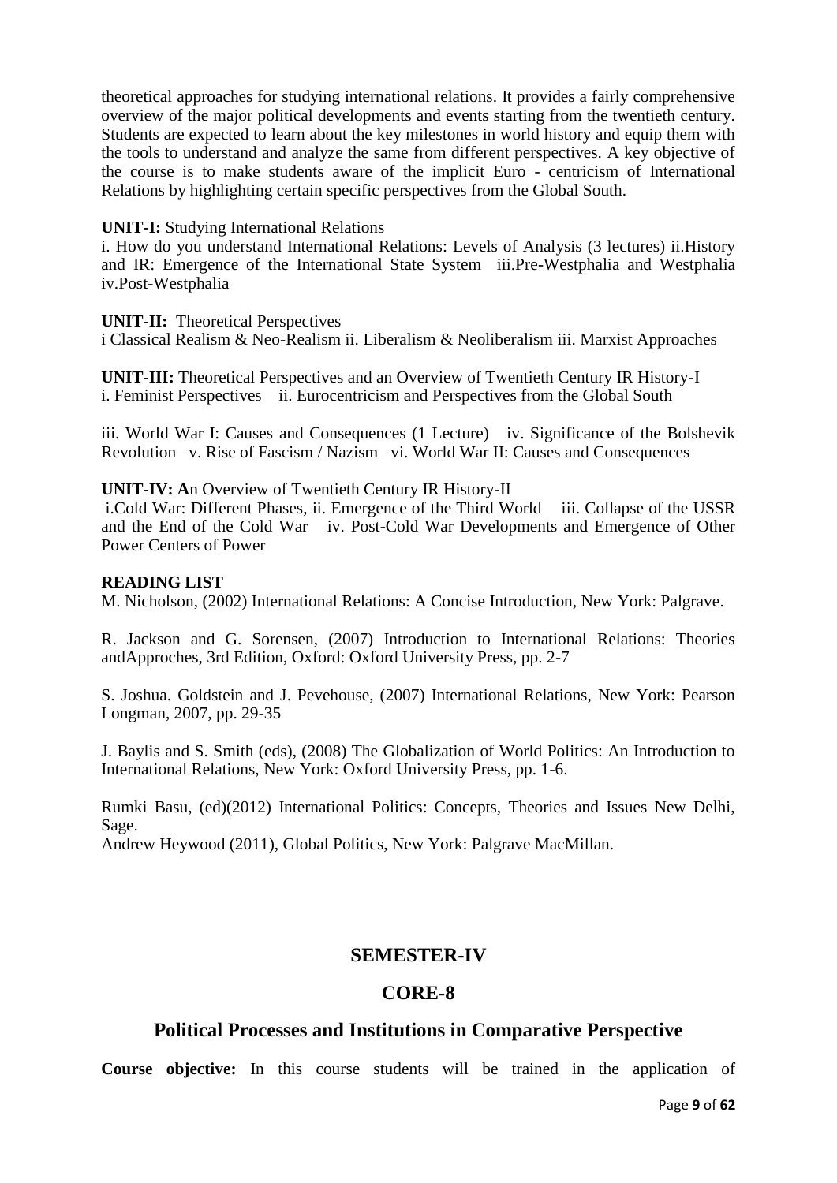theoretical approaches for studying international relations. It provides a fairly comprehensive overview of the major political developments and events starting from the twentieth century. Students are expected to learn about the key milestones in world history and equip them with the tools to understand and analyze the same from different perspectives. A key objective of the course is to make students aware of the implicit Euro - centricism of International Relations by highlighting certain specific perspectives from the Global South.

**UNIT-I:** Studying International Relations

i. How do you understand International Relations: Levels of Analysis (3 lectures) ii.History and IR: Emergence of the International State System iii.Pre-Westphalia and Westphalia iv.Post-Westphalia

**UNIT-II:** Theoretical Perspectives

i Classical Realism & Neo-Realism ii. Liberalism & Neoliberalism iii. Marxist Approaches

**UNIT-III:** Theoretical Perspectives and an Overview of Twentieth Century IR History-I

i. Feminist Perspectives ii. Eurocentricism and Perspectives from the Global South

iii. World War I: Causes and Consequences (1 Lecture) iv. Significance of the Bolshevik Revolution v. Rise of Fascism / Nazism vi. World War II: Causes and Consequences

**UNIT-IV: A**n Overview of Twentieth Century IR History-II

i.Cold War: Different Phases, ii. Emergence of the Third World iii. Collapse of the USSR and the End of the Cold War iv. Post-Cold War Developments and Emergence of Other Power Centers of Power

**READING LIST**

M. Nicholson, (2002) International Relations: A Concise Introduction, New York: Palgrave.

R. Jackson and G. Sorensen, (2007) Introduction to International Relations: Theories andApproches, 3rd Edition, Oxford: Oxford University Press, pp. 2-7

S. Joshua. Goldstein and J. Pevehouse, (2007) International Relations, New York: Pearson Longman, 2007, pp. 29-35

J. Baylis and S. Smith (eds), (2008) The Globalization of World Politics: An Introduction to International Relations, New York: Oxford University Press, pp. 1-6.

Rumki Basu, (ed)(2012) International Politics: Concepts, Theories and Issues New Delhi, Sage.

Andrew Heywood (2011), Global Politics, New York: Palgrave MacMillan.

## SEMESTER-IV

## CORE-8

### Political Processes and Institutions in Comparative Perspective

**Course objective:** In this course students will be trained in the application of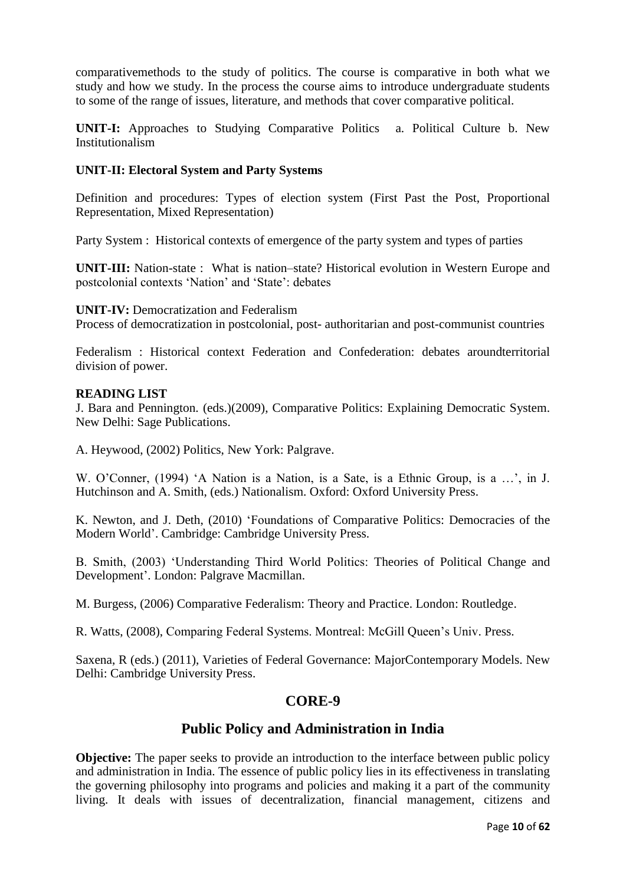comparativemethods to the study of politics. The course is comparative in both what we study and how we study. In the process the course aims to introduce undergraduate students to some of the range of issues, literature, and methods that cover comparative political.

**UNIT-I:** Approaches to Studying Comparative Politics a. Political Culture b. New Institutionalism

**UNIT-II: Electoral System and Party Systems**

Definition and procedures: Types of election system (First Past the Post, Proportional Representation, Mixed Representation)

Party System : Historical contexts of emergence of the party system and types of parties

**UNIT-III:** Nation-state : What is nation–state? Historical evolution in Western Europe and postcolonial contexts 'Nation' and 'State': debates

**UNIT-IV:** Democratization and Federalism
Process of democratization in postcolonial, post- authoritarian and post-communist countries

Federalism : Historical context Federation and Confederation: debates aroundterritorial division of power.

**READING LIST**

J. Bara and Pennington. (eds.)(2009), Comparative Politics: Explaining Democratic System. New Delhi: Sage Publications.

A. Heywood, (2002) Politics, New York: Palgrave.

W. O'Conner, (1994) 'A Nation is a Nation, is a Sate, is a Ethnic Group, is a …', in J. Hutchinson and A. Smith, (eds.) Nationalism. Oxford: Oxford University Press.

K. Newton, and J. Deth, (2010) 'Foundations of Comparative Politics: Democracies of the Modern World'. Cambridge: Cambridge University Press.

B. Smith, (2003) 'Understanding Third World Politics: Theories of Political Change and Development'. London: Palgrave Macmillan.

M. Burgess, (2006) Comparative Federalism: Theory and Practice. London: Routledge.

R. Watts, (2008), Comparing Federal Systems. Montreal: McGill Queen's Univ. Press.

Saxena, R (eds.) (2011), Varieties of Federal Governance: MajorContemporary Models. New Delhi: Cambridge University Press.

## CORE-9

## Public Policy and Administration in India

**Objective:** The paper seeks to provide an introduction to the interface between public policy and administration in India. The essence of public policy lies in its effectiveness in translating the governing philosophy into programs and policies and making it a part of the community living. It deals with issues of decentralization, financial management, citizens and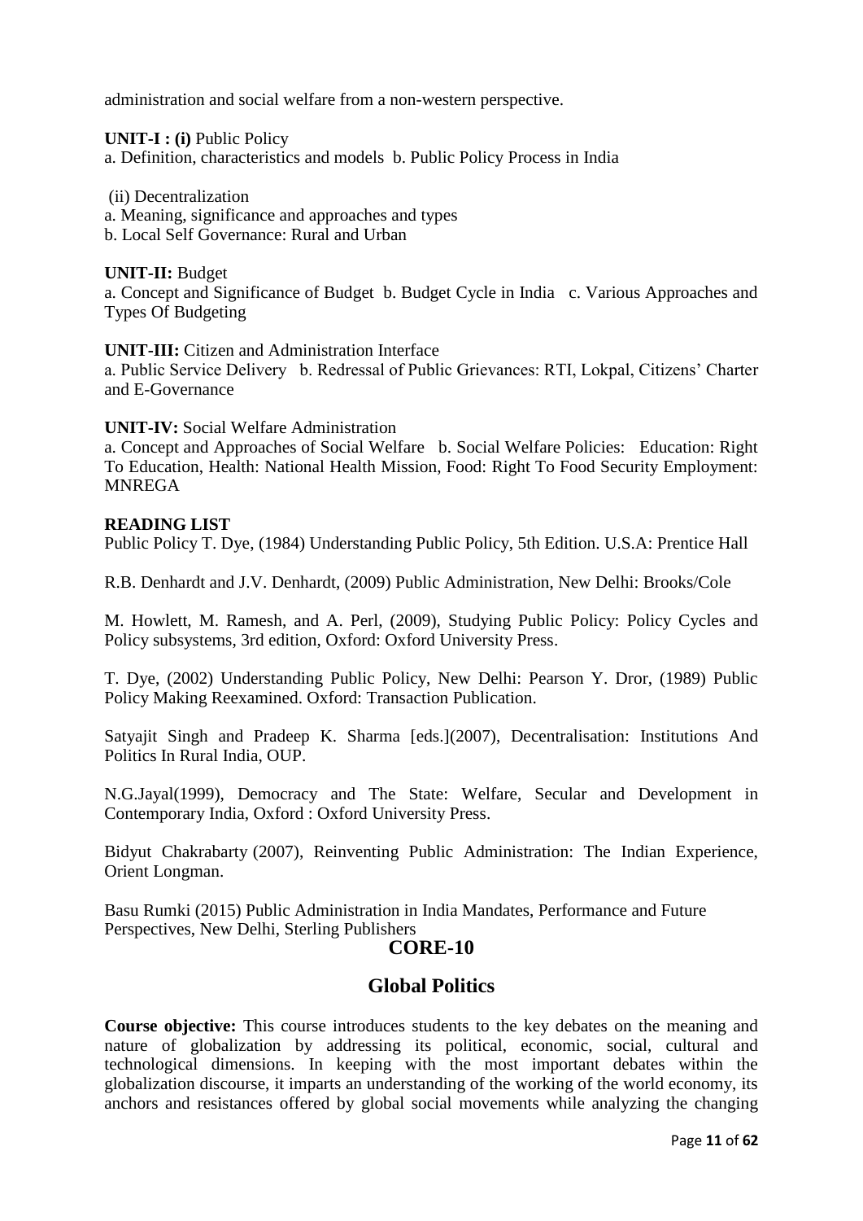administration and social welfare from a non-western perspective.

**UNIT-I : (i)** Public Policy
a. Definition, characteristics and models b. Public Policy Process in India

(ii) Decentralization
a. Meaning, significance and approaches and types
b. Local Self Governance: Rural and Urban

**UNIT-II:** Budget
a. Concept and Significance of Budget b. Budget Cycle in India c. Various Approaches and Types Of Budgeting

**UNIT-III:** Citizen and Administration Interface
a. Public Service Delivery b. Redressal of Public Grievances: RTI, Lokpal, Citizens' Charter and E-Governance

**UNIT-IV:** Social Welfare Administration
a. Concept and Approaches of Social Welfare b. Social Welfare Policies: Education: Right To Education, Health: National Health Mission, Food: Right To Food Security Employment: MNREGA

**READING LIST**

Public Policy T. Dye, (1984) Understanding Public Policy, 5th Edition. U.S.A: Prentice Hall

R.B. Denhardt and J.V. Denhardt, (2009) Public Administration, New Delhi: Brooks/Cole

M. Howlett, M. Ramesh, and A. Perl, (2009), Studying Public Policy: Policy Cycles and Policy subsystems, 3rd edition, Oxford: Oxford University Press.

T. Dye, (2002) Understanding Public Policy, New Delhi: Pearson Y. Dror, (1989) Public Policy Making Reexamined. Oxford: Transaction Publication.

Satyajit Singh and Pradeep K. Sharma [eds.](2007), Decentralisation: Institutions And Politics In Rural India, OUP.

N.G.Jayal(1999), Democracy and The State: Welfare, Secular and Development in Contemporary India, Oxford : Oxford University Press.

Bidyut Chakrabarty (2007), Reinventing Public Administration: The Indian Experience, Orient Longman.

Basu Rumki (2015) Public Administration in India Mandates, Performance and Future Perspectives, New Delhi, Sterling Publishers

## CORE-10

## Global Politics

**Course objective:** This course introduces students to the key debates on the meaning and nature of globalization by addressing its political, economic, social, cultural and technological dimensions. In keeping with the most important debates within the globalization discourse, it imparts an understanding of the working of the world economy, its anchors and resistances offered by global social movements while analyzing the changing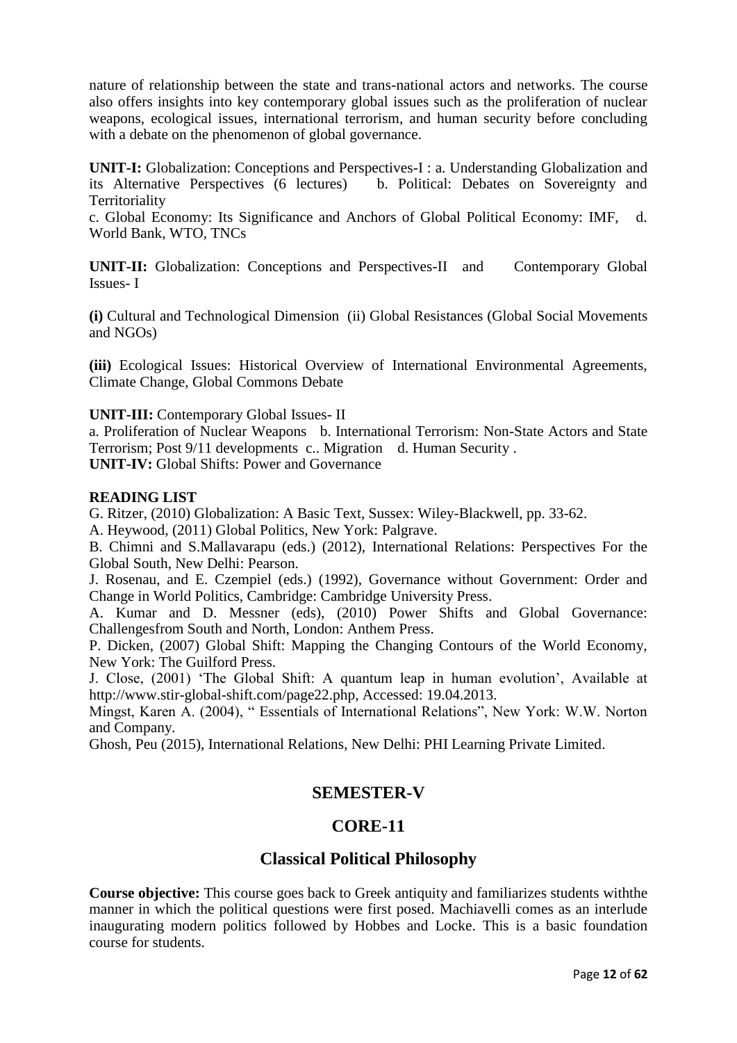nature of relationship between the state and trans-national actors and networks. The course also offers insights into key contemporary global issues such as the proliferation of nuclear weapons, ecological issues, international terrorism, and human security before concluding with a debate on the phenomenon of global governance.

**UNIT-I:** Globalization: Conceptions and Perspectives-I : a. Understanding Globalization and its Alternative Perspectives (6 lectures) b. Political: Debates on Sovereignty and Territoriality

c. Global Economy: Its Significance and Anchors of Global Political Economy: IMF, d. World Bank, WTO, TNCs

**UNIT-II:** Globalization: Conceptions and Perspectives-II and Contemporary Global Issues- I

**(i)** Cultural and Technological Dimension (ii) Global Resistances (Global Social Movements and NGOs)

**(iii)** Ecological Issues: Historical Overview of International Environmental Agreements, Climate Change, Global Commons Debate

**UNIT-III:** Contemporary Global Issues- II

a. Proliferation of Nuclear Weapons b. International Terrorism: Non-State Actors and State Terrorism; Post 9/11 developments c.. Migration d. Human Security .

**UNIT-IV:** Global Shifts: Power and Governance

**READING LIST**

G. Ritzer, (2010) Globalization: A Basic Text, Sussex: Wiley-Blackwell, pp. 33-62.

A. Heywood, (2011) Global Politics, New York: Palgrave.

B. Chimni and S.Mallavarapu (eds.) (2012), International Relations: Perspectives For the Global South, New Delhi: Pearson.

J. Rosenau, and E. Czempiel (eds.) (1992), Governance without Government: Order and Change in World Politics, Cambridge: Cambridge University Press.

A. Kumar and D. Messner (eds), (2010) Power Shifts and Global Governance: Challengesfrom South and North, London: Anthem Press.

P. Dicken, (2007) Global Shift: Mapping the Changing Contours of the World Economy, New York: The Guilford Press.

J. Close, (2001) 'The Global Shift: A quantum leap in human evolution', Available at http://www.stir-global-shift.com/page22.php, Accessed: 19.04.2013.

Mingst, Karen A. (2004), " Essentials of International Relations", New York: W.W. Norton and Company.

Ghosh, Peu (2015), International Relations, New Delhi: PHI Learning Private Limited.

## SEMESTER-V

## CORE-11

## Classical Political Philosophy

**Course objective:** This course goes back to Greek antiquity and familiarizes students withthe manner in which the political questions were first posed. Machiavelli comes as an interlude inaugurating modern politics followed by Hobbes and Locke. This is a basic foundation course for students.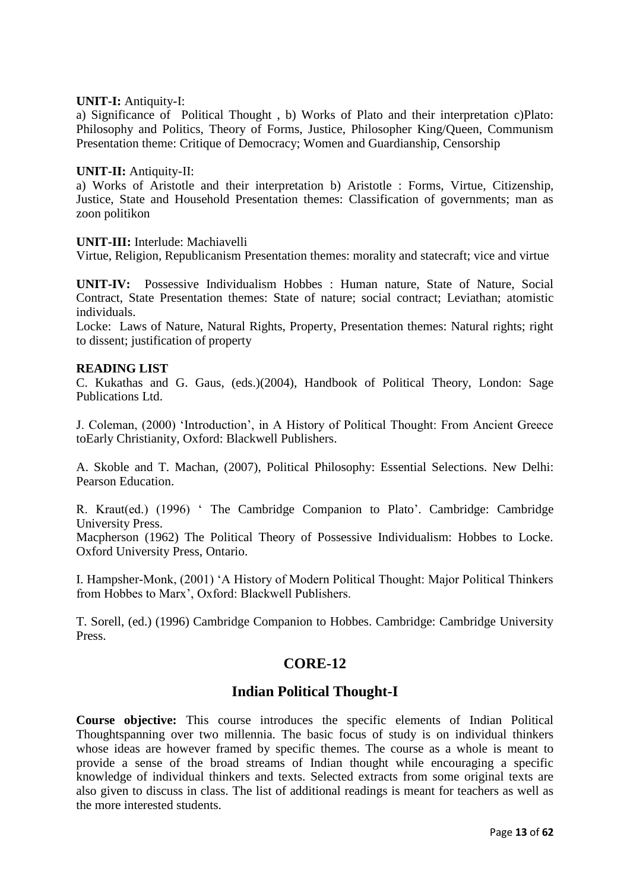**UNIT-I:** Antiquity-I:

a) Significance of Political Thought , b) Works of Plato and their interpretation c)Plato: Philosophy and Politics, Theory of Forms, Justice, Philosopher King/Queen, Communism Presentation theme: Critique of Democracy; Women and Guardianship, Censorship

**UNIT-II:** Antiquity-II:

a) Works of Aristotle and their interpretation b) Aristotle : Forms, Virtue, Citizenship, Justice, State and Household Presentation themes: Classification of governments; man as zoon politikon

**UNIT-III:** Interlude: Machiavelli

Virtue, Religion, Republicanism Presentation themes: morality and statecraft; vice and virtue

**UNIT-IV:** Possessive Individualism Hobbes : Human nature, State of Nature, Social Contract, State Presentation themes: State of nature; social contract; Leviathan; atomistic individuals.

Locke: Laws of Nature, Natural Rights, Property, Presentation themes: Natural rights; right to dissent; justification of property

**READING LIST**

C. Kukathas and G. Gaus, (eds.)(2004), Handbook of Political Theory, London: Sage Publications Ltd.

J. Coleman, (2000) 'Introduction', in A History of Political Thought: From Ancient Greece toEarly Christianity, Oxford: Blackwell Publishers.

A. Skoble and T. Machan, (2007), Political Philosophy: Essential Selections. New Delhi: Pearson Education.

R. Kraut(ed.) (1996) ' The Cambridge Companion to Plato'. Cambridge: Cambridge University Press.

Macpherson (1962) The Political Theory of Possessive Individualism: Hobbes to Locke. Oxford University Press, Ontario.

I. Hampsher-Monk, (2001) 'A History of Modern Political Thought: Major Political Thinkers from Hobbes to Marx', Oxford: Blackwell Publishers.

T. Sorell, (ed.) (1996) Cambridge Companion to Hobbes. Cambridge: Cambridge University Press.

## CORE-12

## Indian Political Thought-I

**Course objective:** This course introduces the specific elements of Indian Political Thoughtspanning over two millennia. The basic focus of study is on individual thinkers whose ideas are however framed by specific themes. The course as a whole is meant to provide a sense of the broad streams of Indian thought while encouraging a specific knowledge of individual thinkers and texts. Selected extracts from some original texts are also given to discuss in class. The list of additional readings is meant for teachers as well as the more interested students.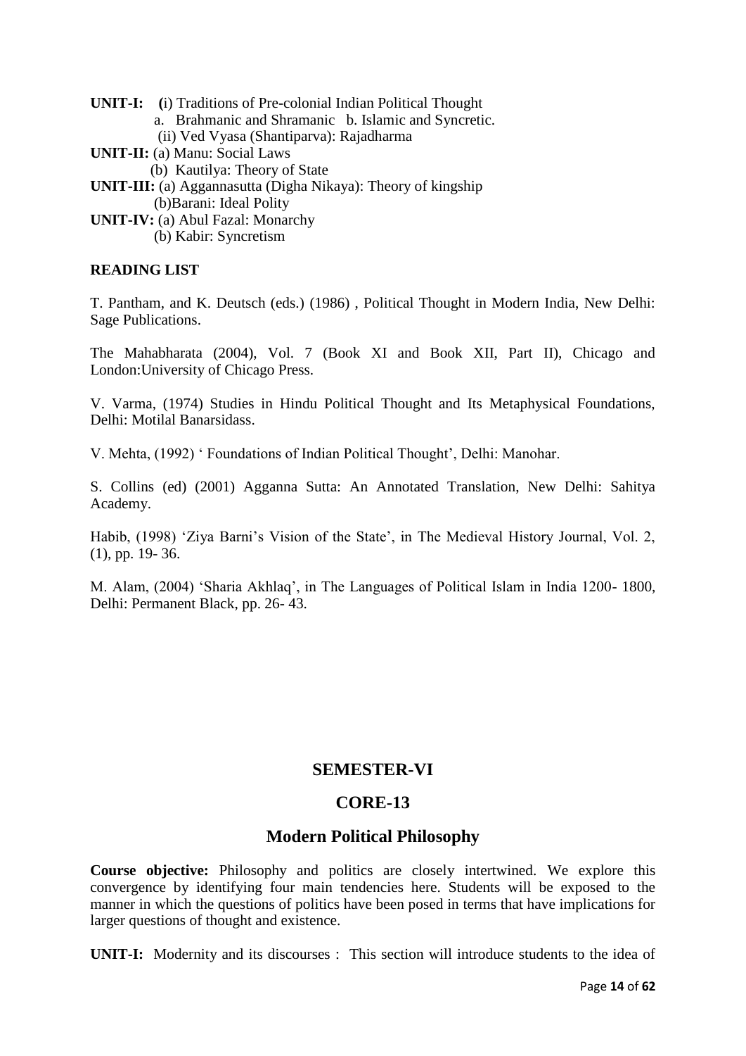**UNIT-I:** (i) Traditions of Pre-colonial Indian Political Thought

a. Brahmanic and Shramanic b. Islamic and Syncretic.

(ii) Ved Vyasa (Shantiparva): Rajadharma

**UNIT-II:** (a) Manu: Social Laws

(b) Kautilya: Theory of State

**UNIT-III:** (a) Aggannasutta (Digha Nikaya): Theory of kingship

(b)Barani: Ideal Polity

**UNIT-IV:** (a) Abul Fazal: Monarchy

(b) Kabir: Syncretism

**READING LIST**

T. Pantham, and K. Deutsch (eds.) (1986) , Political Thought in Modern India, New Delhi: Sage Publications.

The Mahabharata (2004), Vol. 7 (Book XI and Book XII, Part II), Chicago and London:University of Chicago Press.

V. Varma, (1974) Studies in Hindu Political Thought and Its Metaphysical Foundations, Delhi: Motilal Banarsidass.

V. Mehta, (1992) ' Foundations of Indian Political Thought', Delhi: Manohar.

S. Collins (ed) (2001) Agganna Sutta: An Annotated Translation, New Delhi: Sahitya Academy.

Habib, (1998) 'Ziya Barni's Vision of the State', in The Medieval History Journal, Vol. 2, (1), pp. 19- 36.

M. Alam, (2004) 'Sharia Akhlaq', in The Languages of Political Islam in India 1200- 1800, Delhi: Permanent Black, pp. 26- 43.

## SEMESTER-VI

## CORE-13

## Modern Political Philosophy

**Course objective:** Philosophy and politics are closely intertwined. We explore this convergence by identifying four main tendencies here. Students will be exposed to the manner in which the questions of politics have been posed in terms that have implications for larger questions of thought and existence.

**UNIT-I:** Modernity and its discourses : This section will introduce students to the idea of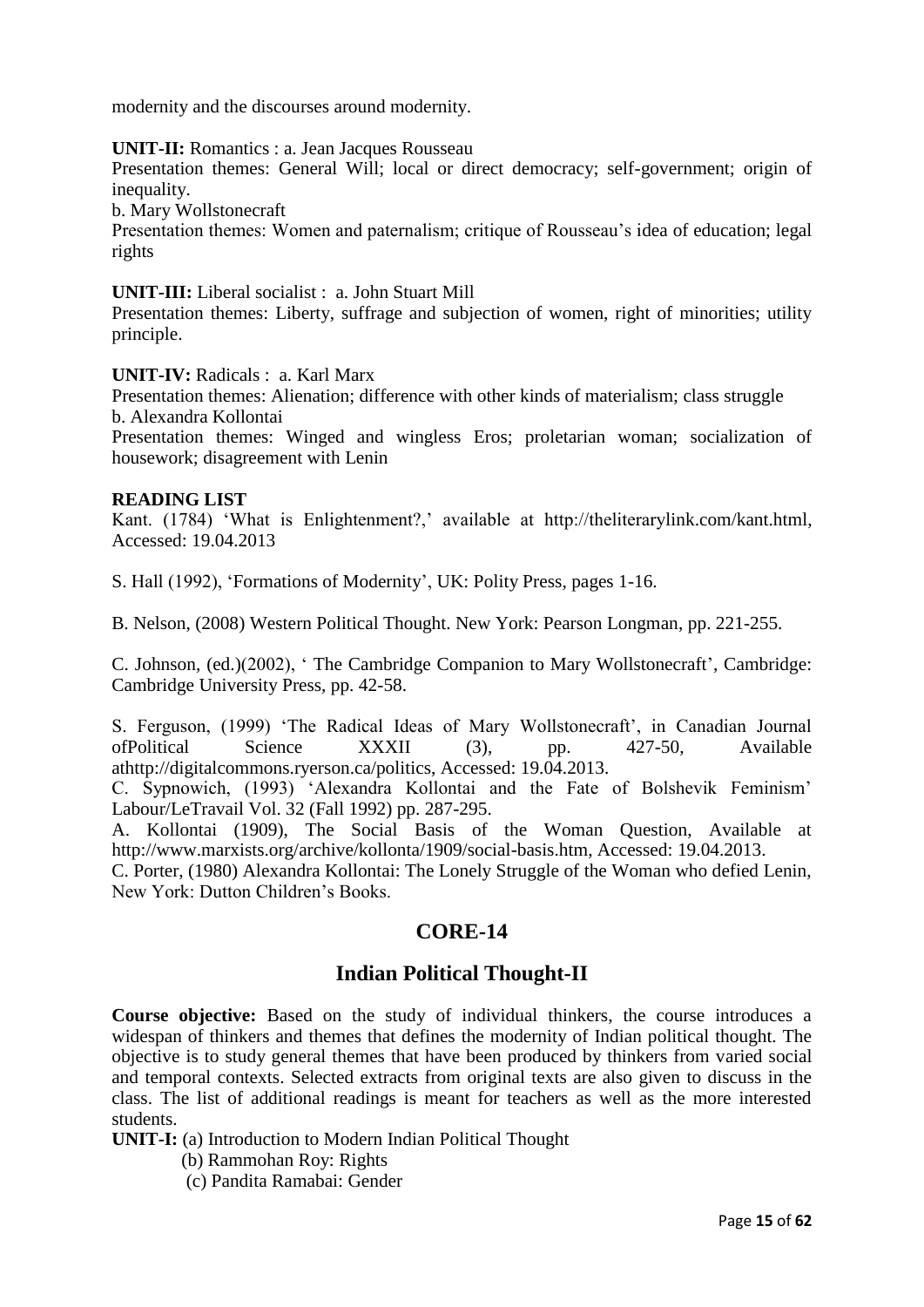modernity and the discourses around modernity.

**UNIT-II:** Romantics : a. Jean Jacques Rousseau

Presentation themes: General Will; local or direct democracy; self-government; origin of inequality.

b. Mary Wollstonecraft

Presentation themes: Women and paternalism; critique of Rousseau's idea of education; legal rights

**UNIT-III:** Liberal socialist : a. John Stuart Mill

Presentation themes: Liberty, suffrage and subjection of women, right of minorities; utility principle.

**UNIT-IV:** Radicals : a. Karl Marx

Presentation themes: Alienation; difference with other kinds of materialism; class struggle

b. Alexandra Kollontai

Presentation themes: Winged and wingless Eros; proletarian woman; socialization of housework; disagreement with Lenin

**READING LIST**

Kant. (1784) 'What is Enlightenment?,' available at http://theliterarylink.com/kant.html, Accessed: 19.04.2013

S. Hall (1992), 'Formations of Modernity', UK: Polity Press, pages 1-16.

B. Nelson, (2008) Western Political Thought. New York: Pearson Longman, pp. 221-255.

C. Johnson, (ed.)(2002), ' The Cambridge Companion to Mary Wollstonecraft', Cambridge: Cambridge University Press, pp. 42-58.

S. Ferguson, (1999) 'The Radical Ideas of Mary Wollstonecraft', in Canadian Journal ofPolitical Science XXXII (3), pp. 427-50, Available athttp://digitalcommons.ryerson.ca/politics, Accessed: 19.04.2013.

C. Sypnowich, (1993) 'Alexandra Kollontai and the Fate of Bolshevik Feminism' Labour/LeTravail Vol. 32 (Fall 1992) pp. 287-295.

A. Kollontai (1909), The Social Basis of the Woman Question, Available at http://www.marxists.org/archive/kollonta/1909/social-basis.htm, Accessed: 19.04.2013.

C. Porter, (1980) Alexandra Kollontai: The Lonely Struggle of the Woman who defied Lenin, New York: Dutton Children's Books.

## CORE-14

## Indian Political Thought-II

**Course objective:** Based on the study of individual thinkers, the course introduces a widespan of thinkers and themes that defines the modernity of Indian political thought. The objective is to study general themes that have been produced by thinkers from varied social and temporal contexts. Selected extracts from original texts are also given to discuss in the class. The list of additional readings is meant for teachers as well as the more interested students.

**UNIT-I:** (a) Introduction to Modern Indian Political Thought

(b) Rammohan Roy: Rights

(c) Pandita Ramabai: Gender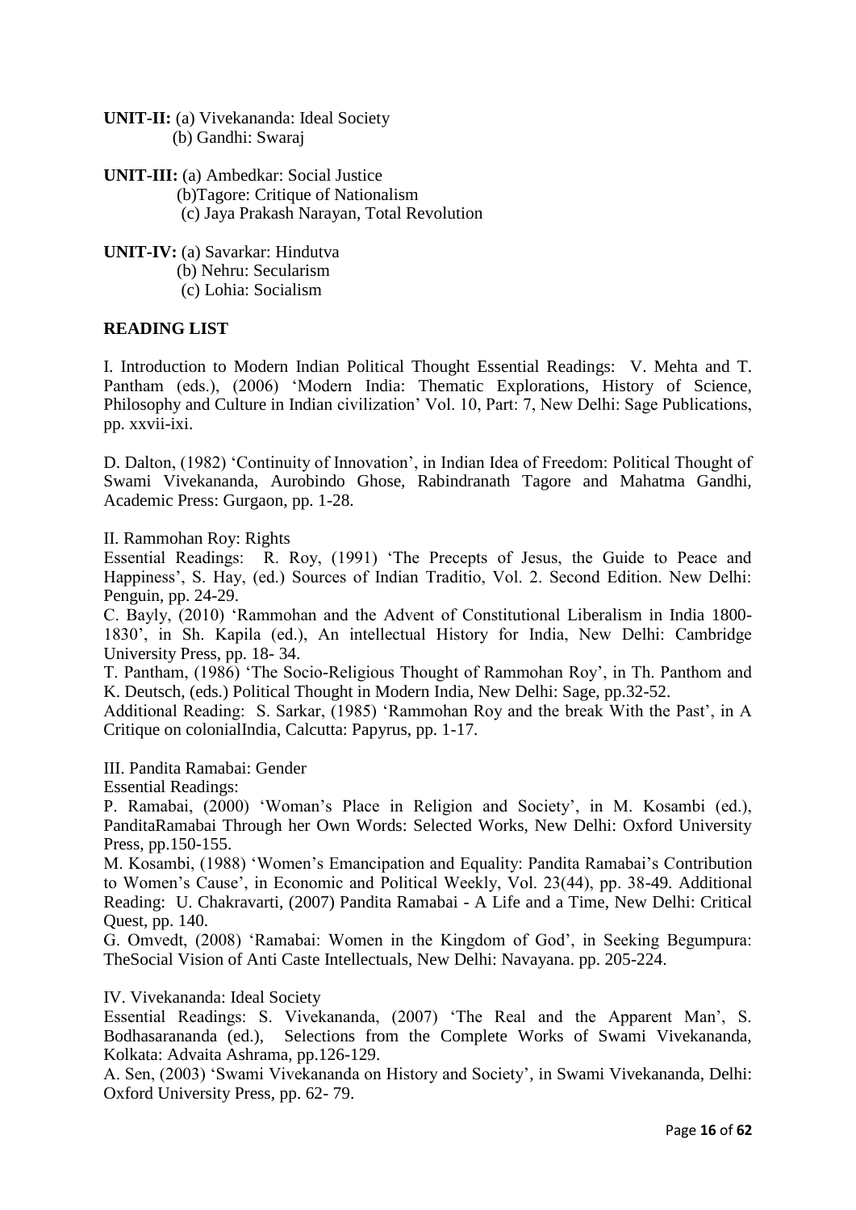**UNIT-II:** (a) Vivekananda: Ideal Society
(b) Gandhi: Swaraj

**UNIT-III:** (a) Ambedkar: Social Justice
(b)Tagore: Critique of Nationalism
(c) Jaya Prakash Narayan, Total Revolution

**UNIT-IV:** (a) Savarkar: Hindutva
(b) Nehru: Secularism
(c) Lohia: Socialism

**READING LIST**

I. Introduction to Modern Indian Political Thought Essential Readings: V. Mehta and T. Pantham (eds.), (2006) 'Modern India: Thematic Explorations, History of Science, Philosophy and Culture in Indian civilization' Vol. 10, Part: 7, New Delhi: Sage Publications, pp. xxvii-ixi.

D. Dalton, (1982) 'Continuity of Innovation', in Indian Idea of Freedom: Political Thought of Swami Vivekananda, Aurobindo Ghose, Rabindranath Tagore and Mahatma Gandhi, Academic Press: Gurgaon, pp. 1-28.

II. Rammohan Roy: Rights
Essential Readings: R. Roy, (1991) 'The Precepts of Jesus, the Guide to Peace and Happiness', S. Hay, (ed.) Sources of Indian Traditio, Vol. 2. Second Edition. New Delhi: Penguin, pp. 24-29.
C. Bayly, (2010) 'Rammohan and the Advent of Constitutional Liberalism in India 1800-1830', in Sh. Kapila (ed.), An intellectual History for India, New Delhi: Cambridge University Press, pp. 18- 34.
T. Pantham, (1986) 'The Socio-Religious Thought of Rammohan Roy', in Th. Panthom and K. Deutsch, (eds.) Political Thought in Modern India, New Delhi: Sage, pp.32-52.
Additional Reading: S. Sarkar, (1985) 'Rammohan Roy and the break With the Past', in A Critique on colonialIndia, Calcutta: Papyrus, pp. 1-17.

III. Pandita Ramabai: Gender
Essential Readings:
P. Ramabai, (2000) 'Woman's Place in Religion and Society', in M. Kosambi (ed.), PanditaRamabai Through her Own Words: Selected Works, New Delhi: Oxford University Press, pp.150-155.
M. Kosambi, (1988) 'Women's Emancipation and Equality: Pandita Ramabai's Contribution to Women's Cause', in Economic and Political Weekly, Vol. 23(44), pp. 38-49. Additional Reading: U. Chakravarti, (2007) Pandita Ramabai - A Life and a Time, New Delhi: Critical Quest, pp. 140.
G. Omvedt, (2008) 'Ramabai: Women in the Kingdom of God', in Seeking Begumpura: TheSocial Vision of Anti Caste Intellectuals, New Delhi: Navayana. pp. 205-224.

IV. Vivekananda: Ideal Society
Essential Readings: S. Vivekananda, (2007) 'The Real and the Apparent Man', S. Bodhasarananda (ed.), Selections from the Complete Works of Swami Vivekananda, Kolkata: Advaita Ashrama, pp.126-129.
A. Sen, (2003) 'Swami Vivekananda on History and Society', in Swami Vivekananda, Delhi: Oxford University Press, pp. 62- 79.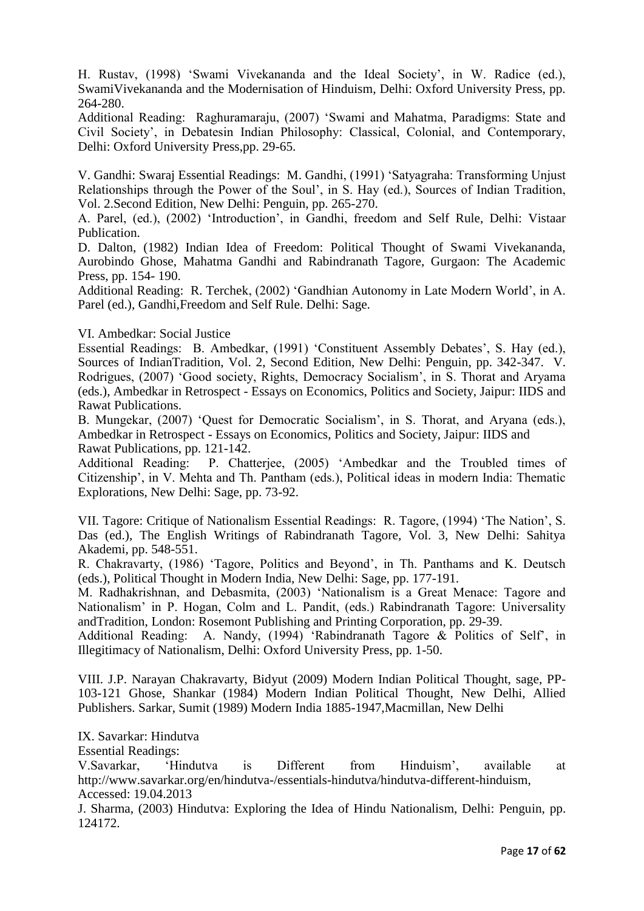H. Rustav, (1998) 'Swami Vivekananda and the Ideal Society', in W. Radice (ed.), SwamiVivekananda and the Modernisation of Hinduism, Delhi: Oxford University Press, pp. 264-280.

Additional Reading: Raghuramaraju, (2007) 'Swami and Mahatma, Paradigms: State and Civil Society', in Debatesin Indian Philosophy: Classical, Colonial, and Contemporary, Delhi: Oxford University Press,pp. 29-65.

V. Gandhi: Swaraj Essential Readings: M. Gandhi, (1991) 'Satyagraha: Transforming Unjust Relationships through the Power of the Soul', in S. Hay (ed.), Sources of Indian Tradition, Vol. 2.Second Edition, New Delhi: Penguin, pp. 265-270.

A. Parel, (ed.), (2002) 'Introduction', in Gandhi, freedom and Self Rule, Delhi: Vistaar Publication.

D. Dalton, (1982) Indian Idea of Freedom: Political Thought of Swami Vivekananda, Aurobindo Ghose, Mahatma Gandhi and Rabindranath Tagore, Gurgaon: The Academic Press, pp. 154- 190.

Additional Reading: R. Terchek, (2002) 'Gandhian Autonomy in Late Modern World', in A. Parel (ed.), Gandhi,Freedom and Self Rule. Delhi: Sage.

VI. Ambedkar: Social Justice

Essential Readings: B. Ambedkar, (1991) 'Constituent Assembly Debates', S. Hay (ed.), Sources of IndianTradition, Vol. 2, Second Edition, New Delhi: Penguin, pp. 342-347. V. Rodrigues, (2007) 'Good society, Rights, Democracy Socialism', in S. Thorat and Aryama (eds.), Ambedkar in Retrospect - Essays on Economics, Politics and Society, Jaipur: IIDS and Rawat Publications.

B. Mungekar, (2007) 'Quest for Democratic Socialism', in S. Thorat, and Aryana (eds.), Ambedkar in Retrospect - Essays on Economics, Politics and Society, Jaipur: IIDS and Rawat Publications, pp. 121-142.

Additional Reading: P. Chatterjee, (2005) 'Ambedkar and the Troubled times of Citizenship', in V. Mehta and Th. Pantham (eds.), Political ideas in modern India: Thematic Explorations, New Delhi: Sage, pp. 73-92.

VII. Tagore: Critique of Nationalism Essential Readings: R. Tagore, (1994) 'The Nation', S. Das (ed.), The English Writings of Rabindranath Tagore, Vol. 3, New Delhi: Sahitya Akademi, pp. 548-551.

R. Chakravarty, (1986) 'Tagore, Politics and Beyond', in Th. Panthams and K. Deutsch (eds.), Political Thought in Modern India, New Delhi: Sage, pp. 177-191.

M. Radhakrishnan, and Debasmita, (2003) 'Nationalism is a Great Menace: Tagore and Nationalism' in P. Hogan, Colm and L. Pandit, (eds.) Rabindranath Tagore: Universality andTradition, London: Rosemont Publishing and Printing Corporation, pp. 29-39.

Additional Reading: A. Nandy, (1994) 'Rabindranath Tagore & Politics of Self', in Illegitimacy of Nationalism, Delhi: Oxford University Press, pp. 1-50.

VIII. J.P. Narayan Chakravarty, Bidyut (2009) Modern Indian Political Thought, sage, PP-103-121 Ghose, Shankar (1984) Modern Indian Political Thought, New Delhi, Allied Publishers. Sarkar, Sumit (1989) Modern India 1885-1947,Macmillan, New Delhi

IX. Savarkar: Hindutva

Essential Readings:

V.Savarkar, 'Hindutva is Different from Hinduism', available at http://www.savarkar.org/en/hindutva-/essentials-hindutva/hindutva-different-hinduism, Accessed: 19.04.2013

J. Sharma, (2003) Hindutva: Exploring the Idea of Hindu Nationalism, Delhi: Penguin, pp. 124172.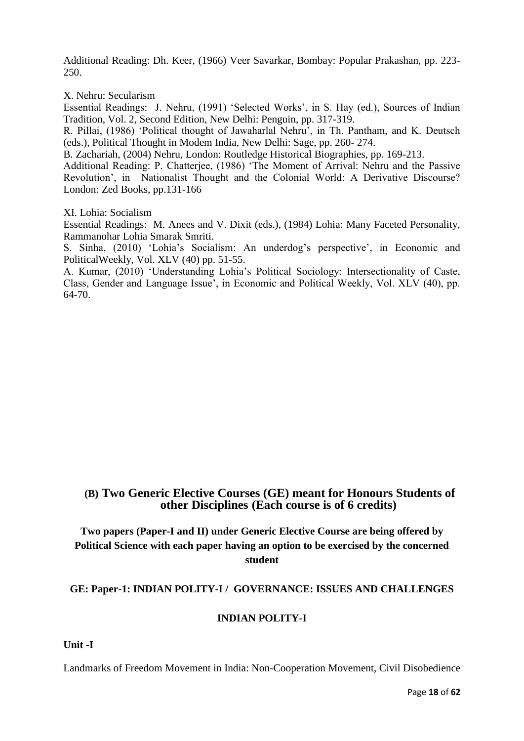Additional Reading: Dh. Keer, (1966) Veer Savarkar, Bombay: Popular Prakashan, pp. 223-250.

X. Nehru: Secularism

Essential Readings: J. Nehru, (1991) 'Selected Works', in S. Hay (ed.), Sources of Indian Tradition, Vol. 2, Second Edition, New Delhi: Penguin, pp. 317-319.

R. Pillai, (1986) 'Political thought of Jawaharlal Nehru', in Th. Pantham, and K. Deutsch (eds.), Political Thought in Modem India, New Delhi: Sage, pp. 260- 274.

B. Zachariah, (2004) Nehru, London: Routledge Historical Biographies, pp. 169-213.

Additional Reading: P. Chatterjee, (1986) 'The Moment of Arrival: Nehru and the Passive Revolution', in Nationalist Thought and the Colonial World: A Derivative Discourse? London: Zed Books, pp.131-166

XI. Lohia: Socialism

Essential Readings: M. Anees and V. Dixit (eds.), (1984) Lohia: Many Faceted Personality, Rammanohar Lohia Smarak Smriti.

S. Sinha, (2010) 'Lohia's Socialism: An underdog's perspective', in Economic and PoliticalWeekly, Vol. XLV (40) pp. 51-55.

A. Kumar, (2010) 'Understanding Lohia's Political Sociology: Intersectionality of Caste, Class, Gender and Language Issue', in Economic and Political Weekly, Vol. XLV (40), pp. 64-70.

## (B) Two Generic Elective Courses (GE) meant for Honours Students of other Disciplines (Each course is of 6 credits)

**Two papers (Paper-I and II) under Generic Elective Course are being offered by Political Science with each paper having an option to be exercised by the concerned student**

**GE: Paper-1: INDIAN POLITY-I / GOVERNANCE: ISSUES AND CHALLENGES**

**INDIAN POLITY-I**

**Unit -I**

Landmarks of Freedom Movement in India: Non-Cooperation Movement, Civil Disobedience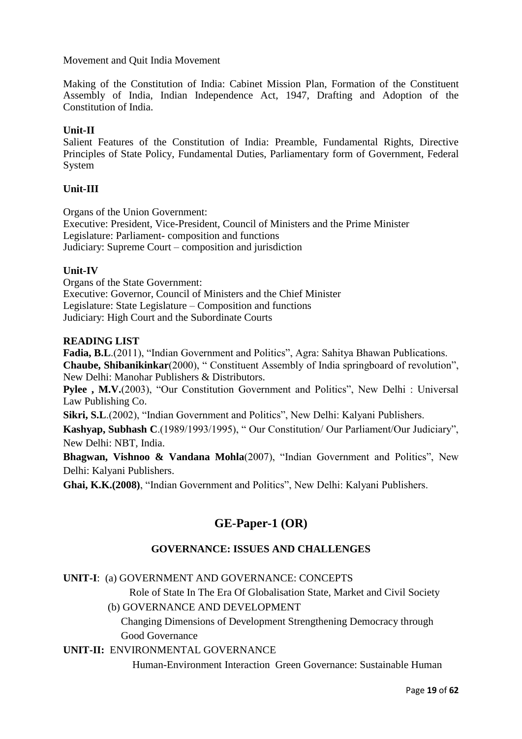Movement and Quit India Movement

Making of the Constitution of India: Cabinet Mission Plan, Formation of the Constituent Assembly of India, Indian Independence Act, 1947, Drafting and Adoption of the Constitution of India.

**Unit-II**

Salient Features of the Constitution of India: Preamble, Fundamental Rights, Directive Principles of State Policy, Fundamental Duties, Parliamentary form of Government, Federal System

**Unit-III**

Organs of the Union Government:
Executive: President, Vice-President, Council of Ministers and the Prime Minister
Legislature: Parliament- composition and functions
Judiciary: Supreme Court – composition and jurisdiction

**Unit-IV**

Organs of the State Government:
Executive: Governor, Council of Ministers and the Chief Minister
Legislature: State Legislature – Composition and functions
Judiciary: High Court and the Subordinate Courts

**READING LIST**

**Fadia, B.L**.(2011), "Indian Government and Politics", Agra: Sahitya Bhawan Publications.

**Chaube, Shibanikinkar**(2000), " Constituent Assembly of India springboard of revolution", New Delhi: Manohar Publishers & Distributors.

**Pylee , M.V.**(2003), "Our Constitution Government and Politics", New Delhi : Universal Law Publishing Co.

**Sikri, S.L**.(2002), "Indian Government and Politics", New Delhi: Kalyani Publishers.

**Kashyap, Subhash C**.(1989/1993/1995), " Our Constitution/ Our Parliament/Our Judiciary", New Delhi: NBT, India.

**Bhagwan, Vishnoo & Vandana Mohla**(2007), "Indian Government and Politics", New Delhi: Kalyani Publishers.

**Ghai, K.K.(2008)**, "Indian Government and Politics", New Delhi: Kalyani Publishers.

## GE-Paper-1 (OR)

### GOVERNANCE: ISSUES AND CHALLENGES

**UNIT-I**: (a) GOVERNMENT AND GOVERNANCE: CONCEPTS

Role of State In The Era Of Globalisation State, Market and Civil Society

(b) GOVERNANCE AND DEVELOPMENT

Changing Dimensions of Development Strengthening Democracy through Good Governance

**UNIT-II:** ENVIRONMENTAL GOVERNANCE

Human-Environment Interaction Green Governance: Sustainable Human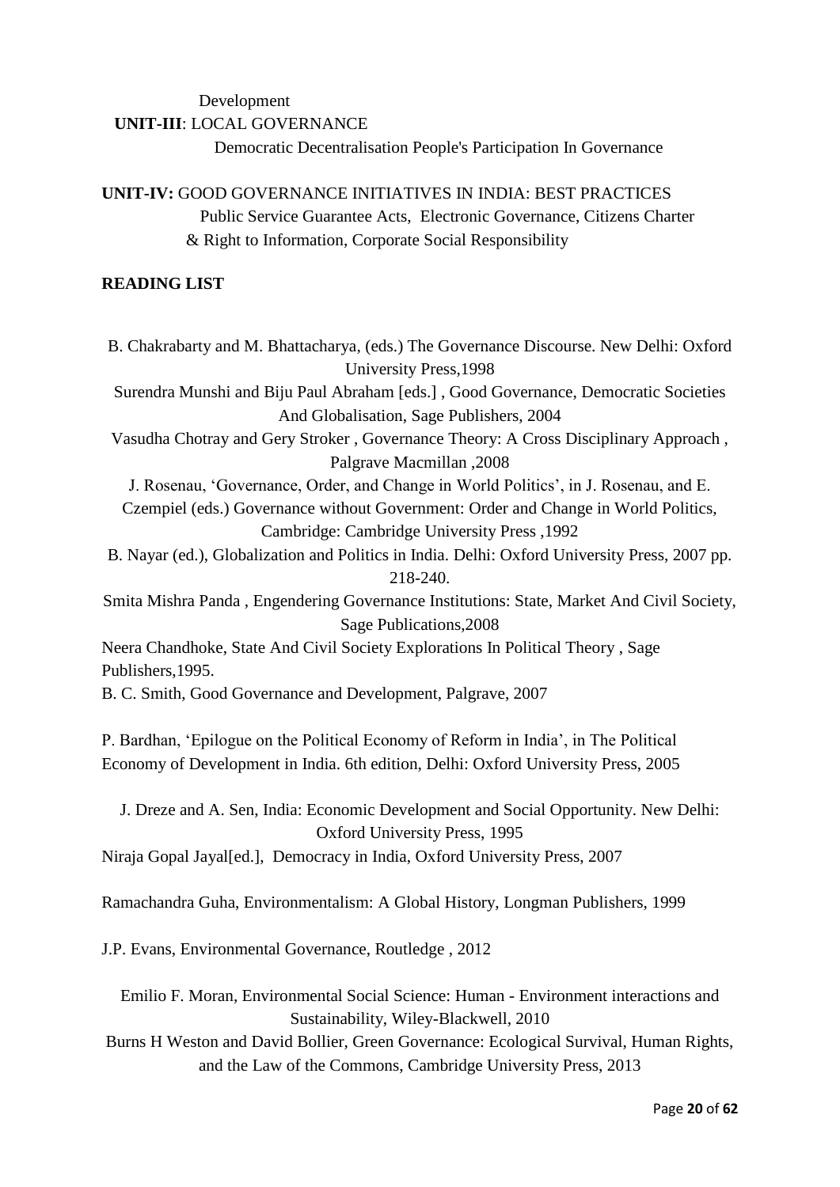Development

**UNIT-III**: LOCAL GOVERNANCE

Democratic Decentralisation People's Participation In Governance

**UNIT-IV:** GOOD GOVERNANCE INITIATIVES IN INDIA: BEST PRACTICES

Public Service Guarantee Acts, Electronic Governance, Citizens Charter & Right to Information, Corporate Social Responsibility

**READING LIST**

B. Chakrabarty and M. Bhattacharya, (eds.) The Governance Discourse. New Delhi: Oxford University Press,1998

Surendra Munshi and Biju Paul Abraham [eds.] , Good Governance, Democratic Societies And Globalisation, Sage Publishers, 2004

Vasudha Chotray and Gery Stroker , Governance Theory: A Cross Disciplinary Approach , Palgrave Macmillan ,2008

J. Rosenau, 'Governance, Order, and Change in World Politics', in J. Rosenau, and E. Czempiel (eds.) Governance without Government: Order and Change in World Politics, Cambridge: Cambridge University Press ,1992

B. Nayar (ed.), Globalization and Politics in India. Delhi: Oxford University Press, 2007 pp. 218-240.

Smita Mishra Panda , Engendering Governance Institutions: State, Market And Civil Society, Sage Publications,2008

Neera Chandhoke, State And Civil Society Explorations In Political Theory , Sage Publishers,1995.

B. C. Smith, Good Governance and Development, Palgrave, 2007

P. Bardhan, 'Epilogue on the Political Economy of Reform in India', in The Political Economy of Development in India. 6th edition, Delhi: Oxford University Press, 2005

J. Dreze and A. Sen, India: Economic Development and Social Opportunity. New Delhi: Oxford University Press, 1995

Niraja Gopal Jayal[ed.], Democracy in India, Oxford University Press, 2007

Ramachandra Guha, Environmentalism: A Global History, Longman Publishers, 1999

J.P. Evans, Environmental Governance, Routledge , 2012

Emilio F. Moran, Environmental Social Science: Human - Environment interactions and Sustainability, Wiley-Blackwell, 2010

Burns H Weston and David Bollier, Green Governance: Ecological Survival, Human Rights, and the Law of the Commons, Cambridge University Press, 2013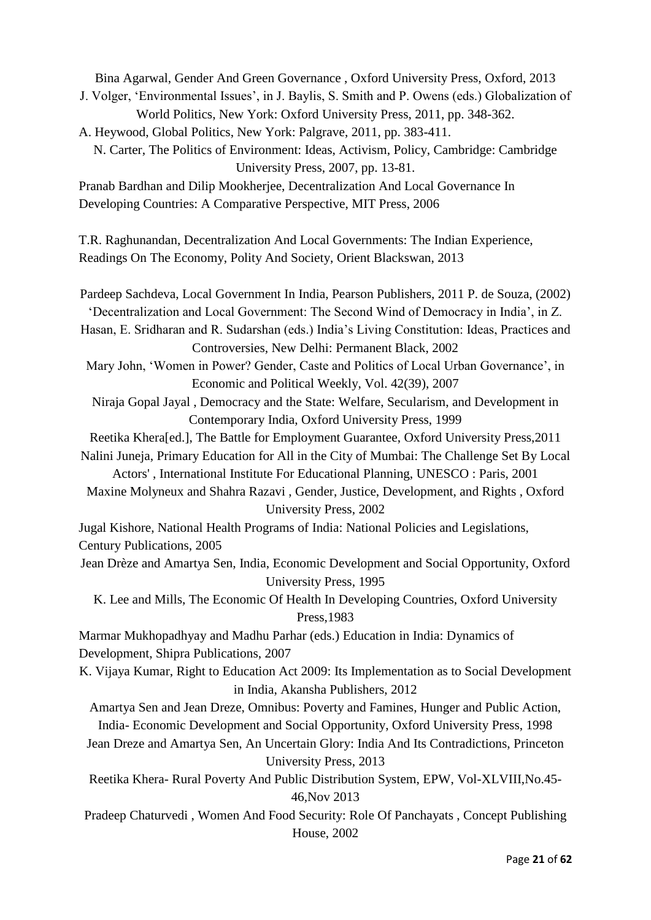Bina Agarwal, Gender And Green Governance , Oxford University Press, Oxford, 2013

J. Volger, 'Environmental Issues', in J. Baylis, S. Smith and P. Owens (eds.) Globalization of World Politics, New York: Oxford University Press, 2011, pp. 348-362.

A. Heywood, Global Politics, New York: Palgrave, 2011, pp. 383-411.

N. Carter, The Politics of Environment: Ideas, Activism, Policy, Cambridge: Cambridge University Press, 2007, pp. 13-81.

Pranab Bardhan and Dilip Mookherjee, Decentralization And Local Governance In Developing Countries: A Comparative Perspective, MIT Press, 2006

T.R. Raghunandan, Decentralization And Local Governments: The Indian Experience, Readings On The Economy, Polity And Society, Orient Blackswan, 2013

Pardeep Sachdeva, Local Government In India, Pearson Publishers, 2011 P. de Souza, (2002) 'Decentralization and Local Government: The Second Wind of Democracy in India', in Z. Hasan, E. Sridharan and R. Sudarshan (eds.) India's Living Constitution: Ideas, Practices and Controversies, New Delhi: Permanent Black, 2002

Mary John, 'Women in Power? Gender, Caste and Politics of Local Urban Governance', in Economic and Political Weekly, Vol. 42(39), 2007

Niraja Gopal Jayal , Democracy and the State: Welfare, Secularism, and Development in Contemporary India, Oxford University Press, 1999

Reetika Khera[ed.], The Battle for Employment Guarantee, Oxford University Press,2011

Nalini Juneja, Primary Education for All in the City of Mumbai: The Challenge Set By Local Actors' , International Institute For Educational Planning, UNESCO : Paris, 2001

Maxine Molyneux and Shahra Razavi , Gender, Justice, Development, and Rights , Oxford University Press, 2002

Jugal Kishore, National Health Programs of India: National Policies and Legislations, Century Publications, 2005

Jean Drèze and Amartya Sen, India, Economic Development and Social Opportunity, Oxford University Press, 1995

K. Lee and Mills, The Economic Of Health In Developing Countries, Oxford University Press,1983

Marmar Mukhopadhyay and Madhu Parhar (eds.) Education in India: Dynamics of Development, Shipra Publications, 2007

K. Vijaya Kumar, Right to Education Act 2009: Its Implementation as to Social Development in India, Akansha Publishers, 2012

Amartya Sen and Jean Dreze, Omnibus: Poverty and Famines, Hunger and Public Action, India- Economic Development and Social Opportunity, Oxford University Press, 1998

Jean Dreze and Amartya Sen, An Uncertain Glory: India And Its Contradictions, Princeton University Press, 2013

Reetika Khera- Rural Poverty And Public Distribution System, EPW, Vol-XLVIII,No.45-46,Nov 2013

Pradeep Chaturvedi , Women And Food Security: Role Of Panchayats , Concept Publishing House, 2002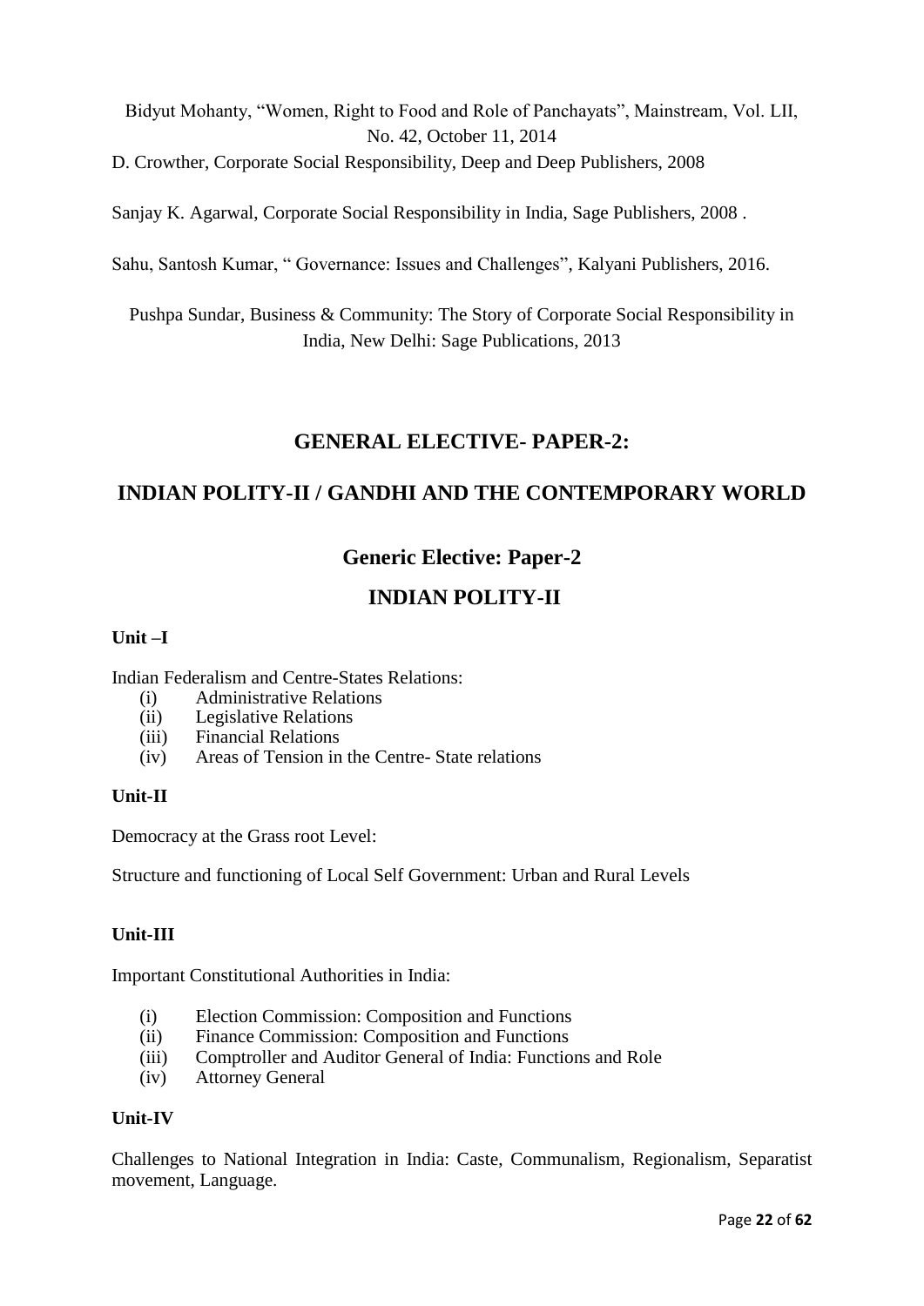Bidyut Mohanty, “Women, Right to Food and Role of Panchayats”, Mainstream, Vol. LII, No. 42, October 11, 2014

D. Crowther, Corporate Social Responsibility, Deep and Deep Publishers, 2008

Sanjay K. Agarwal, Corporate Social Responsibility in India, Sage Publishers, 2008 .

Sahu, Santosh Kumar, “ Governance: Issues and Challenges”, Kalyani Publishers, 2016.

Pushpa Sundar, Business & Community: The Story of Corporate Social Responsibility in India, New Delhi: Sage Publications, 2013

## GENERAL ELECTIVE- PAPER-2:

## INDIAN POLITY-II / GANDHI AND THE CONTEMPORARY WORLD

### Generic Elective: Paper-2

### INDIAN POLITY-II

**Unit –I**

Indian Federalism and Centre-States Relations:

- (i) Administrative Relations
- (ii) Legislative Relations
- (iii) Financial Relations
- (iv) Areas of Tension in the Centre- State relations

**Unit-II**

Democracy at the Grass root Level:

Structure and functioning of Local Self Government: Urban and Rural Levels

**Unit-III**

Important Constitutional Authorities in India:

- (i) Election Commission: Composition and Functions
- (ii) Finance Commission: Composition and Functions
- (iii) Comptroller and Auditor General of India: Functions and Role
- (iv) Attorney General

**Unit-IV**

Challenges to National Integration in India: Caste, Communalism, Regionalism, Separatist movement, Language.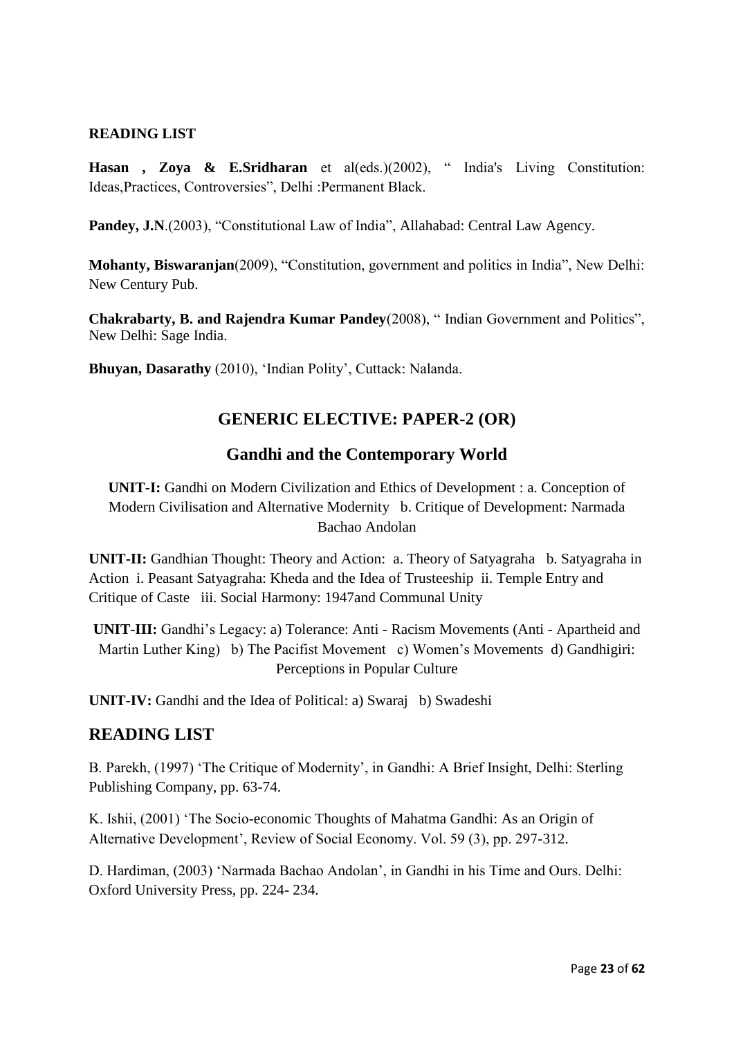**READING LIST**

**Hasan , Zoya & E.Sridharan** et al(eds.)(2002), " India's Living Constitution: Ideas,Practices, Controversies", Delhi :Permanent Black.

**Pandey, J.N**.(2003), "Constitutional Law of India", Allahabad: Central Law Agency.

**Mohanty, Biswaranjan**(2009), "Constitution, government and politics in India", New Delhi: New Century Pub.

**Chakrabarty, B. and Rajendra Kumar Pandey**(2008), " Indian Government and Politics", New Delhi: Sage India.

**Bhuyan, Dasarathy** (2010), 'Indian Polity', Cuttack: Nalanda.

## GENERIC ELECTIVE: PAPER-2 (OR)

## Gandhi and the Contemporary World

**UNIT-I:** Gandhi on Modern Civilization and Ethics of Development : a. Conception of Modern Civilisation and Alternative Modernity b. Critique of Development: Narmada Bachao Andolan

**UNIT-II:** Gandhian Thought: Theory and Action: a. Theory of Satyagraha b. Satyagraha in Action i. Peasant Satyagraha: Kheda and the Idea of Trusteeship ii. Temple Entry and Critique of Caste iii. Social Harmony: 1947and Communal Unity

**UNIT-III:** Gandhi's Legacy: a) Tolerance: Anti - Racism Movements (Anti - Apartheid and Martin Luther King) b) The Pacifist Movement c) Women's Movements d) Gandhigiri: Perceptions in Popular Culture

**UNIT-IV:** Gandhi and the Idea of Political: a) Swaraj b) Swadeshi

## READING LIST

B. Parekh, (1997) 'The Critique of Modernity', in Gandhi: A Brief Insight, Delhi: Sterling Publishing Company, pp. 63-74.

K. Ishii, (2001) 'The Socio-economic Thoughts of Mahatma Gandhi: As an Origin of Alternative Development', Review of Social Economy. Vol. 59 (3), pp. 297-312.

D. Hardiman, (2003) 'Narmada Bachao Andolan', in Gandhi in his Time and Ours. Delhi: Oxford University Press, pp. 224- 234.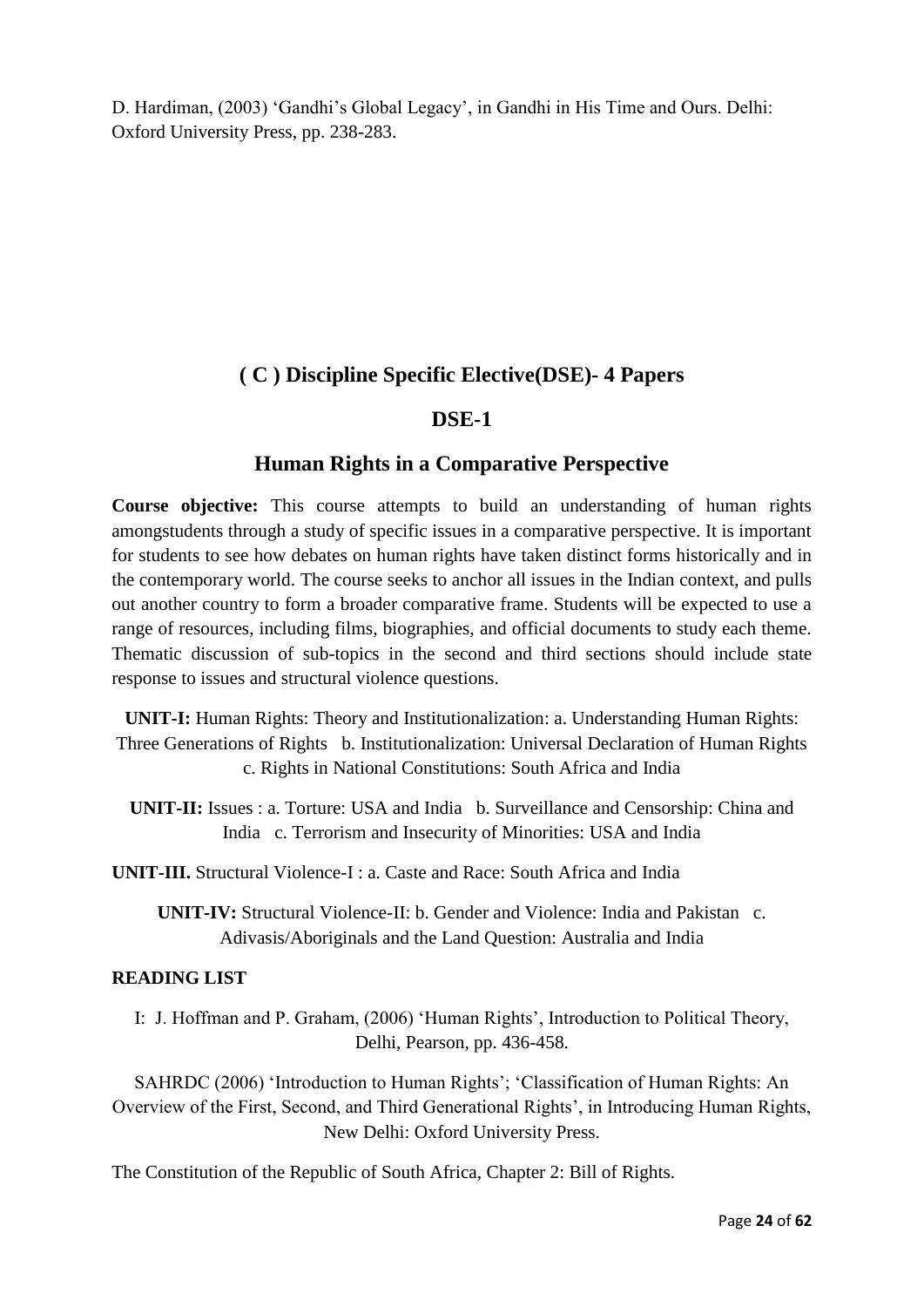D. Hardiman, (2003) 'Gandhi's Global Legacy', in Gandhi in His Time and Ours. Delhi: Oxford University Press, pp. 238-283.

## ( C ) Discipline Specific Elective(DSE)- 4 Papers

### DSE-1

### Human Rights in a Comparative Perspective

**Course objective:** This course attempts to build an understanding of human rights amongstudents through a study of specific issues in a comparative perspective. It is important for students to see how debates on human rights have taken distinct forms historically and in the contemporary world. The course seeks to anchor all issues in the Indian context, and pulls out another country to form a broader comparative frame. Students will be expected to use a range of resources, including films, biographies, and official documents to study each theme. Thematic discussion of sub-topics in the second and third sections should include state response to issues and structural violence questions.

**UNIT-I:** Human Rights: Theory and Institutionalization: a. Understanding Human Rights: Three Generations of Rights b. Institutionalization: Universal Declaration of Human Rights c. Rights in National Constitutions: South Africa and India

**UNIT-II:** Issues : a. Torture: USA and India b. Surveillance and Censorship: China and India c. Terrorism and Insecurity of Minorities: USA and India

**UNIT-III.** Structural Violence-I : a. Caste and Race: South Africa and India

**UNIT-IV:** Structural Violence-II: b. Gender and Violence: India and Pakistan c. Adivasis/Aboriginals and the Land Question: Australia and India

**READING LIST**

I: J. Hoffman and P. Graham, (2006) 'Human Rights', Introduction to Political Theory, Delhi, Pearson, pp. 436-458.

SAHRDC (2006) 'Introduction to Human Rights'; 'Classification of Human Rights: An Overview of the First, Second, and Third Generational Rights', in Introducing Human Rights, New Delhi: Oxford University Press.

The Constitution of the Republic of South Africa, Chapter 2: Bill of Rights.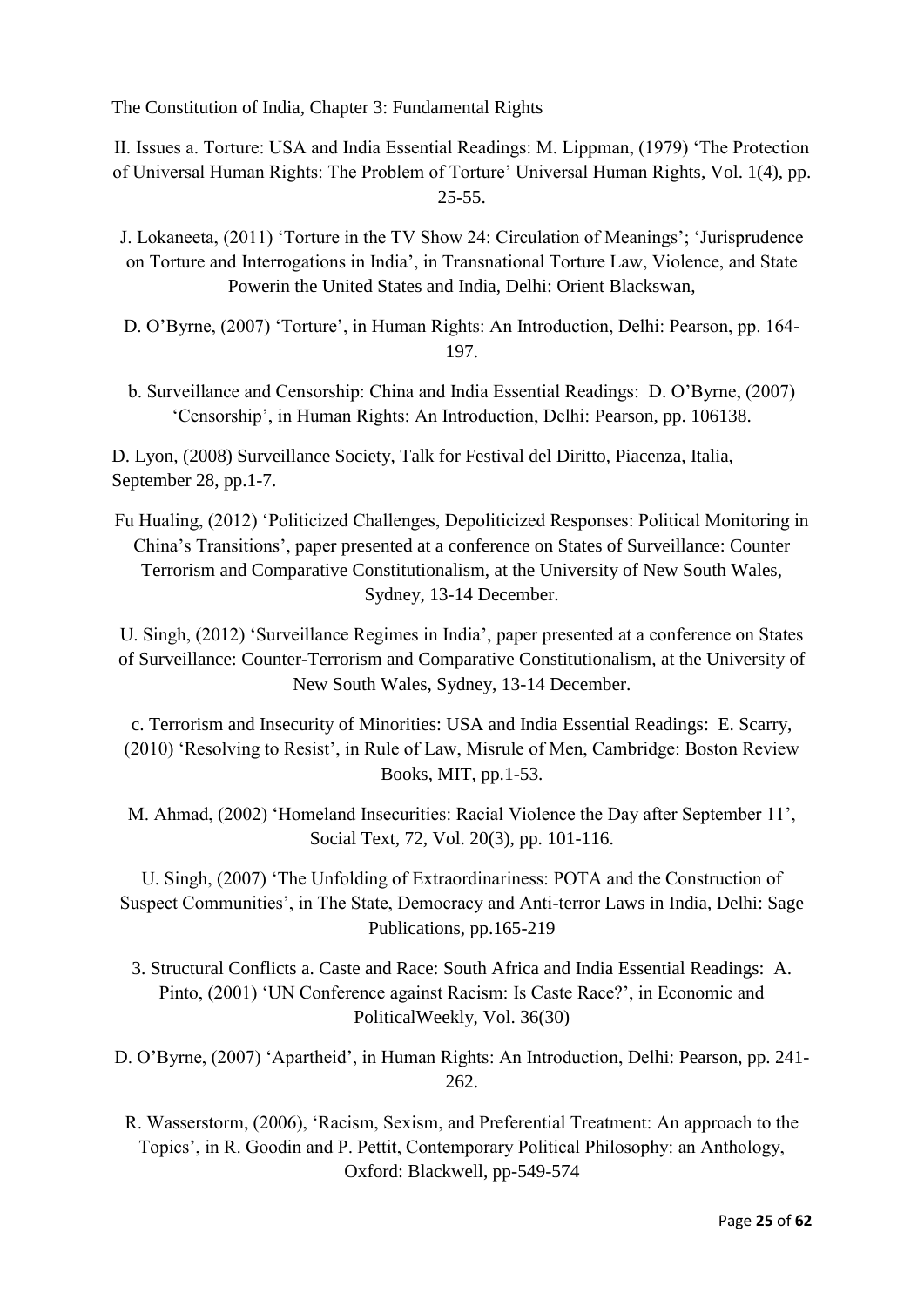The Constitution of India, Chapter 3: Fundamental Rights

II. Issues a. Torture: USA and India Essential Readings: M. Lippman, (1979) 'The Protection of Universal Human Rights: The Problem of Torture' Universal Human Rights, Vol. 1(4), pp. 25-55.

J. Lokaneeta, (2011) 'Torture in the TV Show 24: Circulation of Meanings'; 'Jurisprudence on Torture and Interrogations in India', in Transnational Torture Law, Violence, and State Powerin the United States and India, Delhi: Orient Blackswan,

D. O'Byrne, (2007) 'Torture', in Human Rights: An Introduction, Delhi: Pearson, pp. 164-197.

b. Surveillance and Censorship: China and India Essential Readings: D. O'Byrne, (2007) 'Censorship', in Human Rights: An Introduction, Delhi: Pearson, pp. 106138.

D. Lyon, (2008) Surveillance Society, Talk for Festival del Diritto, Piacenza, Italia, September 28, pp.1-7.

Fu Hualing, (2012) 'Politicized Challenges, Depoliticized Responses: Political Monitoring in China's Transitions', paper presented at a conference on States of Surveillance: Counter Terrorism and Comparative Constitutionalism, at the University of New South Wales, Sydney, 13-14 December.

U. Singh, (2012) 'Surveillance Regimes in India', paper presented at a conference on States of Surveillance: Counter-Terrorism and Comparative Constitutionalism, at the University of New South Wales, Sydney, 13-14 December.

c. Terrorism and Insecurity of Minorities: USA and India Essential Readings: E. Scarry, (2010) 'Resolving to Resist', in Rule of Law, Misrule of Men, Cambridge: Boston Review Books, MIT, pp.1-53.

M. Ahmad, (2002) 'Homeland Insecurities: Racial Violence the Day after September 11', Social Text, 72, Vol. 20(3), pp. 101-116.

U. Singh, (2007) 'The Unfolding of Extraordinariness: POTA and the Construction of Suspect Communities', in The State, Democracy and Anti-terror Laws in India, Delhi: Sage Publications, pp.165-219

3. Structural Conflicts a. Caste and Race: South Africa and India Essential Readings: A. Pinto, (2001) 'UN Conference against Racism: Is Caste Race?', in Economic and PoliticalWeekly, Vol. 36(30)

D. O'Byrne, (2007) 'Apartheid', in Human Rights: An Introduction, Delhi: Pearson, pp. 241-262.

R. Wasserstorm, (2006), 'Racism, Sexism, and Preferential Treatment: An approach to the Topics', in R. Goodin and P. Pettit, Contemporary Political Philosophy: an Anthology, Oxford: Blackwell, pp-549-574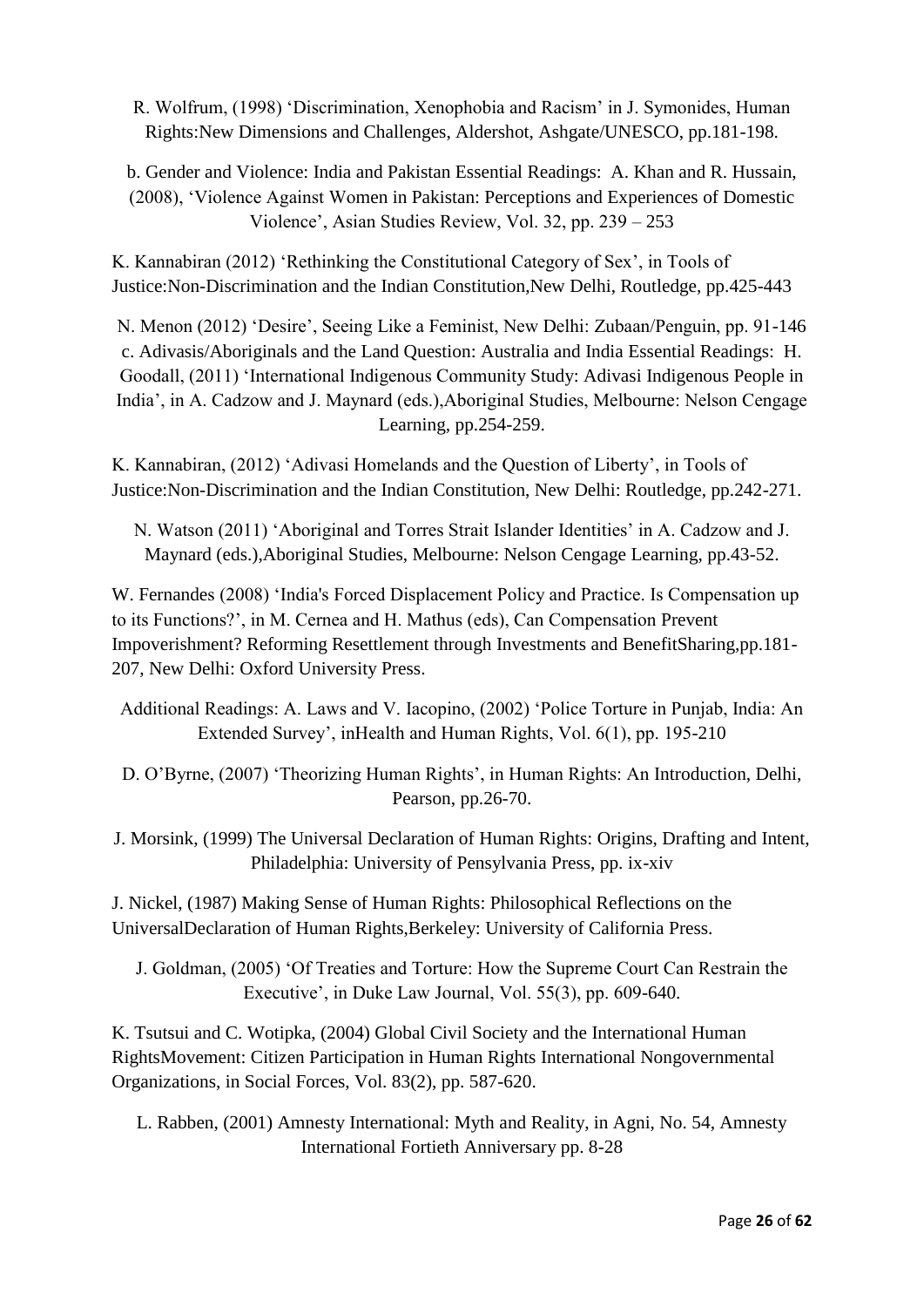R. Wolfrum, (1998) 'Discrimination, Xenophobia and Racism' in J. Symonides, Human Rights:New Dimensions and Challenges, Aldershot, Ashgate/UNESCO, pp.181-198.

b. Gender and Violence: India and Pakistan Essential Readings: A. Khan and R. Hussain, (2008), 'Violence Against Women in Pakistan: Perceptions and Experiences of Domestic Violence', Asian Studies Review, Vol. 32, pp. 239 – 253

K. Kannabiran (2012) 'Rethinking the Constitutional Category of Sex', in Tools of Justice:Non-Discrimination and the Indian Constitution,New Delhi, Routledge, pp.425-443

N. Menon (2012) 'Desire', Seeing Like a Feminist, New Delhi: Zubaan/Penguin, pp. 91-146

c. Adivasis/Aboriginals and the Land Question: Australia and India Essential Readings: H. Goodall, (2011) 'International Indigenous Community Study: Adivasi Indigenous People in India', in A. Cadzow and J. Maynard (eds.),Aboriginal Studies, Melbourne: Nelson Cengage Learning, pp.254-259.

K. Kannabiran, (2012) 'Adivasi Homelands and the Question of Liberty', in Tools of Justice:Non-Discrimination and the Indian Constitution, New Delhi: Routledge, pp.242-271.

N. Watson (2011) 'Aboriginal and Torres Strait Islander Identities' in A. Cadzow and J. Maynard (eds.),Aboriginal Studies, Melbourne: Nelson Cengage Learning, pp.43-52.

W. Fernandes (2008) 'India's Forced Displacement Policy and Practice. Is Compensation up to its Functions?', in M. Cernea and H. Mathus (eds), Can Compensation Prevent Impoverishment? Reforming Resettlement through Investments and BenefitSharing,pp.181-207, New Delhi: Oxford University Press.

Additional Readings: A. Laws and V. Iacopino, (2002) 'Police Torture in Punjab, India: An Extended Survey', inHealth and Human Rights, Vol. 6(1), pp. 195-210

D. O'Byrne, (2007) 'Theorizing Human Rights', in Human Rights: An Introduction, Delhi, Pearson, pp.26-70.

J. Morsink, (1999) The Universal Declaration of Human Rights: Origins, Drafting and Intent, Philadelphia: University of Pensylvania Press, pp. ix-xiv

J. Nickel, (1987) Making Sense of Human Rights: Philosophical Reflections on the UniversalDeclaration of Human Rights,Berkeley: University of California Press.

J. Goldman, (2005) 'Of Treaties and Torture: How the Supreme Court Can Restrain the Executive', in Duke Law Journal, Vol. 55(3), pp. 609-640.

K. Tsutsui and C. Wotipka, (2004) Global Civil Society and the International Human RightsMovement: Citizen Participation in Human Rights International Nongovernmental Organizations, in Social Forces, Vol. 83(2), pp. 587-620.

L. Rabben, (2001) Amnesty International: Myth and Reality, in Agni, No. 54, Amnesty International Fortieth Anniversary pp. 8-28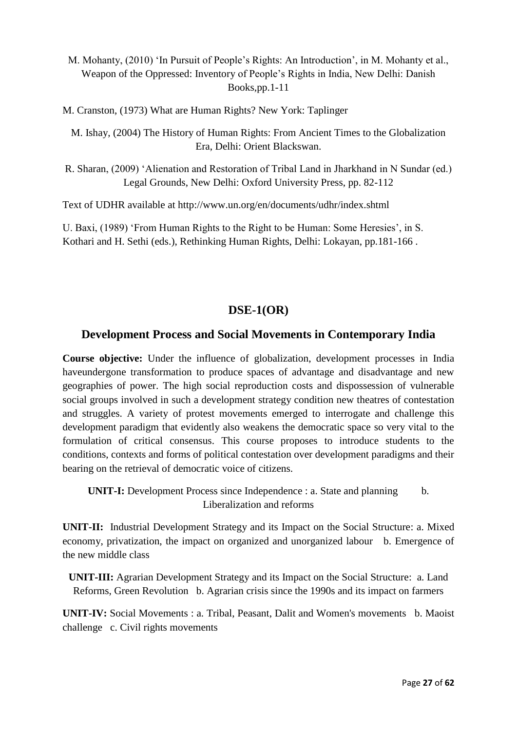M. Mohanty, (2010) 'In Pursuit of People's Rights: An Introduction', in M. Mohanty et al., Weapon of the Oppressed: Inventory of People's Rights in India, New Delhi: Danish Books,pp.1-11

M. Cranston, (1973) What are Human Rights? New York: Taplinger

M. Ishay, (2004) The History of Human Rights: From Ancient Times to the Globalization Era, Delhi: Orient Blackswan.

R. Sharan, (2009) 'Alienation and Restoration of Tribal Land in Jharkhand in N Sundar (ed.) Legal Grounds, New Delhi: Oxford University Press, pp. 82-112

Text of UDHR available at http://www.un.org/en/documents/udhr/index.shtml

U. Baxi, (1989) 'From Human Rights to the Right to be Human: Some Heresies', in S. Kothari and H. Sethi (eds.), Rethinking Human Rights, Delhi: Lokayan, pp.181-166 .

## DSE-1(OR)

## Development Process and Social Movements in Contemporary India

**Course objective:** Under the influence of globalization, development processes in India haveundergone transformation to produce spaces of advantage and disadvantage and new geographies of power. The high social reproduction costs and dispossession of vulnerable social groups involved in such a development strategy condition new theatres of contestation and struggles. A variety of protest movements emerged to interrogate and challenge this development paradigm that evidently also weakens the democratic space so very vital to the formulation of critical consensus. This course proposes to introduce students to the conditions, contexts and forms of political contestation over development paradigms and their bearing on the retrieval of democratic voice of citizens.

**UNIT-I:** Development Process since Independence : a. State and planning b. Liberalization and reforms

**UNIT-II:** Industrial Development Strategy and its Impact on the Social Structure: a. Mixed economy, privatization, the impact on organized and unorganized labour b. Emergence of the new middle class

**UNIT-III:** Agrarian Development Strategy and its Impact on the Social Structure: a. Land Reforms, Green Revolution b. Agrarian crisis since the 1990s and its impact on farmers

**UNIT-IV:** Social Movements : a. Tribal, Peasant, Dalit and Women's movements b. Maoist challenge c. Civil rights movements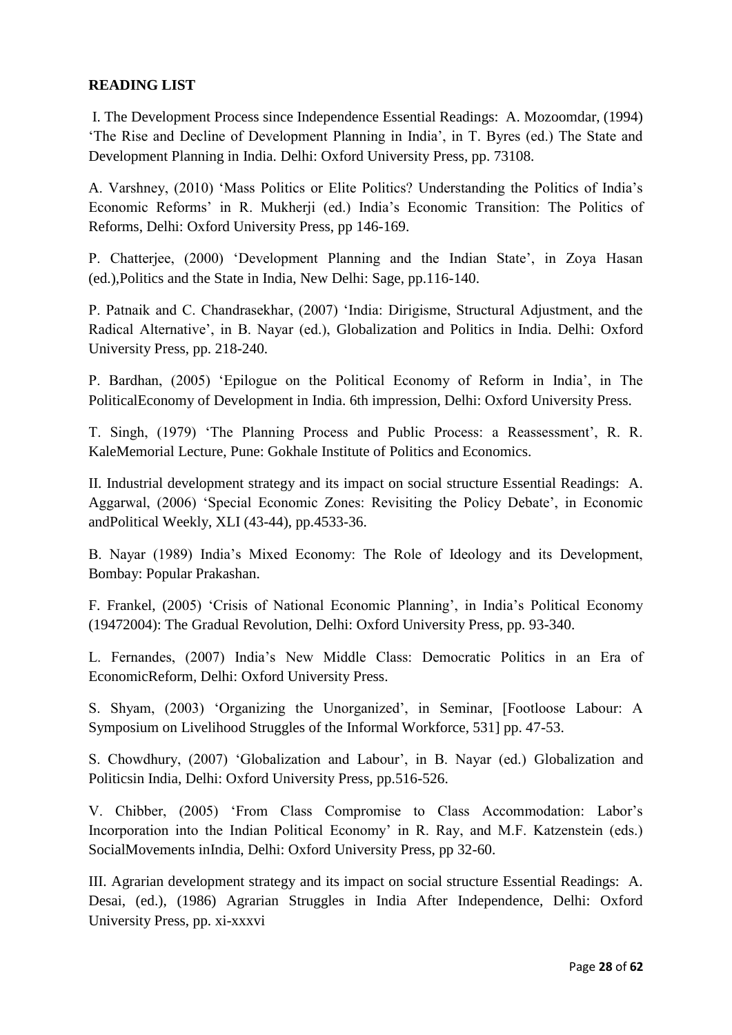**READING LIST**

I. The Development Process since Independence Essential Readings: A. Mozoomdar, (1994) 'The Rise and Decline of Development Planning in India', in T. Byres (ed.) The State and Development Planning in India. Delhi: Oxford University Press, pp. 73108.

A. Varshney, (2010) 'Mass Politics or Elite Politics? Understanding the Politics of India's Economic Reforms' in R. Mukherji (ed.) India's Economic Transition: The Politics of Reforms, Delhi: Oxford University Press, pp 146-169.

P. Chatterjee, (2000) 'Development Planning and the Indian State', in Zoya Hasan (ed.),Politics and the State in India, New Delhi: Sage, pp.116-140.

P. Patnaik and C. Chandrasekhar, (2007) 'India: Dirigisme, Structural Adjustment, and the Radical Alternative', in B. Nayar (ed.), Globalization and Politics in India. Delhi: Oxford University Press, pp. 218-240.

P. Bardhan, (2005) 'Epilogue on the Political Economy of Reform in India', in The PoliticalEconomy of Development in India. 6th impression, Delhi: Oxford University Press.

T. Singh, (1979) 'The Planning Process and Public Process: a Reassessment', R. R. KaleMemorial Lecture, Pune: Gokhale Institute of Politics and Economics.

II. Industrial development strategy and its impact on social structure Essential Readings: A. Aggarwal, (2006) 'Special Economic Zones: Revisiting the Policy Debate', in Economic andPolitical Weekly, XLI (43-44), pp.4533-36.

B. Nayar (1989) India's Mixed Economy: The Role of Ideology and its Development, Bombay: Popular Prakashan.

F. Frankel, (2005) 'Crisis of National Economic Planning', in India's Political Economy (19472004): The Gradual Revolution, Delhi: Oxford University Press, pp. 93-340.

L. Fernandes, (2007) India's New Middle Class: Democratic Politics in an Era of EconomicReform, Delhi: Oxford University Press.

S. Shyam, (2003) 'Organizing the Unorganized', in Seminar, [Footloose Labour: A Symposium on Livelihood Struggles of the Informal Workforce, 531] pp. 47-53.

S. Chowdhury, (2007) 'Globalization and Labour', in B. Nayar (ed.) Globalization and Politicsin India, Delhi: Oxford University Press, pp.516-526.

V. Chibber, (2005) 'From Class Compromise to Class Accommodation: Labor's Incorporation into the Indian Political Economy' in R. Ray, and M.F. Katzenstein (eds.) SocialMovements inIndia, Delhi: Oxford University Press, pp 32-60.

III. Agrarian development strategy and its impact on social structure Essential Readings: A. Desai, (ed.), (1986) Agrarian Struggles in India After Independence, Delhi: Oxford University Press, pp. xi-xxxvi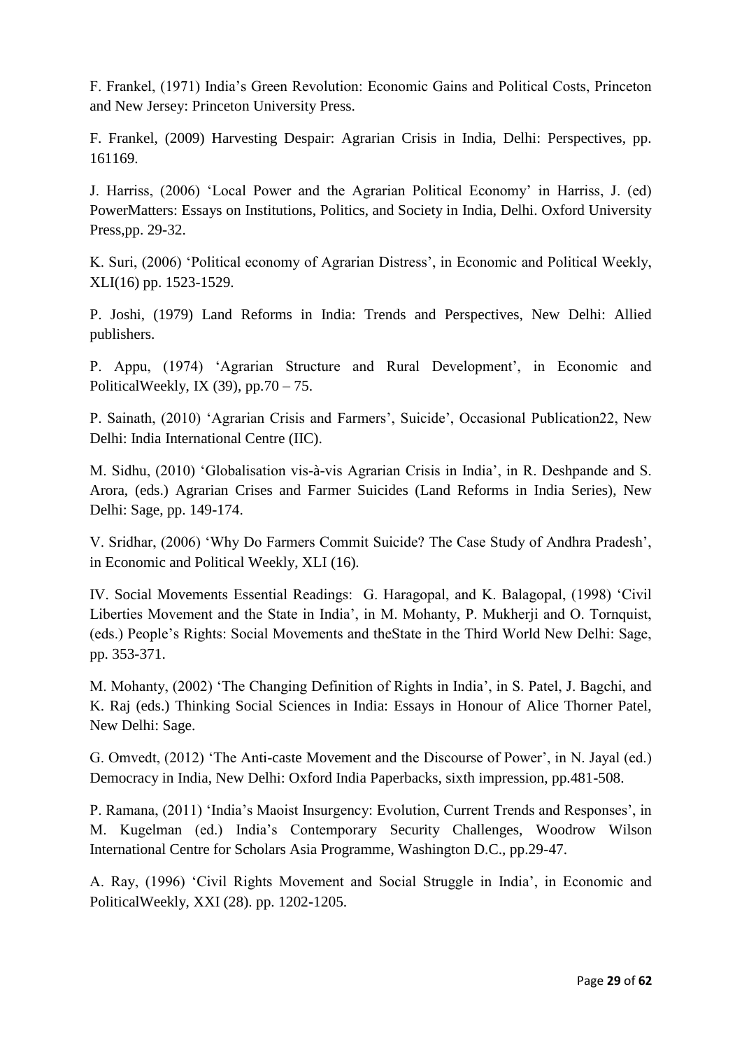F. Frankel, (1971) India's Green Revolution: Economic Gains and Political Costs, Princeton and New Jersey: Princeton University Press.

F. Frankel, (2009) Harvesting Despair: Agrarian Crisis in India, Delhi: Perspectives, pp. 161169.

J. Harriss, (2006) 'Local Power and the Agrarian Political Economy' in Harriss, J. (ed) PowerMatters: Essays on Institutions, Politics, and Society in India, Delhi. Oxford University Press,pp. 29-32.

K. Suri, (2006) 'Political economy of Agrarian Distress', in Economic and Political Weekly, XLI(16) pp. 1523-1529.

P. Joshi, (1979) Land Reforms in India: Trends and Perspectives, New Delhi: Allied publishers.

P. Appu, (1974) 'Agrarian Structure and Rural Development', in Economic and PoliticalWeekly, IX (39), pp.70 – 75.

P. Sainath, (2010) 'Agrarian Crisis and Farmers', Suicide', Occasional Publication22, New Delhi: India International Centre (IIC).

M. Sidhu, (2010) 'Globalisation vis-à-vis Agrarian Crisis in India', in R. Deshpande and S. Arora, (eds.) Agrarian Crises and Farmer Suicides (Land Reforms in India Series), New Delhi: Sage, pp. 149-174.

V. Sridhar, (2006) 'Why Do Farmers Commit Suicide? The Case Study of Andhra Pradesh', in Economic and Political Weekly, XLI (16).

IV. Social Movements Essential Readings: G. Haragopal, and K. Balagopal, (1998) 'Civil Liberties Movement and the State in India', in M. Mohanty, P. Mukherji and O. Tornquist, (eds.) People's Rights: Social Movements and theState in the Third World New Delhi: Sage, pp. 353-371.

M. Mohanty, (2002) 'The Changing Definition of Rights in India', in S. Patel, J. Bagchi, and K. Raj (eds.) Thinking Social Sciences in India: Essays in Honour of Alice Thorner Patel, New Delhi: Sage.

G. Omvedt, (2012) 'The Anti-caste Movement and the Discourse of Power', in N. Jayal (ed.) Democracy in India, New Delhi: Oxford India Paperbacks, sixth impression, pp.481-508.

P. Ramana, (2011) 'India's Maoist Insurgency: Evolution, Current Trends and Responses', in M. Kugelman (ed.) India's Contemporary Security Challenges, Woodrow Wilson International Centre for Scholars Asia Programme, Washington D.C., pp.29-47.

A. Ray, (1996) 'Civil Rights Movement and Social Struggle in India', in Economic and PoliticalWeekly, XXI (28). pp. 1202-1205.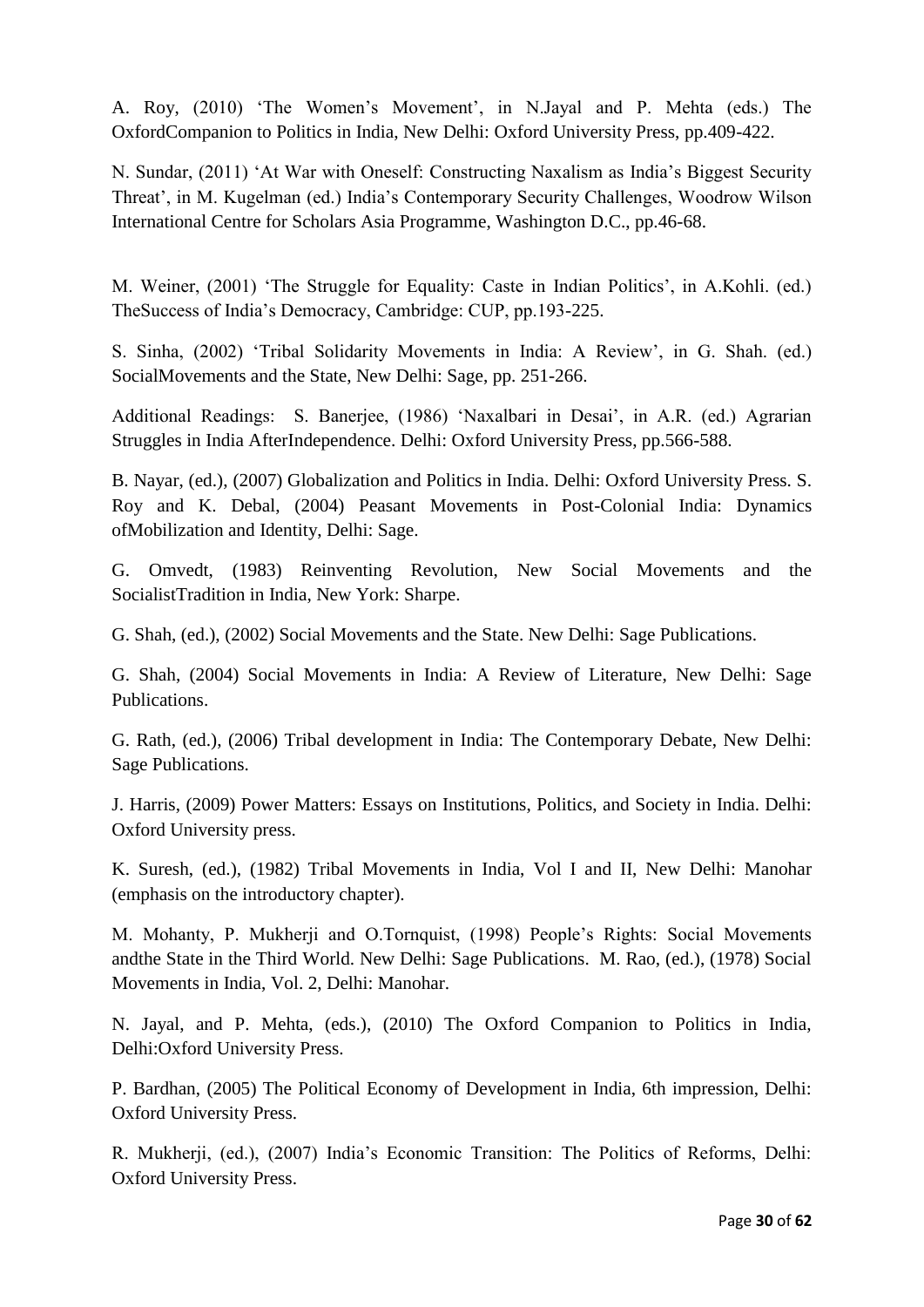A. Roy, (2010) 'The Women's Movement', in N.Jayal and P. Mehta (eds.) The OxfordCompanion to Politics in India, New Delhi: Oxford University Press, pp.409-422.

N. Sundar, (2011) 'At War with Oneself: Constructing Naxalism as India's Biggest Security Threat', in M. Kugelman (ed.) India's Contemporary Security Challenges, Woodrow Wilson International Centre for Scholars Asia Programme, Washington D.C., pp.46-68.

M. Weiner, (2001) 'The Struggle for Equality: Caste in Indian Politics', in A.Kohli. (ed.) TheSuccess of India's Democracy, Cambridge: CUP, pp.193-225.

S. Sinha, (2002) 'Tribal Solidarity Movements in India: A Review', in G. Shah. (ed.) SocialMovements and the State, New Delhi: Sage, pp. 251-266.

Additional Readings: S. Banerjee, (1986) 'Naxalbari in Desai', in A.R. (ed.) Agrarian Struggles in India AfterIndependence. Delhi: Oxford University Press, pp.566-588.

B. Nayar, (ed.), (2007) Globalization and Politics in India. Delhi: Oxford University Press. S. Roy and K. Debal, (2004) Peasant Movements in Post-Colonial India: Dynamics ofMobilization and Identity, Delhi: Sage.

G. Omvedt, (1983) Reinventing Revolution, New Social Movements and the SocialistTradition in India, New York: Sharpe.

G. Shah, (ed.), (2002) Social Movements and the State. New Delhi: Sage Publications.

G. Shah, (2004) Social Movements in India: A Review of Literature, New Delhi: Sage Publications.

G. Rath, (ed.), (2006) Tribal development in India: The Contemporary Debate, New Delhi: Sage Publications.

J. Harris, (2009) Power Matters: Essays on Institutions, Politics, and Society in India. Delhi: Oxford University press.

K. Suresh, (ed.), (1982) Tribal Movements in India, Vol I and II, New Delhi: Manohar (emphasis on the introductory chapter).

M. Mohanty, P. Mukherji and O.Tornquist, (1998) People's Rights: Social Movements andthe State in the Third World. New Delhi: Sage Publications. M. Rao, (ed.), (1978) Social Movements in India, Vol. 2, Delhi: Manohar.

N. Jayal, and P. Mehta, (eds.), (2010) The Oxford Companion to Politics in India, Delhi:Oxford University Press.

P. Bardhan, (2005) The Political Economy of Development in India, 6th impression, Delhi: Oxford University Press.

R. Mukherji, (ed.), (2007) India's Economic Transition: The Politics of Reforms, Delhi: Oxford University Press.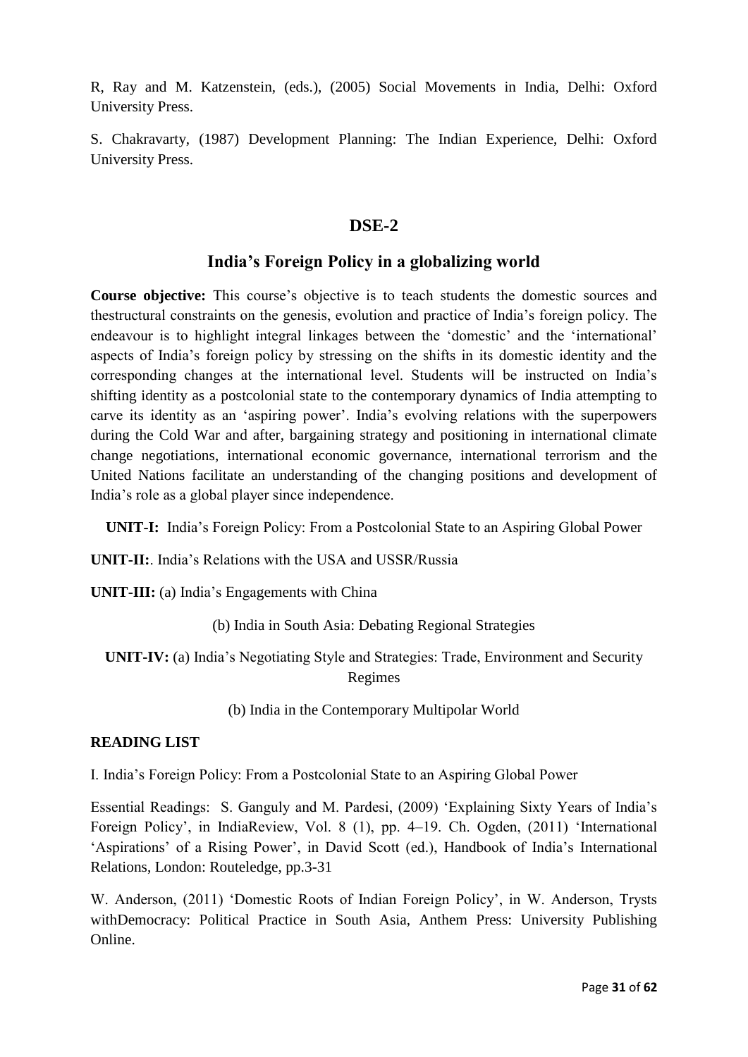R, Ray and M. Katzenstein, (eds.), (2005) Social Movements in India, Delhi: Oxford University Press.

S. Chakravarty, (1987) Development Planning: The Indian Experience, Delhi: Oxford University Press.

## DSE-2

## India's Foreign Policy in a globalizing world

**Course objective:** This course's objective is to teach students the domestic sources and thestructural constraints on the genesis, evolution and practice of India's foreign policy. The endeavour is to highlight integral linkages between the 'domestic' and the 'international' aspects of India's foreign policy by stressing on the shifts in its domestic identity and the corresponding changes at the international level. Students will be instructed on India's shifting identity as a postcolonial state to the contemporary dynamics of India attempting to carve its identity as an 'aspiring power'. India's evolving relations with the superpowers during the Cold War and after, bargaining strategy and positioning in international climate change negotiations, international economic governance, international terrorism and the United Nations facilitate an understanding of the changing positions and development of India's role as a global player since independence.

**UNIT-I:** India's Foreign Policy: From a Postcolonial State to an Aspiring Global Power

**UNIT-II:**. India's Relations with the USA and USSR/Russia

**UNIT-III:** (a) India's Engagements with China

(b) India in South Asia: Debating Regional Strategies

**UNIT-IV:** (a) India's Negotiating Style and Strategies: Trade, Environment and Security Regimes

(b) India in the Contemporary Multipolar World

**READING LIST**

I. India's Foreign Policy: From a Postcolonial State to an Aspiring Global Power

Essential Readings: S. Ganguly and M. Pardesi, (2009) 'Explaining Sixty Years of India's Foreign Policy', in IndiaReview, Vol. 8 (1), pp. 4–19. Ch. Ogden, (2011) 'International 'Aspirations' of a Rising Power', in David Scott (ed.), Handbook of India's International Relations, London: Routeledge, pp.3-31

W. Anderson, (2011) 'Domestic Roots of Indian Foreign Policy', in W. Anderson, Trysts withDemocracy: Political Practice in South Asia, Anthem Press: University Publishing Online.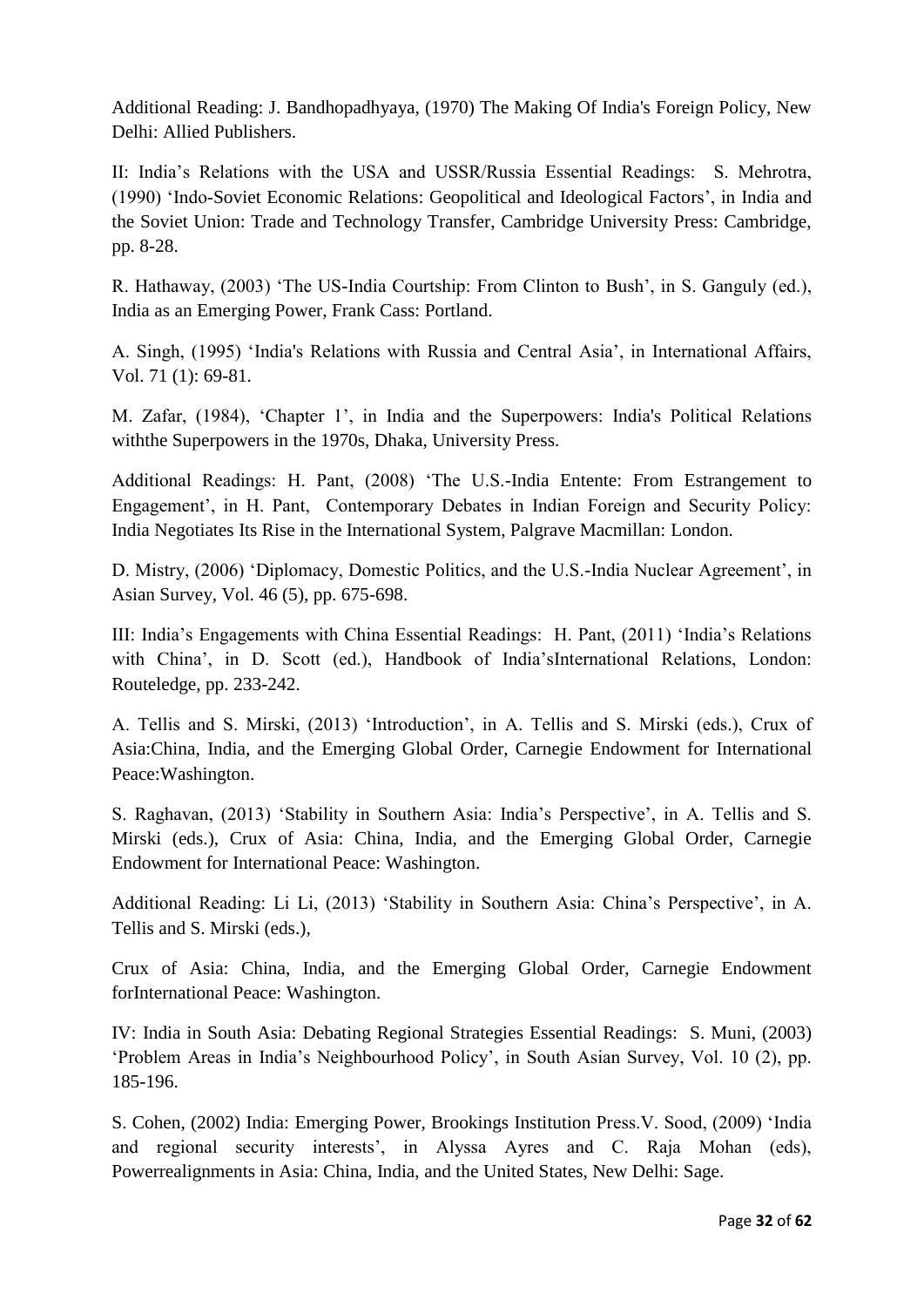Additional Reading: J. Bandhopadhyaya, (1970) The Making Of India's Foreign Policy, New Delhi: Allied Publishers.

II: India's Relations with the USA and USSR/Russia Essential Readings: S. Mehrotra, (1990) 'Indo-Soviet Economic Relations: Geopolitical and Ideological Factors', in India and the Soviet Union: Trade and Technology Transfer, Cambridge University Press: Cambridge, pp. 8-28.

R. Hathaway, (2003) 'The US-India Courtship: From Clinton to Bush', in S. Ganguly (ed.), India as an Emerging Power, Frank Cass: Portland.

A. Singh, (1995) 'India's Relations with Russia and Central Asia', in International Affairs, Vol. 71 (1): 69-81.

M. Zafar, (1984), 'Chapter 1', in India and the Superpowers: India's Political Relations withthe Superpowers in the 1970s, Dhaka, University Press.

Additional Readings: H. Pant, (2008) 'The U.S.-India Entente: From Estrangement to Engagement', in H. Pant, Contemporary Debates in Indian Foreign and Security Policy: India Negotiates Its Rise in the International System, Palgrave Macmillan: London.

D. Mistry, (2006) 'Diplomacy, Domestic Politics, and the U.S.-India Nuclear Agreement', in Asian Survey, Vol. 46 (5), pp. 675-698.

III: India's Engagements with China Essential Readings: H. Pant, (2011) 'India's Relations with China', in D. Scott (ed.), Handbook of India'sInternational Relations, London: Routeledge, pp. 233-242.

A. Tellis and S. Mirski, (2013) 'Introduction', in A. Tellis and S. Mirski (eds.), Crux of Asia:China, India, and the Emerging Global Order, Carnegie Endowment for International Peace:Washington.

S. Raghavan, (2013) 'Stability in Southern Asia: India's Perspective', in A. Tellis and S. Mirski (eds.), Crux of Asia: China, India, and the Emerging Global Order, Carnegie Endowment for International Peace: Washington.

Additional Reading: Li Li, (2013) 'Stability in Southern Asia: China's Perspective', in A. Tellis and S. Mirski (eds.),

Crux of Asia: China, India, and the Emerging Global Order, Carnegie Endowment forInternational Peace: Washington.

IV: India in South Asia: Debating Regional Strategies Essential Readings: S. Muni, (2003) 'Problem Areas in India's Neighbourhood Policy', in South Asian Survey, Vol. 10 (2), pp. 185-196.

S. Cohen, (2002) India: Emerging Power, Brookings Institution Press.V. Sood, (2009) 'India and regional security interests', in Alyssa Ayres and C. Raja Mohan (eds), Powerrealignments in Asia: China, India, and the United States, New Delhi: Sage.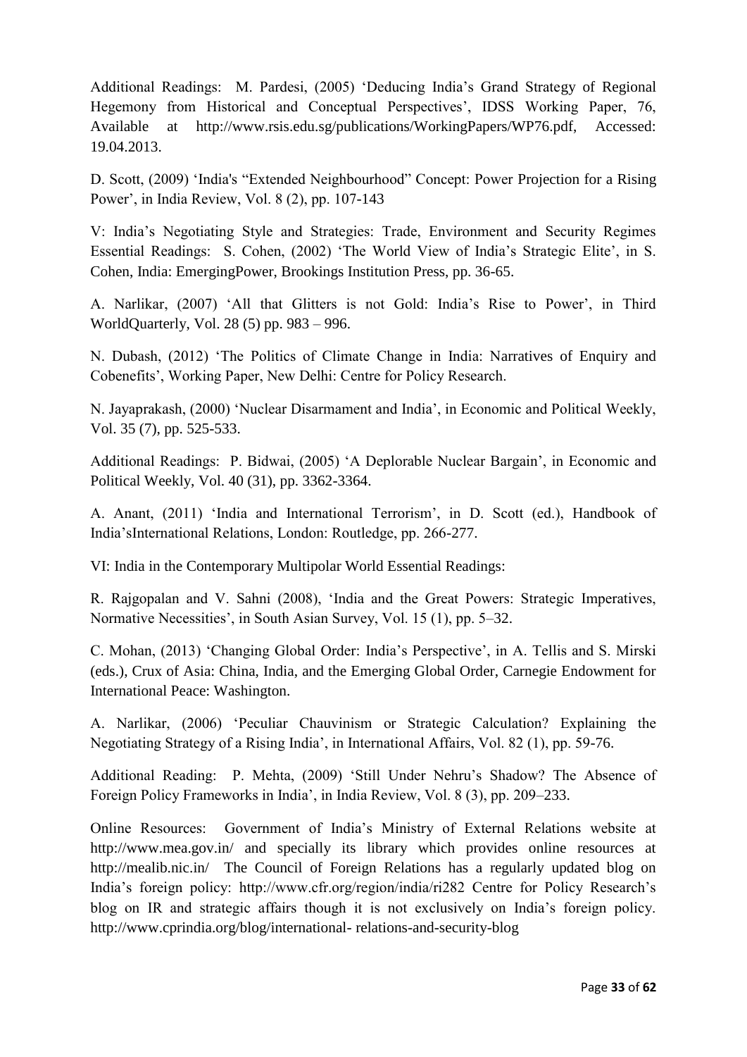Additional Readings: M. Pardesi, (2005) 'Deducing India's Grand Strategy of Regional Hegemony from Historical and Conceptual Perspectives', IDSS Working Paper, 76, Available at http://www.rsis.edu.sg/publications/WorkingPapers/WP76.pdf, Accessed: 19.04.2013.

D. Scott, (2009) 'India's "Extended Neighbourhood" Concept: Power Projection for a Rising Power', in India Review, Vol. 8 (2), pp. 107-143

V: India's Negotiating Style and Strategies: Trade, Environment and Security Regimes Essential Readings: S. Cohen, (2002) 'The World View of India's Strategic Elite', in S. Cohen, India: EmergingPower, Brookings Institution Press, pp. 36-65.

A. Narlikar, (2007) 'All that Glitters is not Gold: India's Rise to Power', in Third WorldQuarterly, Vol. 28 (5) pp. 983 – 996.

N. Dubash, (2012) 'The Politics of Climate Change in India: Narratives of Enquiry and Cobenefits', Working Paper, New Delhi: Centre for Policy Research.

N. Jayaprakash, (2000) 'Nuclear Disarmament and India', in Economic and Political Weekly, Vol. 35 (7), pp. 525-533.

Additional Readings: P. Bidwai, (2005) 'A Deplorable Nuclear Bargain', in Economic and Political Weekly, Vol. 40 (31), pp. 3362-3364.

A. Anant, (2011) 'India and International Terrorism', in D. Scott (ed.), Handbook of India'sInternational Relations, London: Routledge, pp. 266-277.

VI: India in the Contemporary Multipolar World Essential Readings:

R. Rajgopalan and V. Sahni (2008), 'India and the Great Powers: Strategic Imperatives, Normative Necessities', in South Asian Survey, Vol. 15 (1), pp. 5–32.

C. Mohan, (2013) 'Changing Global Order: India's Perspective', in A. Tellis and S. Mirski (eds.), Crux of Asia: China, India, and the Emerging Global Order, Carnegie Endowment for International Peace: Washington.

A. Narlikar, (2006) 'Peculiar Chauvinism or Strategic Calculation? Explaining the Negotiating Strategy of a Rising India', in International Affairs, Vol. 82 (1), pp. 59-76.

Additional Reading: P. Mehta, (2009) 'Still Under Nehru's Shadow? The Absence of Foreign Policy Frameworks in India', in India Review, Vol. 8 (3), pp. 209–233.

Online Resources: Government of India's Ministry of External Relations website at http://www.mea.gov.in/ and specially its library which provides online resources at http://mealib.nic.in/ The Council of Foreign Relations has a regularly updated blog on India's foreign policy: http://www.cfr.org/region/india/ri282 Centre for Policy Research's blog on IR and strategic affairs though it is not exclusively on India's foreign policy. http://www.cprindia.org/blog/international- relations-and-security-blog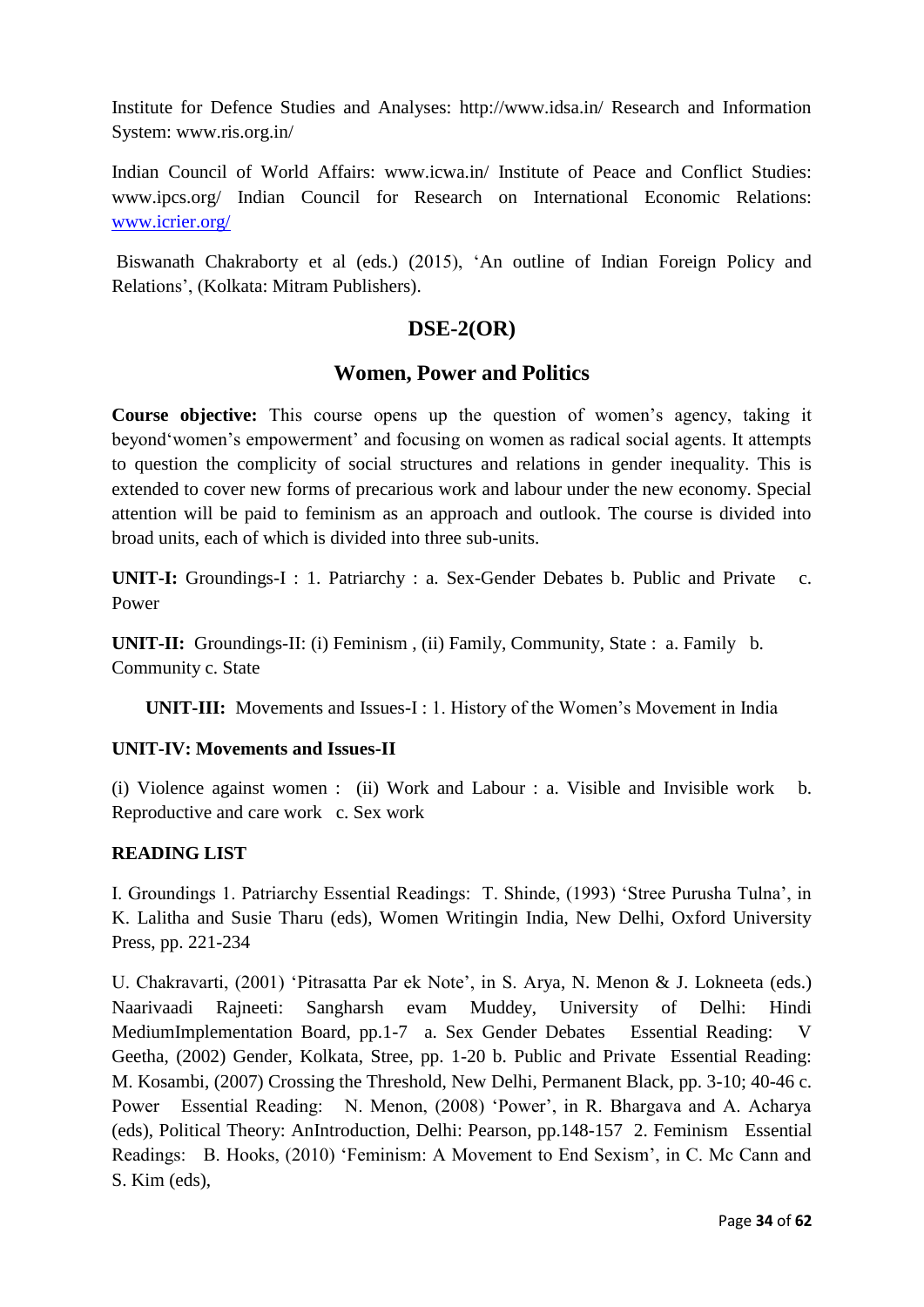Institute for Defence Studies and Analyses: http://www.idsa.in/ Research and Information System: www.ris.org.in/

Indian Council of World Affairs: www.icwa.in/ Institute of Peace and Conflict Studies: www.ipcs.org/ Indian Council for Research on International Economic Relations: www.icrier.org/

Biswanath Chakraborty et al (eds.) (2015), 'An outline of Indian Foreign Policy and Relations', (Kolkata: Mitram Publishers).

## DSE-2(OR)

## Women, Power and Politics

**Course objective:** This course opens up the question of women's agency, taking it beyond'women's empowerment' and focusing on women as radical social agents. It attempts to question the complicity of social structures and relations in gender inequality. This is extended to cover new forms of precarious work and labour under the new economy. Special attention will be paid to feminism as an approach and outlook. The course is divided into broad units, each of which is divided into three sub-units.

**UNIT-I:** Groundings-I : 1. Patriarchy : a. Sex-Gender Debates b. Public and Private c. Power

**UNIT-II:** Groundings-II: (i) Feminism , (ii) Family, Community, State : a. Family b. Community c. State

**UNIT-III:** Movements and Issues-I : 1. History of the Women's Movement in India

**UNIT-IV: Movements and Issues-II**

(i) Violence against women : (ii) Work and Labour : a. Visible and Invisible work b. Reproductive and care work c. Sex work

**READING LIST**

I. Groundings 1. Patriarchy Essential Readings: T. Shinde, (1993) 'Stree Purusha Tulna', in K. Lalitha and Susie Tharu (eds), Women Writingin India, New Delhi, Oxford University Press, pp. 221-234

U. Chakravarti, (2001) 'Pitrasatta Par ek Note', in S. Arya, N. Menon & J. Lokneeta (eds.) Naarivaadi Rajneeti: Sangharsh evam Muddey, University of Delhi: Hindi MediumImplementation Board, pp.1-7 a. Sex Gender Debates Essential Reading: V Geetha, (2002) Gender, Kolkata, Stree, pp. 1-20 b. Public and Private Essential Reading: M. Kosambi, (2007) Crossing the Threshold, New Delhi, Permanent Black, pp. 3-10; 40-46 c. Power Essential Reading: N. Menon, (2008) 'Power', in R. Bhargava and A. Acharya (eds), Political Theory: AnIntroduction, Delhi: Pearson, pp.148-157 2. Feminism Essential Readings: B. Hooks, (2010) 'Feminism: A Movement to End Sexism', in C. Mc Cann and S. Kim (eds),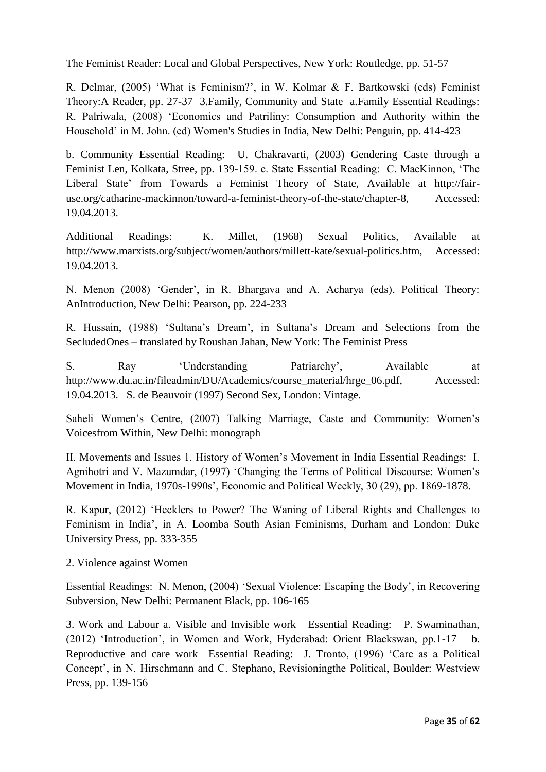The Feminist Reader: Local and Global Perspectives, New York: Routledge, pp. 51-57

R. Delmar, (2005) 'What is Feminism?', in W. Kolmar & F. Bartkowski (eds) Feminist Theory:A Reader, pp. 27-37 3.Family, Community and State a.Family Essential Readings: R. Palriwala, (2008) 'Economics and Patriliny: Consumption and Authority within the Household' in M. John. (ed) Women's Studies in India, New Delhi: Penguin, pp. 414-423

b. Community Essential Reading: U. Chakravarti, (2003) Gendering Caste through a Feminist Len, Kolkata, Stree, pp. 139-159. c. State Essential Reading: C. MacKinnon, 'The Liberal State' from Towards a Feminist Theory of State, Available at http://fair-use.org/catharine-mackinnon/toward-a-feminist-theory-of-the-state/chapter-8, Accessed: 19.04.2013.

Additional Readings: K. Millet, (1968) Sexual Politics, Available at http://www.marxists.org/subject/women/authors/millett-kate/sexual-politics.htm, Accessed: 19.04.2013.

N. Menon (2008) 'Gender', in R. Bhargava and A. Acharya (eds), Political Theory: AnIntroduction, New Delhi: Pearson, pp. 224-233

R. Hussain, (1988) 'Sultana's Dream', in Sultana's Dream and Selections from the SecludedOnes – translated by Roushan Jahan, New York: The Feminist Press

S. Ray 'Understanding Patriarchy', Available at http://www.du.ac.in/fileadmin/DU/Academics/course_material/hrge_06.pdf, Accessed: 19.04.2013. S. de Beauvoir (1997) Second Sex, London: Vintage.

Saheli Women's Centre, (2007) Talking Marriage, Caste and Community: Women's Voicesfrom Within, New Delhi: monograph

II. Movements and Issues 1. History of Women's Movement in India Essential Readings: I. Agnihotri and V. Mazumdar, (1997) 'Changing the Terms of Political Discourse: Women's Movement in India, 1970s-1990s', Economic and Political Weekly, 30 (29), pp. 1869-1878.

R. Kapur, (2012) 'Hecklers to Power? The Waning of Liberal Rights and Challenges to Feminism in India', in A. Loomba South Asian Feminisms, Durham and London: Duke University Press, pp. 333-355

2. Violence against Women

Essential Readings: N. Menon, (2004) 'Sexual Violence: Escaping the Body', in Recovering Subversion, New Delhi: Permanent Black, pp. 106-165

3. Work and Labour a. Visible and Invisible work Essential Reading: P. Swaminathan, (2012) 'Introduction', in Women and Work, Hyderabad: Orient Blackswan, pp.1-17 b. Reproductive and care work Essential Reading: J. Tronto, (1996) 'Care as a Political Concept', in N. Hirschmann and C. Stephano, Revisioningthe Political, Boulder: Westview Press, pp. 139-156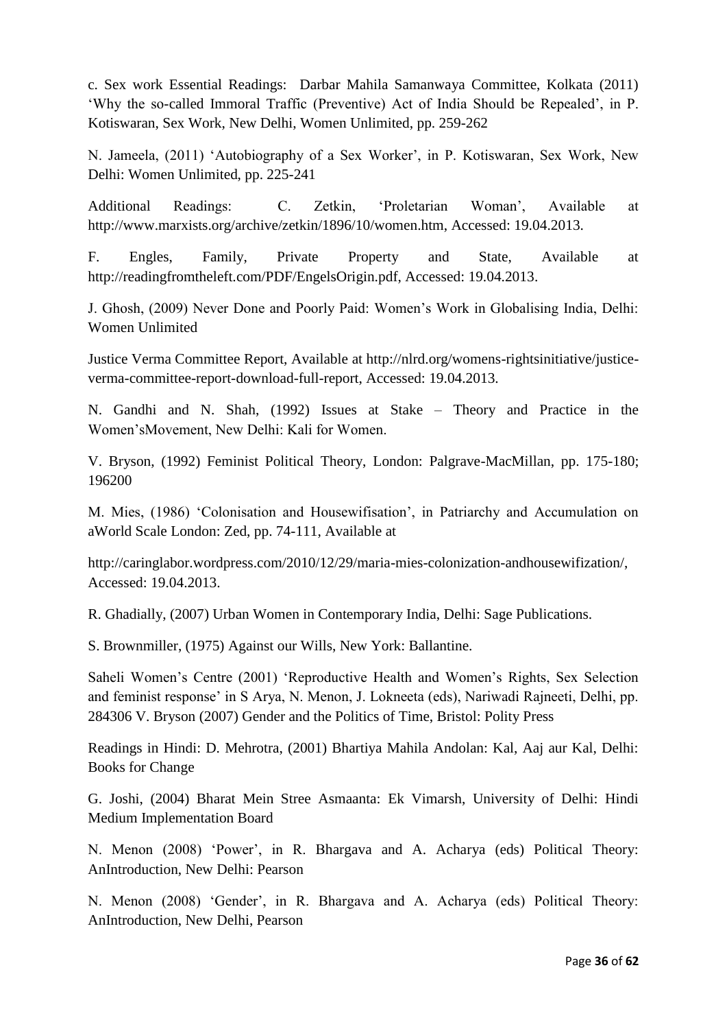c. Sex work Essential Readings: Darbar Mahila Samanwaya Committee, Kolkata (2011) 'Why the so-called Immoral Traffic (Preventive) Act of India Should be Repealed', in P. Kotiswaran, Sex Work, New Delhi, Women Unlimited, pp. 259-262

N. Jameela, (2011) 'Autobiography of a Sex Worker', in P. Kotiswaran, Sex Work, New Delhi: Women Unlimited, pp. 225-241

Additional Readings: C. Zetkin, 'Proletarian Woman', Available at http://www.marxists.org/archive/zetkin/1896/10/women.htm, Accessed: 19.04.2013.

F. Engles, Family, Private Property and State, Available at http://readingfromtheleft.com/PDF/EngelsOrigin.pdf, Accessed: 19.04.2013.

J. Ghosh, (2009) Never Done and Poorly Paid: Women's Work in Globalising India, Delhi: Women Unlimited

Justice Verma Committee Report, Available at http://nlrd.org/womens-rightsinitiative/justice-verma-committee-report-download-full-report, Accessed: 19.04.2013.

N. Gandhi and N. Shah, (1992) Issues at Stake – Theory and Practice in the Women'sMovement, New Delhi: Kali for Women.

V. Bryson, (1992) Feminist Political Theory, London: Palgrave-MacMillan, pp. 175-180; 196200

M. Mies, (1986) 'Colonisation and Housewifisation', in Patriarchy and Accumulation on aWorld Scale London: Zed, pp. 74-111, Available at

http://caringlabor.wordpress.com/2010/12/29/maria-mies-colonization-andhousewifization/, Accessed: 19.04.2013.

R. Ghadially, (2007) Urban Women in Contemporary India, Delhi: Sage Publications.

S. Brownmiller, (1975) Against our Wills, New York: Ballantine.

Saheli Women's Centre (2001) 'Reproductive Health and Women's Rights, Sex Selection and feminist response' in S Arya, N. Menon, J. Lokneeta (eds), Nariwadi Rajneeti, Delhi, pp. 284306 V. Bryson (2007) Gender and the Politics of Time, Bristol: Polity Press

Readings in Hindi: D. Mehrotra, (2001) Bhartiya Mahila Andolan: Kal, Aaj aur Kal, Delhi: Books for Change

G. Joshi, (2004) Bharat Mein Stree Asmaanta: Ek Vimarsh, University of Delhi: Hindi Medium Implementation Board

N. Menon (2008) 'Power', in R. Bhargava and A. Acharya (eds) Political Theory: AnIntroduction, New Delhi: Pearson

N. Menon (2008) 'Gender', in R. Bhargava and A. Acharya (eds) Political Theory: AnIntroduction, New Delhi, Pearson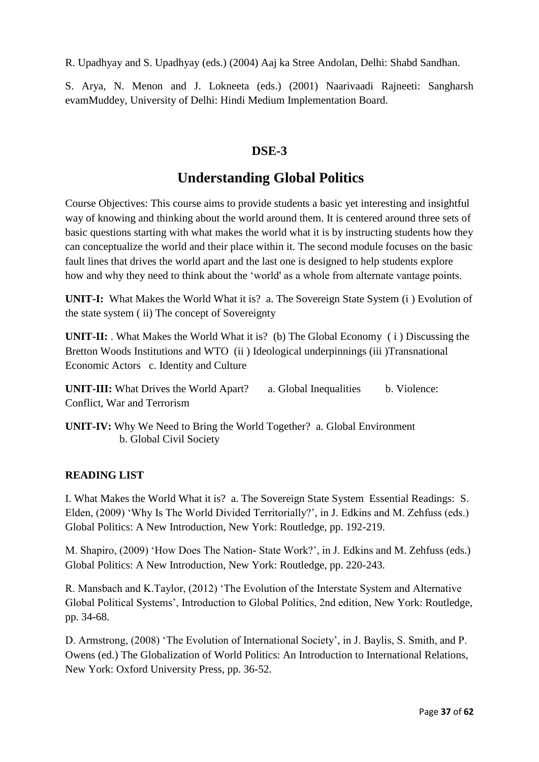R. Upadhyay and S. Upadhyay (eds.) (2004) Aaj ka Stree Andolan, Delhi: Shabd Sandhan.

S. Arya, N. Menon and J. Lokneeta (eds.) (2001) Naarivaadi Rajneeti: Sangharsh evamMuddey, University of Delhi: Hindi Medium Implementation Board.

## DSE-3

# Understanding Global Politics

Course Objectives: This course aims to provide students a basic yet interesting and insightful way of knowing and thinking about the world around them. It is centered around three sets of basic questions starting with what makes the world what it is by instructing students how they can conceptualize the world and their place within it. The second module focuses on the basic fault lines that drives the world apart and the last one is designed to help students explore how and why they need to think about the 'world' as a whole from alternate vantage points.

**UNIT-I:** What Makes the World What it is? a. The Sovereign State System (i ) Evolution of the state system ( ii) The concept of Sovereignty

**UNIT-II:** . What Makes the World What it is? (b) The Global Economy ( i ) Discussing the Bretton Woods Institutions and WTO (ii ) Ideological underpinnings (iii )Transnational Economic Actors c. Identity and Culture

**UNIT-III:** What Drives the World Apart? a. Global Inequalities b. Violence: Conflict, War and Terrorism

**UNIT-IV:** Why We Need to Bring the World Together? a. Global Environment b. Global Civil Society

**READING LIST**

I. What Makes the World What it is? a. The Sovereign State System Essential Readings: S. Elden, (2009) 'Why Is The World Divided Territorially?', in J. Edkins and M. Zehfuss (eds.) Global Politics: A New Introduction, New York: Routledge, pp. 192-219.

M. Shapiro, (2009) 'How Does The Nation- State Work?', in J. Edkins and M. Zehfuss (eds.) Global Politics: A New Introduction, New York: Routledge, pp. 220-243.

R. Mansbach and K.Taylor, (2012) 'The Evolution of the Interstate System and Alternative Global Political Systems', Introduction to Global Politics, 2nd edition, New York: Routledge, pp. 34-68.

D. Armstrong, (2008) 'The Evolution of International Society', in J. Baylis, S. Smith, and P. Owens (ed.) The Globalization of World Politics: An Introduction to International Relations, New York: Oxford University Press, pp. 36-52.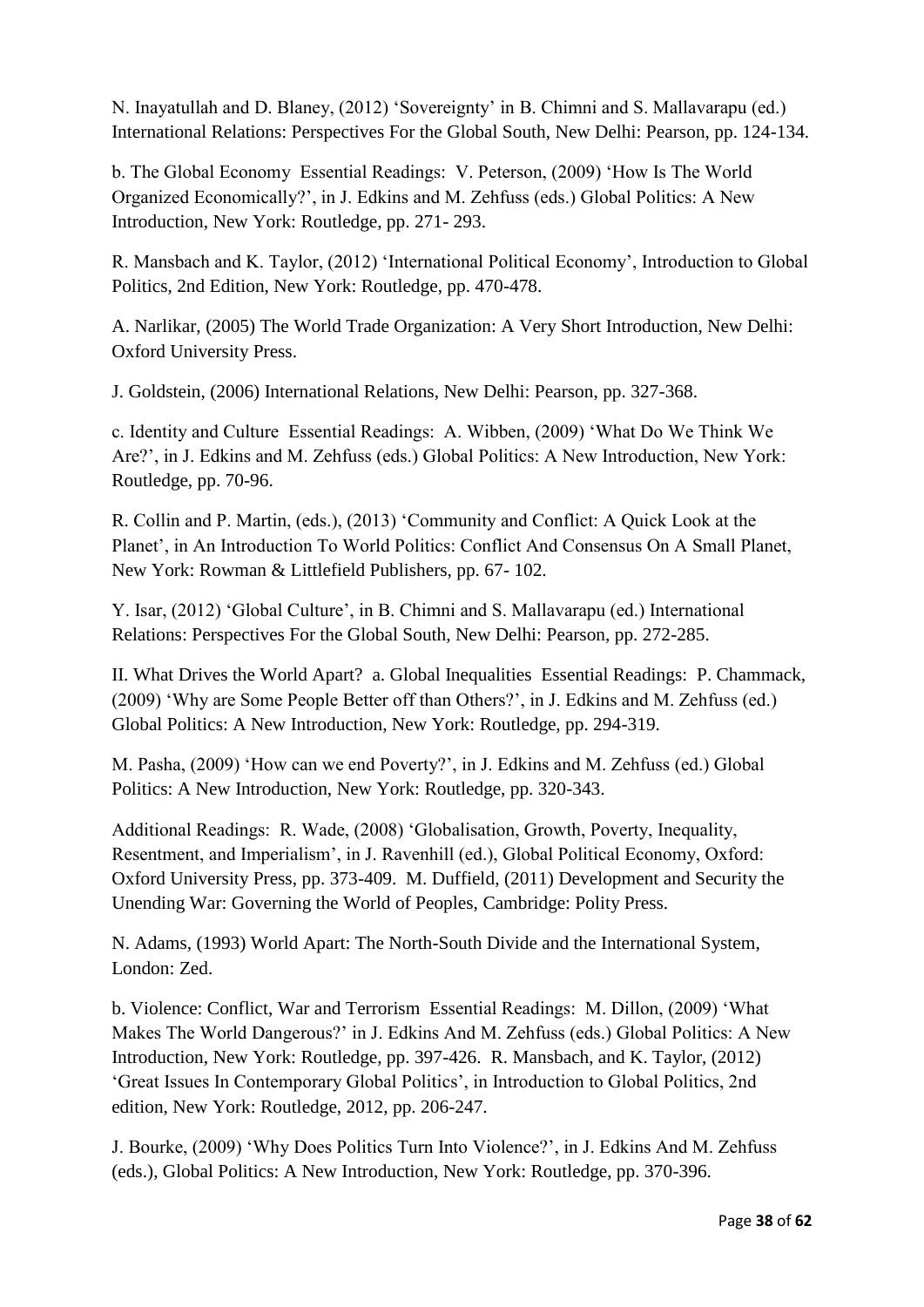N. Inayatullah and D. Blaney, (2012) 'Sovereignty' in B. Chimni and S. Mallavarapu (ed.) International Relations: Perspectives For the Global South, New Delhi: Pearson, pp. 124-134.

b. The Global Economy Essential Readings: V. Peterson, (2009) 'How Is The World Organized Economically?', in J. Edkins and M. Zehfuss (eds.) Global Politics: A New Introduction, New York: Routledge, pp. 271- 293.

R. Mansbach and K. Taylor, (2012) 'International Political Economy', Introduction to Global Politics, 2nd Edition, New York: Routledge, pp. 470-478.

A. Narlikar, (2005) The World Trade Organization: A Very Short Introduction, New Delhi: Oxford University Press.

J. Goldstein, (2006) International Relations, New Delhi: Pearson, pp. 327-368.

c. Identity and Culture Essential Readings: A. Wibben, (2009) 'What Do We Think We Are?', in J. Edkins and M. Zehfuss (eds.) Global Politics: A New Introduction, New York: Routledge, pp. 70-96.

R. Collin and P. Martin, (eds.), (2013) 'Community and Conflict: A Quick Look at the Planet', in An Introduction To World Politics: Conflict And Consensus On A Small Planet, New York: Rowman & Littlefield Publishers, pp. 67- 102.

Y. Isar, (2012) 'Global Culture', in B. Chimni and S. Mallavarapu (ed.) International Relations: Perspectives For the Global South, New Delhi: Pearson, pp. 272-285.

II. What Drives the World Apart? a. Global Inequalities Essential Readings: P. Chammack, (2009) 'Why are Some People Better off than Others?', in J. Edkins and M. Zehfuss (ed.) Global Politics: A New Introduction, New York: Routledge, pp. 294-319.

M. Pasha, (2009) 'How can we end Poverty?', in J. Edkins and M. Zehfuss (ed.) Global Politics: A New Introduction, New York: Routledge, pp. 320-343.

Additional Readings: R. Wade, (2008) 'Globalisation, Growth, Poverty, Inequality, Resentment, and Imperialism', in J. Ravenhill (ed.), Global Political Economy, Oxford: Oxford University Press, pp. 373-409. M. Duffield, (2011) Development and Security the Unending War: Governing the World of Peoples, Cambridge: Polity Press.

N. Adams, (1993) World Apart: The North-South Divide and the International System, London: Zed.

b. Violence: Conflict, War and Terrorism Essential Readings: M. Dillon, (2009) 'What Makes The World Dangerous?' in J. Edkins And M. Zehfuss (eds.) Global Politics: A New Introduction, New York: Routledge, pp. 397-426. R. Mansbach, and K. Taylor, (2012) 'Great Issues In Contemporary Global Politics', in Introduction to Global Politics, 2nd edition, New York: Routledge, 2012, pp. 206-247.

J. Bourke, (2009) 'Why Does Politics Turn Into Violence?', in J. Edkins And M. Zehfuss (eds.), Global Politics: A New Introduction, New York: Routledge, pp. 370-396.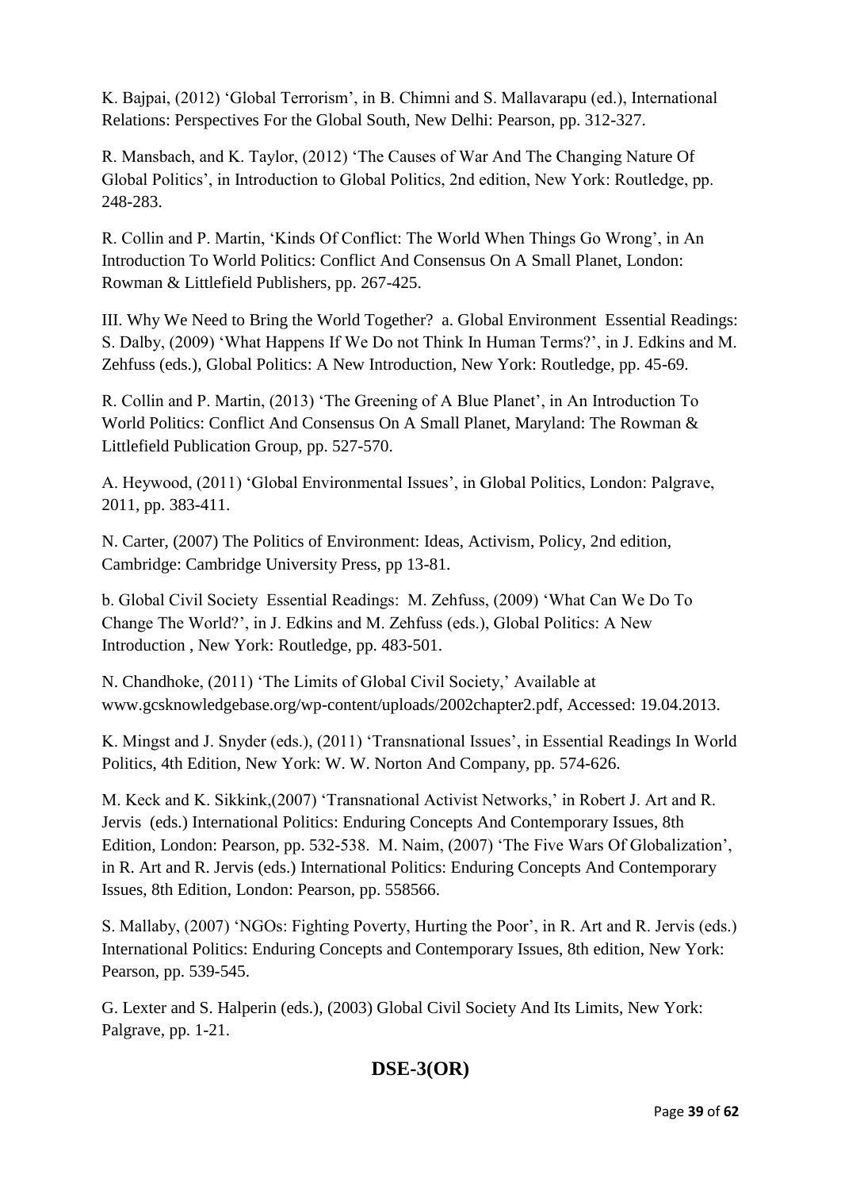K. Bajpai, (2012) 'Global Terrorism', in B. Chimni and S. Mallavarapu (ed.), International Relations: Perspectives For the Global South, New Delhi: Pearson, pp. 312-327.

R. Mansbach, and K. Taylor, (2012) 'The Causes of War And The Changing Nature Of Global Politics', in Introduction to Global Politics, 2nd edition, New York: Routledge, pp. 248-283.

R. Collin and P. Martin, 'Kinds Of Conflict: The World When Things Go Wrong', in An Introduction To World Politics: Conflict And Consensus On A Small Planet, London: Rowman & Littlefield Publishers, pp. 267-425.

III. Why We Need to Bring the World Together? a. Global Environment Essential Readings: S. Dalby, (2009) 'What Happens If We Do not Think In Human Terms?', in J. Edkins and M. Zehfuss (eds.), Global Politics: A New Introduction, New York: Routledge, pp. 45-69.

R. Collin and P. Martin, (2013) 'The Greening of A Blue Planet', in An Introduction To World Politics: Conflict And Consensus On A Small Planet, Maryland: The Rowman & Littlefield Publication Group, pp. 527-570.

A. Heywood, (2011) 'Global Environmental Issues', in Global Politics, London: Palgrave, 2011, pp. 383-411.

N. Carter, (2007) The Politics of Environment: Ideas, Activism, Policy, 2nd edition, Cambridge: Cambridge University Press, pp 13-81.

b. Global Civil Society Essential Readings: M. Zehfuss, (2009) 'What Can We Do To Change The World?', in J. Edkins and M. Zehfuss (eds.), Global Politics: A New Introduction , New York: Routledge, pp. 483-501.

N. Chandhoke, (2011) 'The Limits of Global Civil Society,' Available at www.gcsknowledgebase.org/wp-content/uploads/2002chapter2.pdf, Accessed: 19.04.2013.

K. Mingst and J. Snyder (eds.), (2011) 'Transnational Issues', in Essential Readings In World Politics, 4th Edition, New York: W. W. Norton And Company, pp. 574-626.

M. Keck and K. Sikkink,(2007) 'Transnational Activist Networks,' in Robert J. Art and R. Jervis (eds.) International Politics: Enduring Concepts And Contemporary Issues, 8th Edition, London: Pearson, pp. 532-538. M. Naim, (2007) 'The Five Wars Of Globalization', in R. Art and R. Jervis (eds.) International Politics: Enduring Concepts And Contemporary Issues, 8th Edition, London: Pearson, pp. 558566.

S. Mallaby, (2007) 'NGOs: Fighting Poverty, Hurting the Poor', in R. Art and R. Jervis (eds.) International Politics: Enduring Concepts and Contemporary Issues, 8th edition, New York: Pearson, pp. 539-545.

G. Lexter and S. Halperin (eds.), (2003) Global Civil Society And Its Limits, New York: Palgrave, pp. 1-21.

## DSE-3(OR)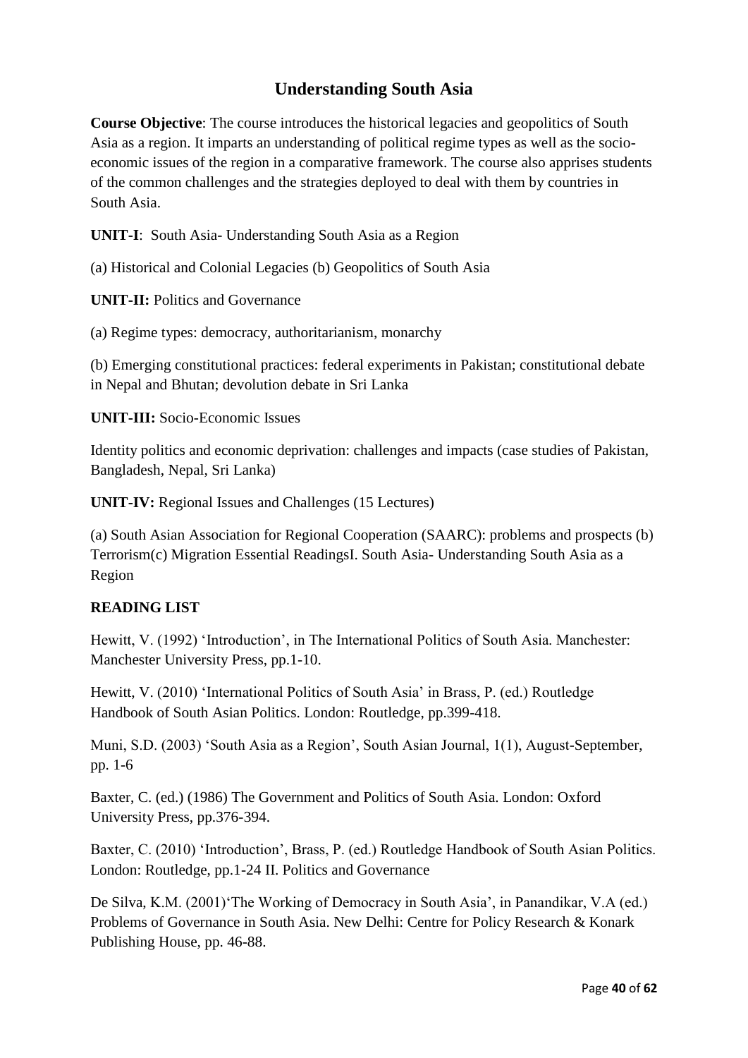# Understanding South Asia

**Course Objective**: The course introduces the historical legacies and geopolitics of South Asia as a region. It imparts an understanding of political regime types as well as the socio-economic issues of the region in a comparative framework. The course also apprises students of the common challenges and the strategies deployed to deal with them by countries in South Asia.

**UNIT-I**: South Asia- Understanding South Asia as a Region

(a) Historical and Colonial Legacies (b) Geopolitics of South Asia

**UNIT-II:** Politics and Governance

(a) Regime types: democracy, authoritarianism, monarchy

(b) Emerging constitutional practices: federal experiments in Pakistan; constitutional debate in Nepal and Bhutan; devolution debate in Sri Lanka

**UNIT-III:** Socio-Economic Issues

Identity politics and economic deprivation: challenges and impacts (case studies of Pakistan, Bangladesh, Nepal, Sri Lanka)

**UNIT-IV:** Regional Issues and Challenges (15 Lectures)

(a) South Asian Association for Regional Cooperation (SAARC): problems and prospects (b) Terrorism(c) Migration Essential ReadingsI. South Asia- Understanding South Asia as a Region

**READING LIST**

Hewitt, V. (1992) 'Introduction', in The International Politics of South Asia. Manchester: Manchester University Press, pp.1-10.

Hewitt, V. (2010) 'International Politics of South Asia' in Brass, P. (ed.) Routledge Handbook of South Asian Politics. London: Routledge, pp.399-418.

Muni, S.D. (2003) 'South Asia as a Region', South Asian Journal, 1(1), August-September, pp. 1-6

Baxter, C. (ed.) (1986) The Government and Politics of South Asia. London: Oxford University Press, pp.376-394.

Baxter, C. (2010) 'Introduction', Brass, P. (ed.) Routledge Handbook of South Asian Politics. London: Routledge, pp.1-24 II. Politics and Governance

De Silva, K.M. (2001)'The Working of Democracy in South Asia', in Panandikar, V.A (ed.) Problems of Governance in South Asia. New Delhi: Centre for Policy Research & Konark Publishing House, pp. 46-88.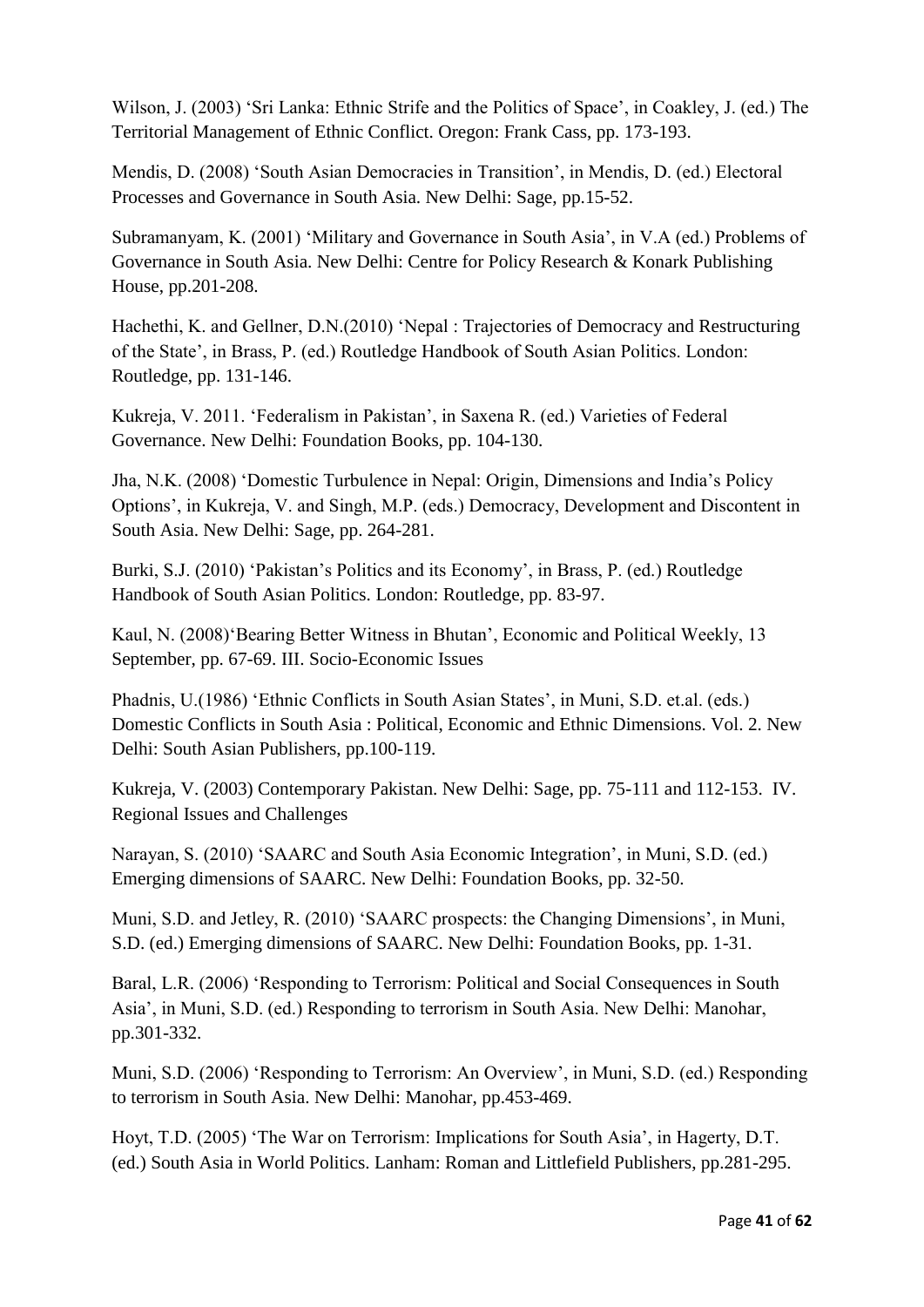Wilson, J. (2003) 'Sri Lanka: Ethnic Strife and the Politics of Space', in Coakley, J. (ed.) The Territorial Management of Ethnic Conflict. Oregon: Frank Cass, pp. 173-193.

Mendis, D. (2008) 'South Asian Democracies in Transition', in Mendis, D. (ed.) Electoral Processes and Governance in South Asia. New Delhi: Sage, pp.15-52.

Subramanyam, K. (2001) 'Military and Governance in South Asia', in V.A (ed.) Problems of Governance in South Asia. New Delhi: Centre for Policy Research & Konark Publishing House, pp.201-208.

Hachethi, K. and Gellner, D.N.(2010) 'Nepal : Trajectories of Democracy and Restructuring of the State', in Brass, P. (ed.) Routledge Handbook of South Asian Politics. London: Routledge, pp. 131-146.

Kukreja, V. 2011. 'Federalism in Pakistan', in Saxena R. (ed.) Varieties of Federal Governance. New Delhi: Foundation Books, pp. 104-130.

Jha, N.K. (2008) 'Domestic Turbulence in Nepal: Origin, Dimensions and India's Policy Options', in Kukreja, V. and Singh, M.P. (eds.) Democracy, Development and Discontent in South Asia. New Delhi: Sage, pp. 264-281.

Burki, S.J. (2010) 'Pakistan's Politics and its Economy', in Brass, P. (ed.) Routledge Handbook of South Asian Politics. London: Routledge, pp. 83-97.

Kaul, N. (2008)'Bearing Better Witness in Bhutan', Economic and Political Weekly, 13 September, pp. 67-69. III. Socio-Economic Issues

Phadnis, U.(1986) 'Ethnic Conflicts in South Asian States', in Muni, S.D. et.al. (eds.) Domestic Conflicts in South Asia : Political, Economic and Ethnic Dimensions. Vol. 2. New Delhi: South Asian Publishers, pp.100-119.

Kukreja, V. (2003) Contemporary Pakistan. New Delhi: Sage, pp. 75-111 and 112-153. IV. Regional Issues and Challenges

Narayan, S. (2010) 'SAARC and South Asia Economic Integration', in Muni, S.D. (ed.) Emerging dimensions of SAARC. New Delhi: Foundation Books, pp. 32-50.

Muni, S.D. and Jetley, R. (2010) 'SAARC prospects: the Changing Dimensions', in Muni, S.D. (ed.) Emerging dimensions of SAARC. New Delhi: Foundation Books, pp. 1-31.

Baral, L.R. (2006) 'Responding to Terrorism: Political and Social Consequences in South Asia', in Muni, S.D. (ed.) Responding to terrorism in South Asia. New Delhi: Manohar, pp.301-332.

Muni, S.D. (2006) 'Responding to Terrorism: An Overview', in Muni, S.D. (ed.) Responding to terrorism in South Asia. New Delhi: Manohar, pp.453-469.

Hoyt, T.D. (2005) 'The War on Terrorism: Implications for South Asia', in Hagerty, D.T. (ed.) South Asia in World Politics. Lanham: Roman and Littlefield Publishers, pp.281-295.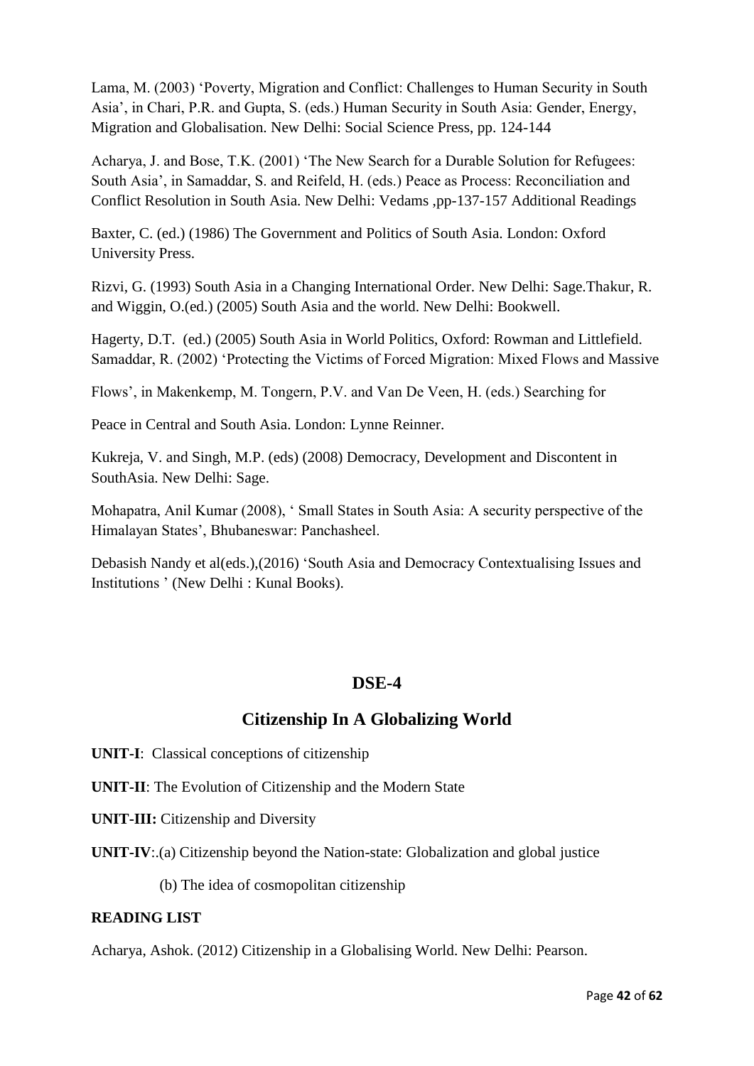Lama, M. (2003) 'Poverty, Migration and Conflict: Challenges to Human Security in South Asia', in Chari, P.R. and Gupta, S. (eds.) Human Security in South Asia: Gender, Energy, Migration and Globalisation. New Delhi: Social Science Press, pp. 124-144

Acharya, J. and Bose, T.K. (2001) 'The New Search for a Durable Solution for Refugees: South Asia', in Samaddar, S. and Reifeld, H. (eds.) Peace as Process: Reconciliation and Conflict Resolution in South Asia. New Delhi: Vedams ,pp-137-157 Additional Readings

Baxter, C. (ed.) (1986) The Government and Politics of South Asia. London: Oxford University Press.

Rizvi, G. (1993) South Asia in a Changing International Order. New Delhi: Sage.Thakur, R. and Wiggin, O.(ed.) (2005) South Asia and the world. New Delhi: Bookwell.

Hagerty, D.T. (ed.) (2005) South Asia in World Politics, Oxford: Rowman and Littlefield. Samaddar, R. (2002) 'Protecting the Victims of Forced Migration: Mixed Flows and Massive

Flows', in Makenkemp, M. Tongern, P.V. and Van De Veen, H. (eds.) Searching for

Peace in Central and South Asia. London: Lynne Reinner.

Kukreja, V. and Singh, M.P. (eds) (2008) Democracy, Development and Discontent in SouthAsia. New Delhi: Sage.

Mohapatra, Anil Kumar (2008), ' Small States in South Asia: A security perspective of the Himalayan States', Bhubaneswar: Panchasheel.

Debasish Nandy et al(eds.),(2016) 'South Asia and Democracy Contextualising Issues and Institutions ' (New Delhi : Kunal Books).

## DSE-4

## Citizenship In A Globalizing World

**UNIT-I**: Classical conceptions of citizenship

**UNIT-II**: The Evolution of Citizenship and the Modern State

**UNIT-III:** Citizenship and Diversity

**UNIT-IV**:.(a) Citizenship beyond the Nation-state: Globalization and global justice

(b) The idea of cosmopolitan citizenship

**READING LIST**

Acharya, Ashok. (2012) Citizenship in a Globalising World. New Delhi: Pearson.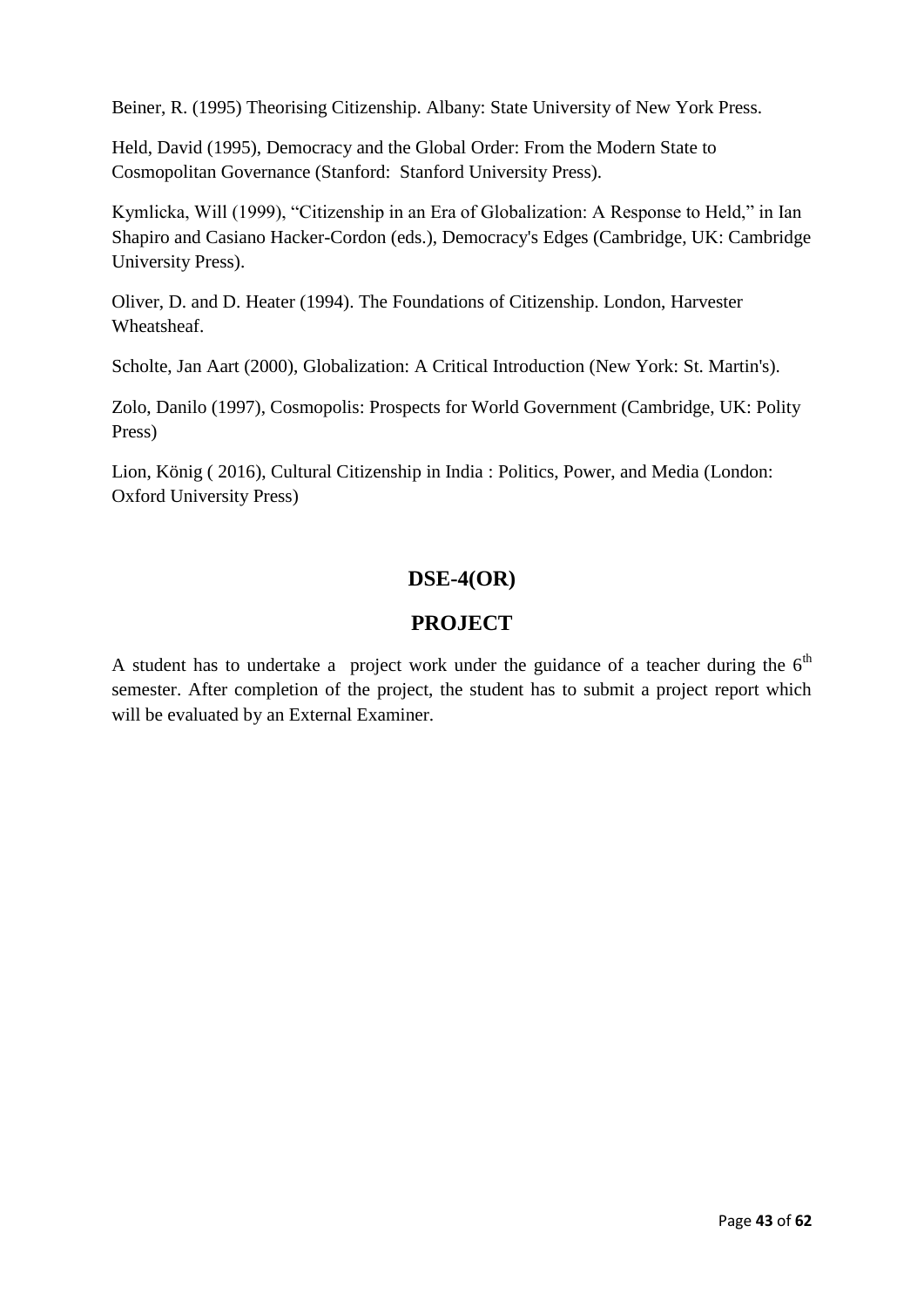Beiner, R. (1995) Theorising Citizenship. Albany: State University of New York Press.

Held, David (1995), Democracy and the Global Order: From the Modern State to Cosmopolitan Governance (Stanford: Stanford University Press).

Kymlicka, Will (1999), "Citizenship in an Era of Globalization: A Response to Held," in Ian Shapiro and Casiano Hacker-Cordon (eds.), Democracy's Edges (Cambridge, UK: Cambridge University Press).

Oliver, D. and D. Heater (1994). The Foundations of Citizenship. London, Harvester Wheatsheaf.

Scholte, Jan Aart (2000), Globalization: A Critical Introduction (New York: St. Martin's).

Zolo, Danilo (1997), Cosmopolis: Prospects for World Government (Cambridge, UK: Polity Press)

Lion, König ( 2016), Cultural Citizenship in India : Politics, Power, and Media (London: Oxford University Press)

## DSE-4(OR)

## PROJECT

A student has to undertake a project work under the guidance of a teacher during the 6th semester. After completion of the project, the student has to submit a project report which will be evaluated by an External Examiner.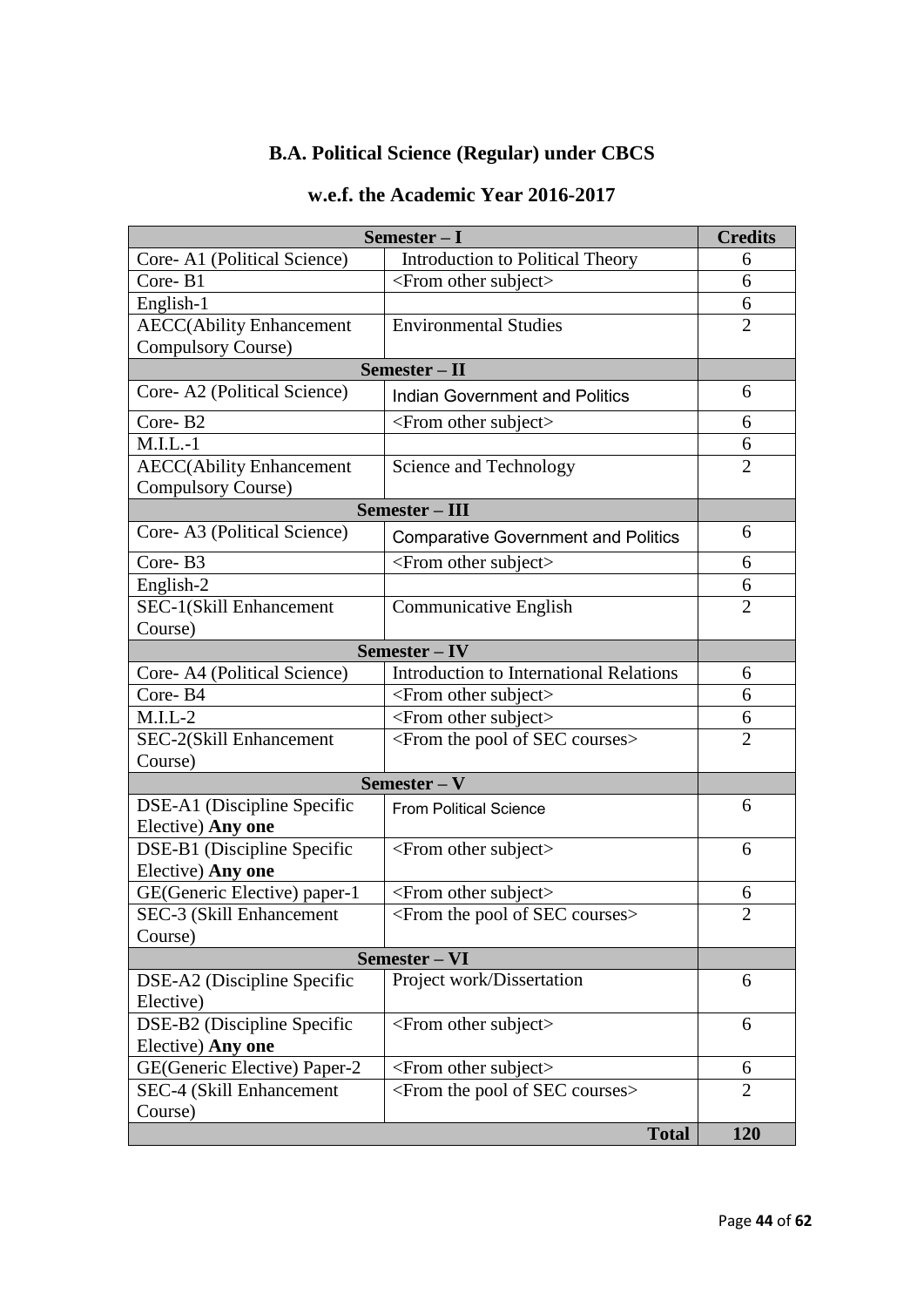# B.A. Political Science (Regular) under CBCS

## w.e.f. the Academic Year 2016-2017

| Semester – I | | Credits |
|---|---|---|
| Core- A1 (Political Science) | Introduction to Political Theory | 6 |
| Core- B1 | <From other subject> | 6 |
| English-1 | | 6 |
| AECC(Ability Enhancement Compulsory Course) | Environmental Studies | 2 |
| **Semester – II** | | |
| Core- A2 (Political Science) | Indian Government and Politics | 6 |
| Core- B2 | <From other subject> | 6 |
| M.I.L.-1 | | 6 |
| AECC(Ability Enhancement Compulsory Course) | Science and Technology | 2 |
| **Semester – III** | | |
| Core- A3 (Political Science) | Comparative Government and Politics | 6 |
| Core- B3 | <From other subject> | 6 |
| English-2 | | 6 |
| SEC-1(Skill Enhancement Course) | Communicative English | 2 |
| **Semester – IV** | | |
| Core- A4 (Political Science) | Introduction to International Relations | 6 |
| Core- B4 | <From other subject> | 6 |
| M.I.L-2 | <From other subject> | 6 |
| SEC-2(Skill Enhancement Course) | <From the pool of SEC courses> | 2 |
| **Semester – V** | | |
| DSE-A1 (Discipline Specific Elective) **Any one** | From Political Science | 6 |
| DSE-B1 (Discipline Specific Elective) **Any one** | <From other subject> | 6 |
| GE(Generic Elective) paper-1 | <From other subject> | 6 |
| SEC-3 (Skill Enhancement Course) | <From the pool of SEC courses> | 2 |
| **Semester – VI** | | |
| DSE-A2 (Discipline Specific Elective) | Project work/Dissertation | 6 |
| DSE-B2 (Discipline Specific Elective) **Any one** | <From other subject> | 6 |
| GE(Generic Elective) Paper-2 | <From other subject> | 6 |
| SEC-4 (Skill Enhancement Course) | <From the pool of SEC courses> | 2 |
| | **Total** | **120** |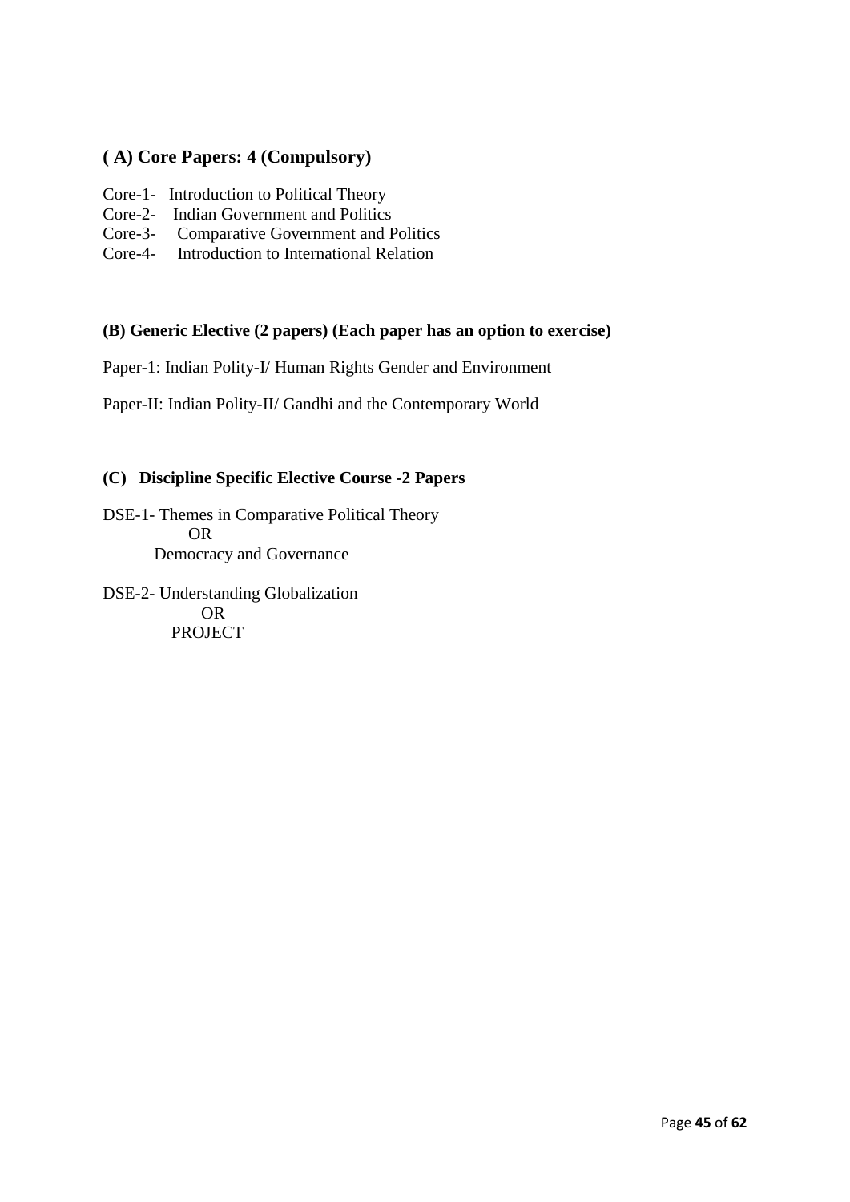## ( A) Core Papers: 4 (Compulsory)

Core-1- Introduction to Political Theory  
Core-2- Indian Government and Politics  
Core-3- Comparative Government and Politics  
Core-4- Introduction to International Relation

## (B) Generic Elective (2 papers) (Each paper has an option to exercise)

Paper-1: Indian Polity-I/ Human Rights Gender and Environment

Paper-II: Indian Polity-II/ Gandhi and the Contemporary World

## (C) Discipline Specific Elective Course -2 Papers

DSE-1- Themes in Comparative Political Theory  
OR  
Democracy and Governance

DSE-2- Understanding Globalization  
OR  
PROJECT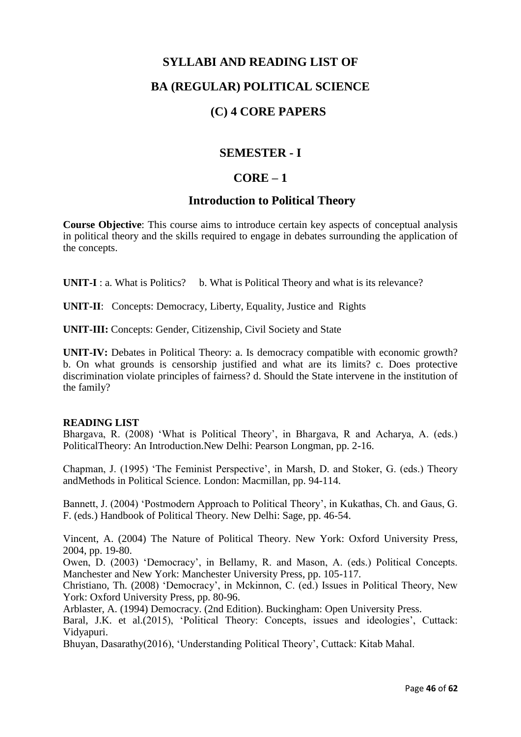# SYLLABI AND READING LIST OF

# BA (REGULAR) POLITICAL SCIENCE

# (C) 4 CORE PAPERS

## SEMESTER - I

## CORE – 1

### Introduction to Political Theory

**Course Objective**: This course aims to introduce certain key aspects of conceptual analysis in political theory and the skills required to engage in debates surrounding the application of the concepts.

**UNIT-I** : a. What is Politics? b. What is Political Theory and what is its relevance?

**UNIT-II**: Concepts: Democracy, Liberty, Equality, Justice and Rights

**UNIT-III:** Concepts: Gender, Citizenship, Civil Society and State

**UNIT-IV:** Debates in Political Theory: a. Is democracy compatible with economic growth? b. On what grounds is censorship justified and what are its limits? c. Does protective discrimination violate principles of fairness? d. Should the State intervene in the institution of the family?

**READING LIST**

Bhargava, R. (2008) 'What is Political Theory', in Bhargava, R and Acharya, A. (eds.) PoliticalTheory: An Introduction.New Delhi: Pearson Longman, pp. 2-16.

Chapman, J. (1995) 'The Feminist Perspective', in Marsh, D. and Stoker, G. (eds.) Theory andMethods in Political Science. London: Macmillan, pp. 94-114.

Bannett, J. (2004) 'Postmodern Approach to Political Theory', in Kukathas, Ch. and Gaus, G. F. (eds.) Handbook of Political Theory. New Delhi: Sage, pp. 46-54.

Vincent, A. (2004) The Nature of Political Theory. New York: Oxford University Press, 2004, pp. 19-80.

Owen, D. (2003) 'Democracy', in Bellamy, R. and Mason, A. (eds.) Political Concepts. Manchester and New York: Manchester University Press, pp. 105-117.

Christiano, Th. (2008) 'Democracy', in Mckinnon, C. (ed.) Issues in Political Theory, New York: Oxford University Press, pp. 80-96.

Arblaster, A. (1994) Democracy. (2nd Edition). Buckingham: Open University Press.

Baral, J.K. et al.(2015), 'Political Theory: Concepts, issues and ideologies', Cuttack: Vidyapuri.

Bhuyan, Dasarathy(2016), 'Understanding Political Theory', Cuttack: Kitab Mahal.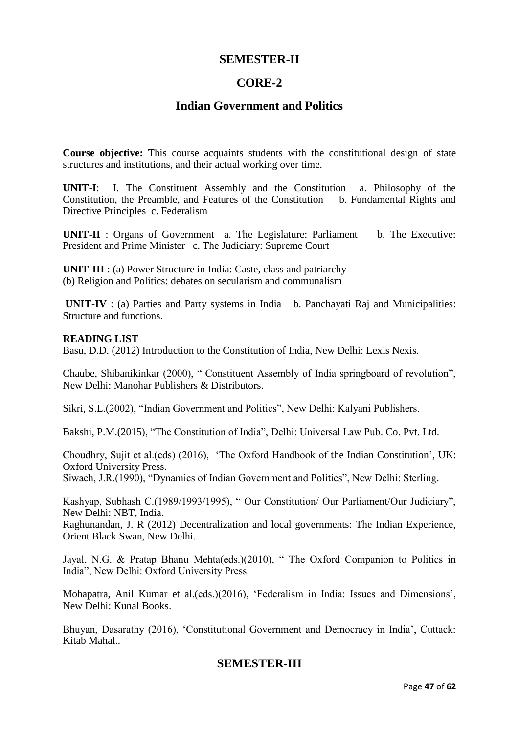## SEMESTER-II

## CORE-2

## Indian Government and Politics

**Course objective:** This course acquaints students with the constitutional design of state structures and institutions, and their actual working over time.

**UNIT-I**: I. The Constituent Assembly and the Constitution a. Philosophy of the Constitution, the Preamble, and Features of the Constitution b. Fundamental Rights and Directive Principles c. Federalism

**UNIT-II** : Organs of Government a. The Legislature: Parliament b. The Executive: President and Prime Minister c. The Judiciary: Supreme Court

**UNIT-III** : (a) Power Structure in India: Caste, class and patriarchy
(b) Religion and Politics: debates on secularism and communalism

**UNIT-IV** : (a) Parties and Party systems in India b. Panchayati Raj and Municipalities: Structure and functions.

**READING LIST**

Basu, D.D. (2012) Introduction to the Constitution of India, New Delhi: Lexis Nexis.

Chaube, Shibanikinkar (2000), " Constituent Assembly of India springboard of revolution", New Delhi: Manohar Publishers & Distributors.

Sikri, S.L.(2002), "Indian Government and Politics", New Delhi: Kalyani Publishers.

Bakshi, P.M.(2015), "The Constitution of India", Delhi: Universal Law Pub. Co. Pvt. Ltd.

Choudhry, Sujit et al.(eds) (2016), 'The Oxford Handbook of the Indian Constitution', UK: Oxford University Press.

Siwach, J.R.(1990), "Dynamics of Indian Government and Politics", New Delhi: Sterling.

Kashyap, Subhash C.(1989/1993/1995), " Our Constitution/ Our Parliament/Our Judiciary", New Delhi: NBT, India.

Raghunandan, J. R (2012) Decentralization and local governments: The Indian Experience, Orient Black Swan, New Delhi.

Jayal, N.G. & Pratap Bhanu Mehta(eds.)(2010), " The Oxford Companion to Politics in India", New Delhi: Oxford University Press.

Mohapatra, Anil Kumar et al.(eds.)(2016), 'Federalism in India: Issues and Dimensions', New Delhi: Kunal Books.

Bhuyan, Dasarathy (2016), 'Constitutional Government and Democracy in India', Cuttack: Kitab Mahal..

## SEMESTER-III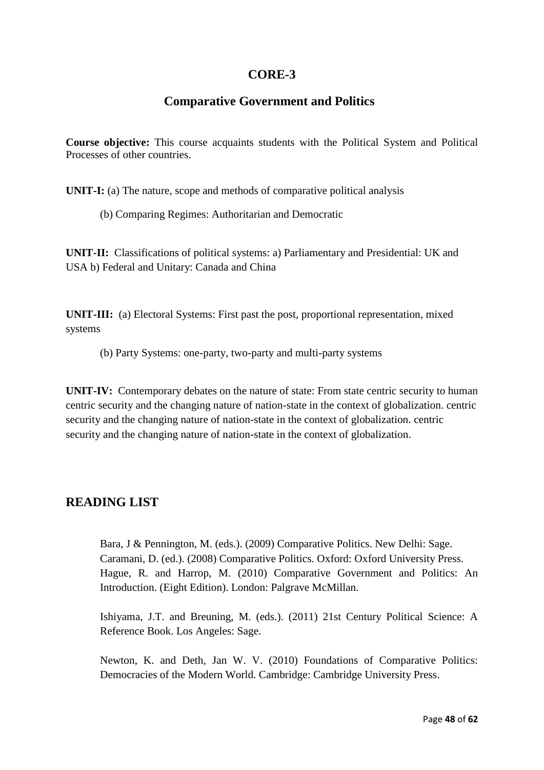# CORE-3

## Comparative Government and Politics

**Course objective:** This course acquaints students with the Political System and Political Processes of other countries.

**UNIT-I:** (a) The nature, scope and methods of comparative political analysis

(b) Comparing Regimes: Authoritarian and Democratic

**UNIT-II:** Classifications of political systems: a) Parliamentary and Presidential: UK and USA b) Federal and Unitary: Canada and China

**UNIT-III:** (a) Electoral Systems: First past the post, proportional representation, mixed systems

(b) Party Systems: one-party, two-party and multi-party systems

**UNIT-IV:** Contemporary debates on the nature of state: From state centric security to human centric security and the changing nature of nation-state in the context of globalization. centric security and the changing nature of nation-state in the context of globalization. centric security and the changing nature of nation-state in the context of globalization.

## READING LIST

Bara, J & Pennington, M. (eds.). (2009) Comparative Politics. New Delhi: Sage.
Caramani, D. (ed.). (2008) Comparative Politics. Oxford: Oxford University Press.
Hague, R. and Harrop, M. (2010) Comparative Government and Politics: An Introduction. (Eight Edition). London: Palgrave McMillan.

Ishiyama, J.T. and Breuning, M. (eds.). (2011) 21st Century Political Science: A Reference Book. Los Angeles: Sage.

Newton, K. and Deth, Jan W. V. (2010) Foundations of Comparative Politics: Democracies of the Modern World. Cambridge: Cambridge University Press.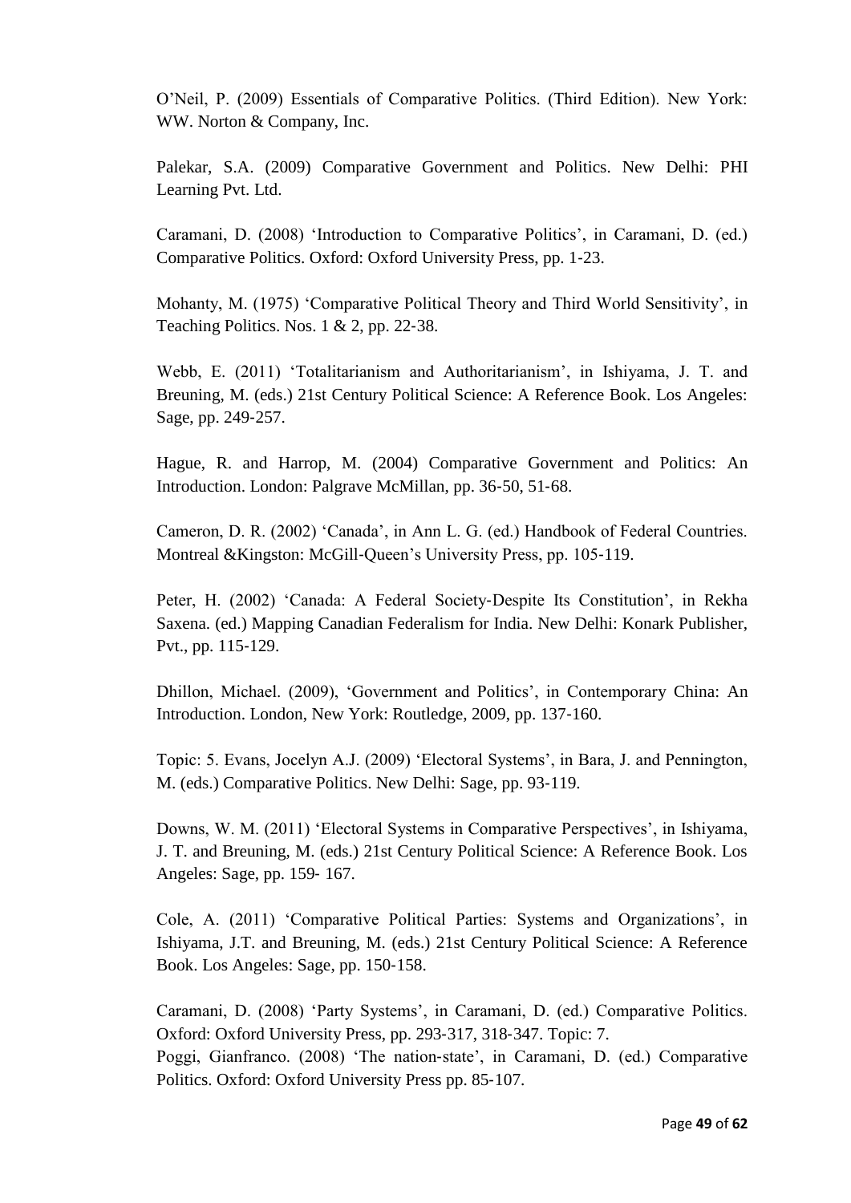O'Neil, P. (2009) Essentials of Comparative Politics. (Third Edition). New York: WW. Norton & Company, Inc.

Palekar, S.A. (2009) Comparative Government and Politics. New Delhi: PHI Learning Pvt. Ltd.

Caramani, D. (2008) 'Introduction to Comparative Politics', in Caramani, D. (ed.) Comparative Politics. Oxford: Oxford University Press, pp. 1-23.

Mohanty, M. (1975) 'Comparative Political Theory and Third World Sensitivity', in Teaching Politics. Nos. 1 & 2, pp. 22-38.

Webb, E. (2011) 'Totalitarianism and Authoritarianism', in Ishiyama, J. T. and Breuning, M. (eds.) 21st Century Political Science: A Reference Book. Los Angeles: Sage, pp. 249-257.

Hague, R. and Harrop, M. (2004) Comparative Government and Politics: An Introduction. London: Palgrave McMillan, pp. 36-50, 51-68.

Cameron, D. R. (2002) 'Canada', in Ann L. G. (ed.) Handbook of Federal Countries. Montreal &Kingston: McGill-Queen's University Press, pp. 105-119.

Peter, H. (2002) 'Canada: A Federal Society-Despite Its Constitution', in Rekha Saxena. (ed.) Mapping Canadian Federalism for India. New Delhi: Konark Publisher, Pvt., pp. 115-129.

Dhillon, Michael. (2009), 'Government and Politics', in Contemporary China: An Introduction. London, New York: Routledge, 2009, pp. 137-160.

Topic: 5. Evans, Jocelyn A.J. (2009) 'Electoral Systems', in Bara, J. and Pennington, M. (eds.) Comparative Politics. New Delhi: Sage, pp. 93-119.

Downs, W. M. (2011) 'Electoral Systems in Comparative Perspectives', in Ishiyama, J. T. and Breuning, M. (eds.) 21st Century Political Science: A Reference Book. Los Angeles: Sage, pp. 159- 167.

Cole, A. (2011) 'Comparative Political Parties: Systems and Organizations', in Ishiyama, J.T. and Breuning, M. (eds.) 21st Century Political Science: A Reference Book. Los Angeles: Sage, pp. 150-158.

Caramani, D. (2008) 'Party Systems', in Caramani, D. (ed.) Comparative Politics. Oxford: Oxford University Press, pp. 293-317, 318-347. Topic: 7.
Poggi, Gianfranco. (2008) 'The nation-state', in Caramani, D. (ed.) Comparative Politics. Oxford: Oxford University Press pp. 85-107.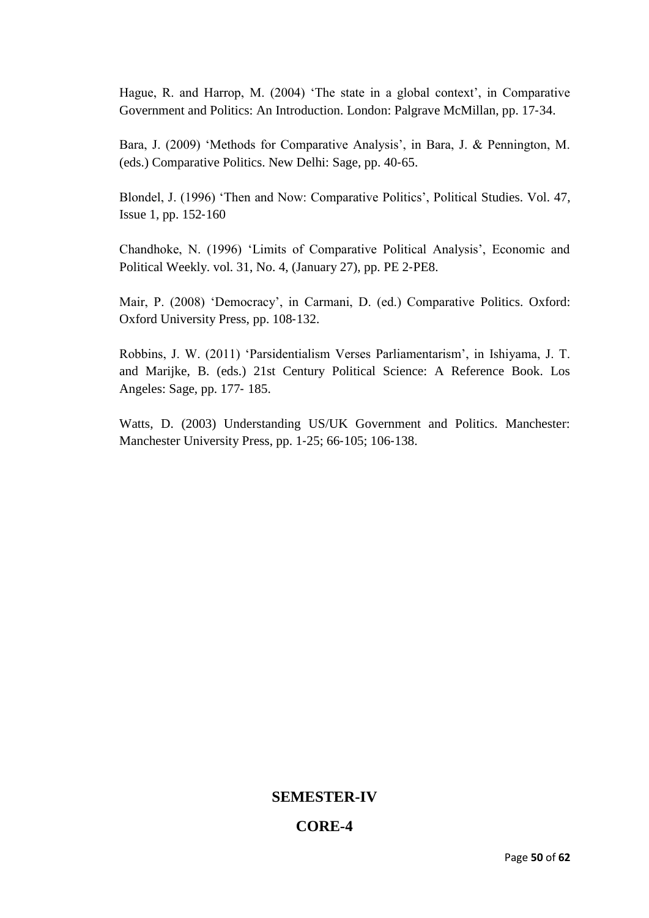Hague, R. and Harrop, M. (2004) 'The state in a global context', in Comparative Government and Politics: An Introduction. London: Palgrave McMillan, pp. 17-34.

Bara, J. (2009) 'Methods for Comparative Analysis', in Bara, J. & Pennington, M. (eds.) Comparative Politics. New Delhi: Sage, pp. 40-65.

Blondel, J. (1996) 'Then and Now: Comparative Politics', Political Studies. Vol. 47, Issue 1, pp. 152-160

Chandhoke, N. (1996) 'Limits of Comparative Political Analysis', Economic and Political Weekly. vol. 31, No. 4, (January 27), pp. PE 2-PE8.

Mair, P. (2008) 'Democracy', in Carmani, D. (ed.) Comparative Politics. Oxford: Oxford University Press, pp. 108-132.

Robbins, J. W. (2011) 'Parsidentialism Verses Parliamentarism', in Ishiyama, J. T. and Marijke, B. (eds.) 21st Century Political Science: A Reference Book. Los Angeles: Sage, pp. 177- 185.

Watts, D. (2003) Understanding US/UK Government and Politics. Manchester: Manchester University Press, pp. 1-25; 66-105; 106-138.

## SEMESTER-IV

## CORE-4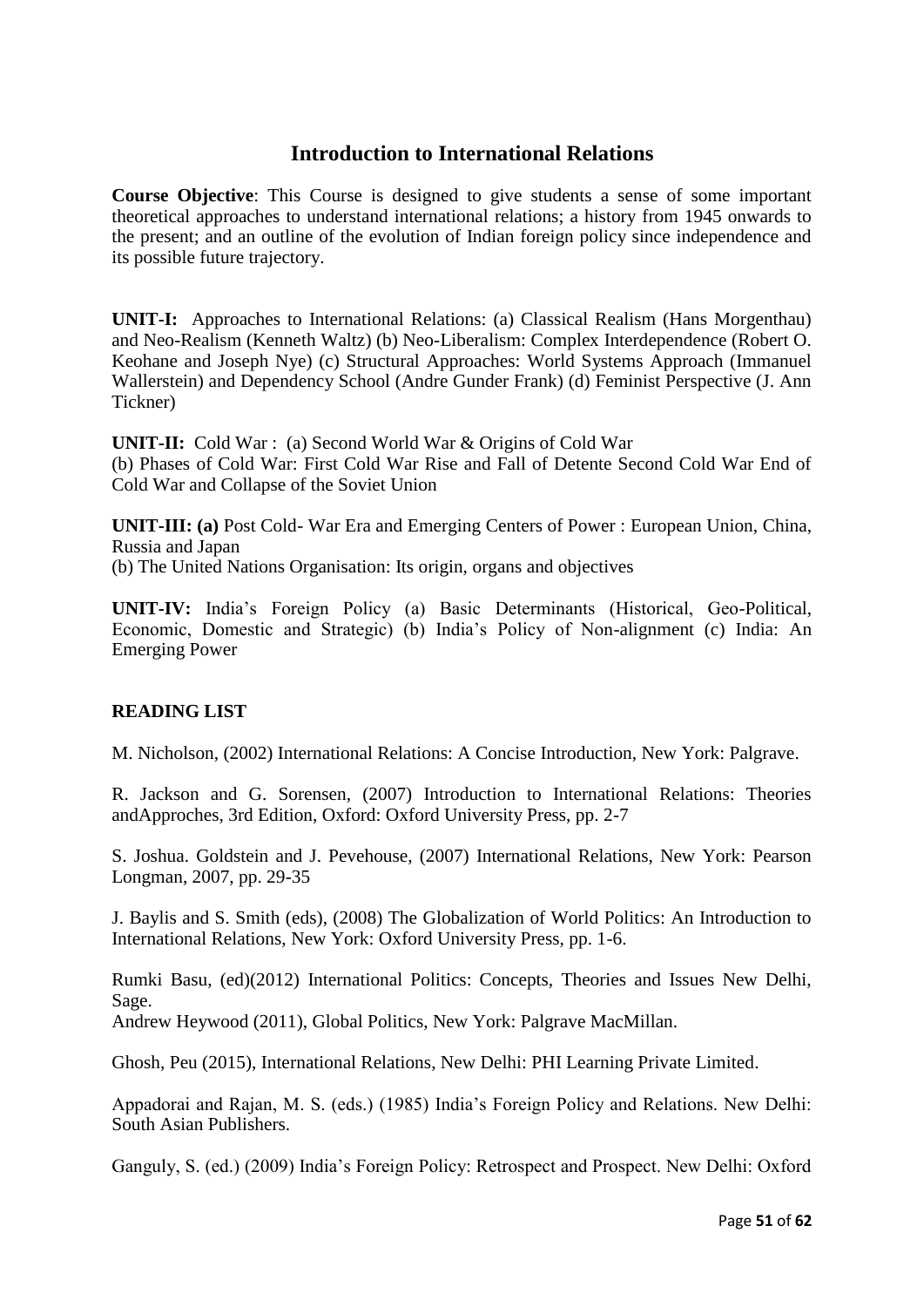## Introduction to International Relations

**Course Objective**: This Course is designed to give students a sense of some important theoretical approaches to understand international relations; a history from 1945 onwards to the present; and an outline of the evolution of Indian foreign policy since independence and its possible future trajectory.

**UNIT-I:** Approaches to International Relations: (a) Classical Realism (Hans Morgenthau) and Neo-Realism (Kenneth Waltz) (b) Neo-Liberalism: Complex Interdependence (Robert O. Keohane and Joseph Nye) (c) Structural Approaches: World Systems Approach (Immanuel Wallerstein) and Dependency School (Andre Gunder Frank) (d) Feminist Perspective (J. Ann Tickner)

**UNIT-II:** Cold War : (a) Second World War & Origins of Cold War
(b) Phases of Cold War: First Cold War Rise and Fall of Detente Second Cold War End of Cold War and Collapse of the Soviet Union

**UNIT-III: (a)** Post Cold- War Era and Emerging Centers of Power : European Union, China, Russia and Japan
(b) The United Nations Organisation: Its origin, organs and objectives

**UNIT-IV:** India's Foreign Policy (a) Basic Determinants (Historical, Geo-Political, Economic, Domestic and Strategic) (b) India's Policy of Non-alignment (c) India: An Emerging Power

**READING LIST**

M. Nicholson, (2002) International Relations: A Concise Introduction, New York: Palgrave.

R. Jackson and G. Sorensen, (2007) Introduction to International Relations: Theories andApproches, 3rd Edition, Oxford: Oxford University Press, pp. 2-7

S. Joshua. Goldstein and J. Pevehouse, (2007) International Relations, New York: Pearson Longman, 2007, pp. 29-35

J. Baylis and S. Smith (eds), (2008) The Globalization of World Politics: An Introduction to International Relations, New York: Oxford University Press, pp. 1-6.

Rumki Basu, (ed)(2012) International Politics: Concepts, Theories and Issues New Delhi, Sage.
Andrew Heywood (2011), Global Politics, New York: Palgrave MacMillan.

Ghosh, Peu (2015), International Relations, New Delhi: PHI Learning Private Limited.

Appadorai and Rajan, M. S. (eds.) (1985) India's Foreign Policy and Relations. New Delhi: South Asian Publishers.

Ganguly, S. (ed.) (2009) India's Foreign Policy: Retrospect and Prospect. New Delhi: Oxford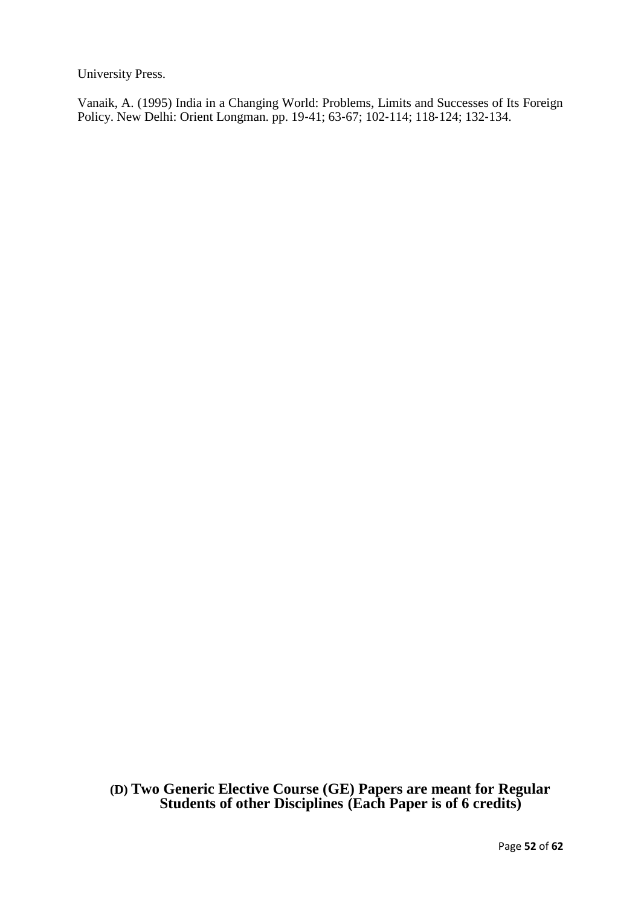University Press.

Vanaik, A. (1995) India in a Changing World: Problems, Limits and Successes of Its Foreign Policy. New Delhi: Orient Longman. pp. 19-41; 63-67; 102-114; 118-124; 132-134.

## (D) Two Generic Elective Course (GE) Papers are meant for Regular Students of other Disciplines (Each Paper is of 6 credits)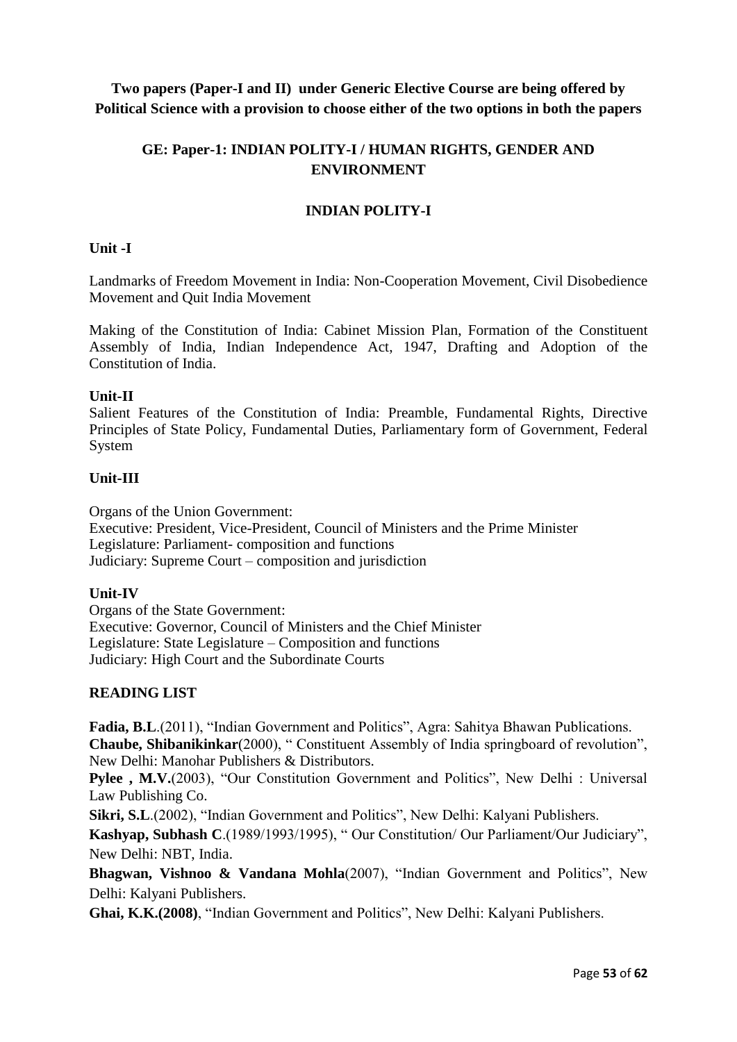**Two papers (Paper-I and II) under Generic Elective Course are being offered by Political Science with a provision to choose either of the two options in both the papers**

## GE: Paper-1: INDIAN POLITY-I / HUMAN RIGHTS, GENDER AND ENVIRONMENT

### INDIAN POLITY-I

**Unit -I**

Landmarks of Freedom Movement in India: Non-Cooperation Movement, Civil Disobedience Movement and Quit India Movement

Making of the Constitution of India: Cabinet Mission Plan, Formation of the Constituent Assembly of India, Indian Independence Act, 1947, Drafting and Adoption of the Constitution of India.

**Unit-II**

Salient Features of the Constitution of India: Preamble, Fundamental Rights, Directive Principles of State Policy, Fundamental Duties, Parliamentary form of Government, Federal System

**Unit-III**

Organs of the Union Government:
Executive: President, Vice-President, Council of Ministers and the Prime Minister
Legislature: Parliament- composition and functions
Judiciary: Supreme Court – composition and jurisdiction

**Unit-IV**

Organs of the State Government:
Executive: Governor, Council of Ministers and the Chief Minister
Legislature: State Legislature – Composition and functions
Judiciary: High Court and the Subordinate Courts

**READING LIST**

**Fadia, B.L**.(2011), "Indian Government and Politics", Agra: Sahitya Bhawan Publications.
**Chaube, Shibanikinkar**(2000), " Constituent Assembly of India springboard of revolution", New Delhi: Manohar Publishers & Distributors.
**Pylee , M.V.**(2003), "Our Constitution Government and Politics", New Delhi : Universal Law Publishing Co.
**Sikri, S.L**.(2002), "Indian Government and Politics", New Delhi: Kalyani Publishers.
**Kashyap, Subhash C**.(1989/1993/1995), " Our Constitution/ Our Parliament/Our Judiciary", New Delhi: NBT, India.
**Bhagwan, Vishnoo & Vandana Mohla**(2007), "Indian Government and Politics", New Delhi: Kalyani Publishers.
**Ghai, K.K.(2008)**, "Indian Government and Politics", New Delhi: Kalyani Publishers.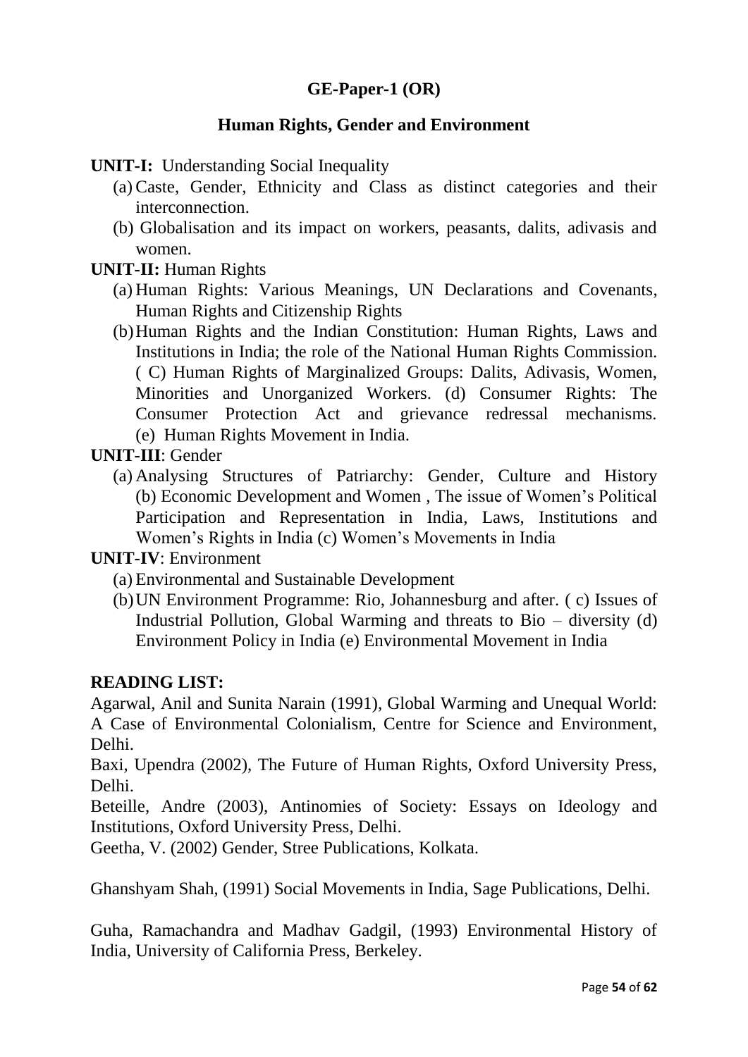## GE-Paper-1 (OR)

## Human Rights, Gender and Environment

**UNIT-I:** Understanding Social Inequality

(a) Caste, Gender, Ethnicity and Class as distinct categories and their interconnection.

(b) Globalisation and its impact on workers, peasants, dalits, adivasis and women.

**UNIT-II:** Human Rights

(a) Human Rights: Various Meanings, UN Declarations and Covenants, Human Rights and Citizenship Rights

(b) Human Rights and the Indian Constitution: Human Rights, Laws and Institutions in India; the role of the National Human Rights Commission. ( C) Human Rights of Marginalized Groups: Dalits, Adivasis, Women, Minorities and Unorganized Workers. (d) Consumer Rights: The Consumer Protection Act and grievance redressal mechanisms. (e) Human Rights Movement in India.

**UNIT-III**: Gender

(a) Analysing Structures of Patriarchy: Gender, Culture and History (b) Economic Development and Women , The issue of Women's Political Participation and Representation in India, Laws, Institutions and Women's Rights in India (c) Women's Movements in India

**UNIT-IV**: Environment

(a) Environmental and Sustainable Development

(b) UN Environment Programme: Rio, Johannesburg and after. ( c) Issues of Industrial Pollution, Global Warming and threats to Bio – diversity (d) Environment Policy in India (e) Environmental Movement in India

**READING LIST:**

Agarwal, Anil and Sunita Narain (1991), Global Warming and Unequal World: A Case of Environmental Colonialism, Centre for Science and Environment, Delhi.

Baxi, Upendra (2002), The Future of Human Rights, Oxford University Press, Delhi.

Beteille, Andre (2003), Antinomies of Society: Essays on Ideology and Institutions, Oxford University Press, Delhi.

Geetha, V. (2002) Gender, Stree Publications, Kolkata.

Ghanshyam Shah, (1991) Social Movements in India, Sage Publications, Delhi.

Guha, Ramachandra and Madhav Gadgil, (1993) Environmental History of India, University of California Press, Berkeley.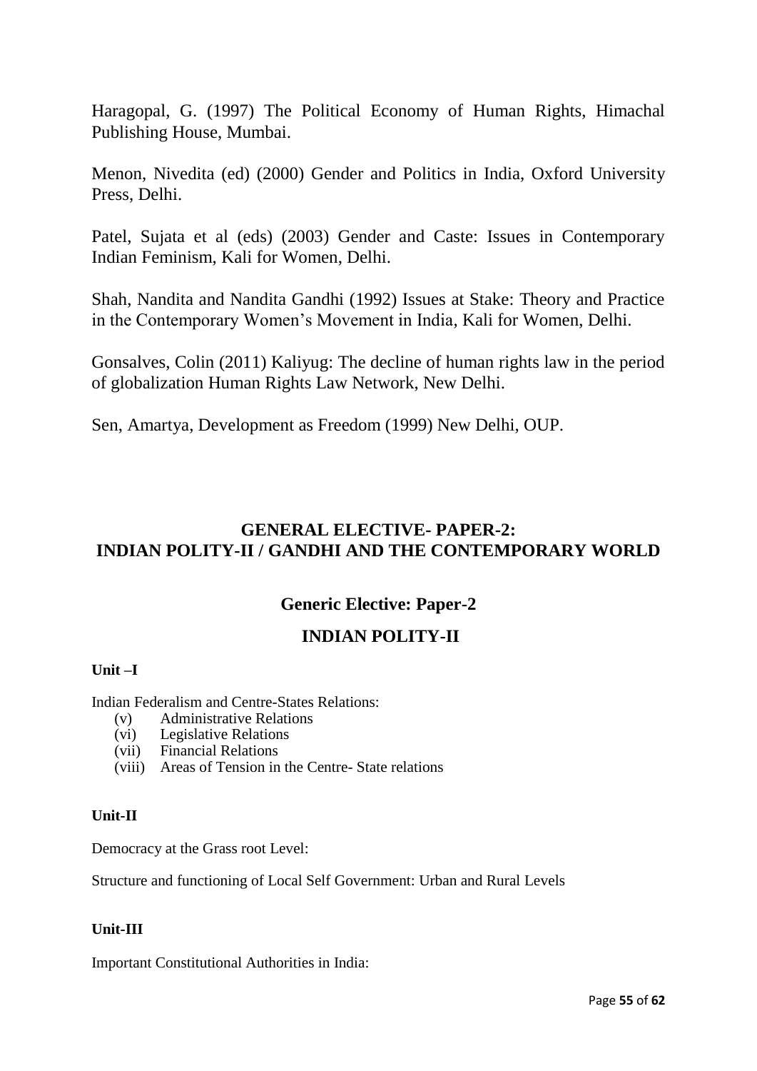Haragopal, G. (1997) The Political Economy of Human Rights, Himachal Publishing House, Mumbai.

Menon, Nivedita (ed) (2000) Gender and Politics in India, Oxford University Press, Delhi.

Patel, Sujata et al (eds) (2003) Gender and Caste: Issues in Contemporary Indian Feminism, Kali for Women, Delhi.

Shah, Nandita and Nandita Gandhi (1992) Issues at Stake: Theory and Practice in the Contemporary Women's Movement in India, Kali for Women, Delhi.

Gonsalves, Colin (2011) Kaliyug: The decline of human rights law in the period of globalization Human Rights Law Network, New Delhi.

Sen, Amartya, Development as Freedom (1999) New Delhi, OUP.

## GENERAL ELECTIVE- PAPER-2: INDIAN POLITY-II / GANDHI AND THE CONTEMPORARY WORLD

### Generic Elective: Paper-2

### INDIAN POLITY-II

**Unit –I**

Indian Federalism and Centre-States Relations:

(v) Administrative Relations
(vi) Legislative Relations
(vii) Financial Relations
(viii) Areas of Tension in the Centre- State relations

**Unit-II**

Democracy at the Grass root Level:

Structure and functioning of Local Self Government: Urban and Rural Levels

**Unit-III**

Important Constitutional Authorities in India: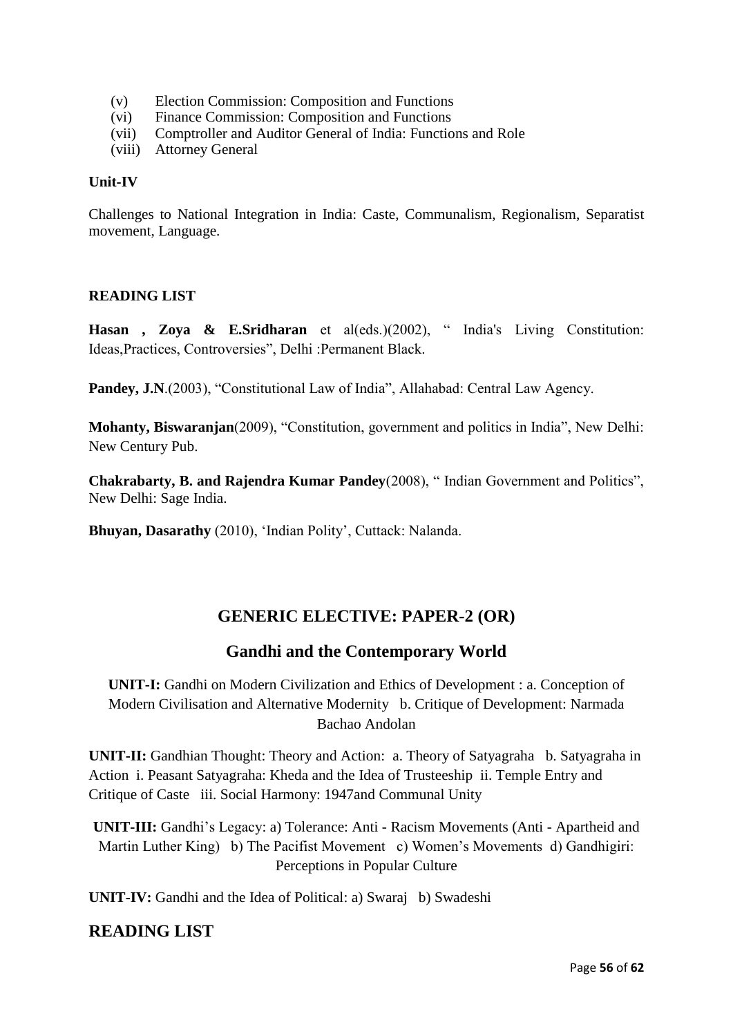(v) Election Commission: Composition and Functions
(vi) Finance Commission: Composition and Functions
(vii) Comptroller and Auditor General of India: Functions and Role
(viii) Attorney General

**Unit-IV**

Challenges to National Integration in India: Caste, Communalism, Regionalism, Separatist movement, Language.

**READING LIST**

**Hasan , Zoya & E.Sridharan** et al(eds.)(2002), " India's Living Constitution: Ideas,Practices, Controversies", Delhi :Permanent Black.

**Pandey, J.N**.(2003), "Constitutional Law of India", Allahabad: Central Law Agency.

**Mohanty, Biswaranjan**(2009), "Constitution, government and politics in India", New Delhi: New Century Pub.

**Chakrabarty, B. and Rajendra Kumar Pandey**(2008), " Indian Government and Politics", New Delhi: Sage India.

**Bhuyan, Dasarathy** (2010), 'Indian Polity', Cuttack: Nalanda.

## GENERIC ELECTIVE: PAPER-2 (OR)

## Gandhi and the Contemporary World

**UNIT-I:** Gandhi on Modern Civilization and Ethics of Development : a. Conception of Modern Civilisation and Alternative Modernity b. Critique of Development: Narmada Bachao Andolan

**UNIT-II:** Gandhian Thought: Theory and Action: a. Theory of Satyagraha b. Satyagraha in Action i. Peasant Satyagraha: Kheda and the Idea of Trusteeship ii. Temple Entry and Critique of Caste iii. Social Harmony: 1947and Communal Unity

**UNIT-III:** Gandhi's Legacy: a) Tolerance: Anti - Racism Movements (Anti - Apartheid and Martin Luther King) b) The Pacifist Movement c) Women's Movements d) Gandhigiri: Perceptions in Popular Culture

**UNIT-IV:** Gandhi and the Idea of Political: a) Swaraj b) Swadeshi

## READING LIST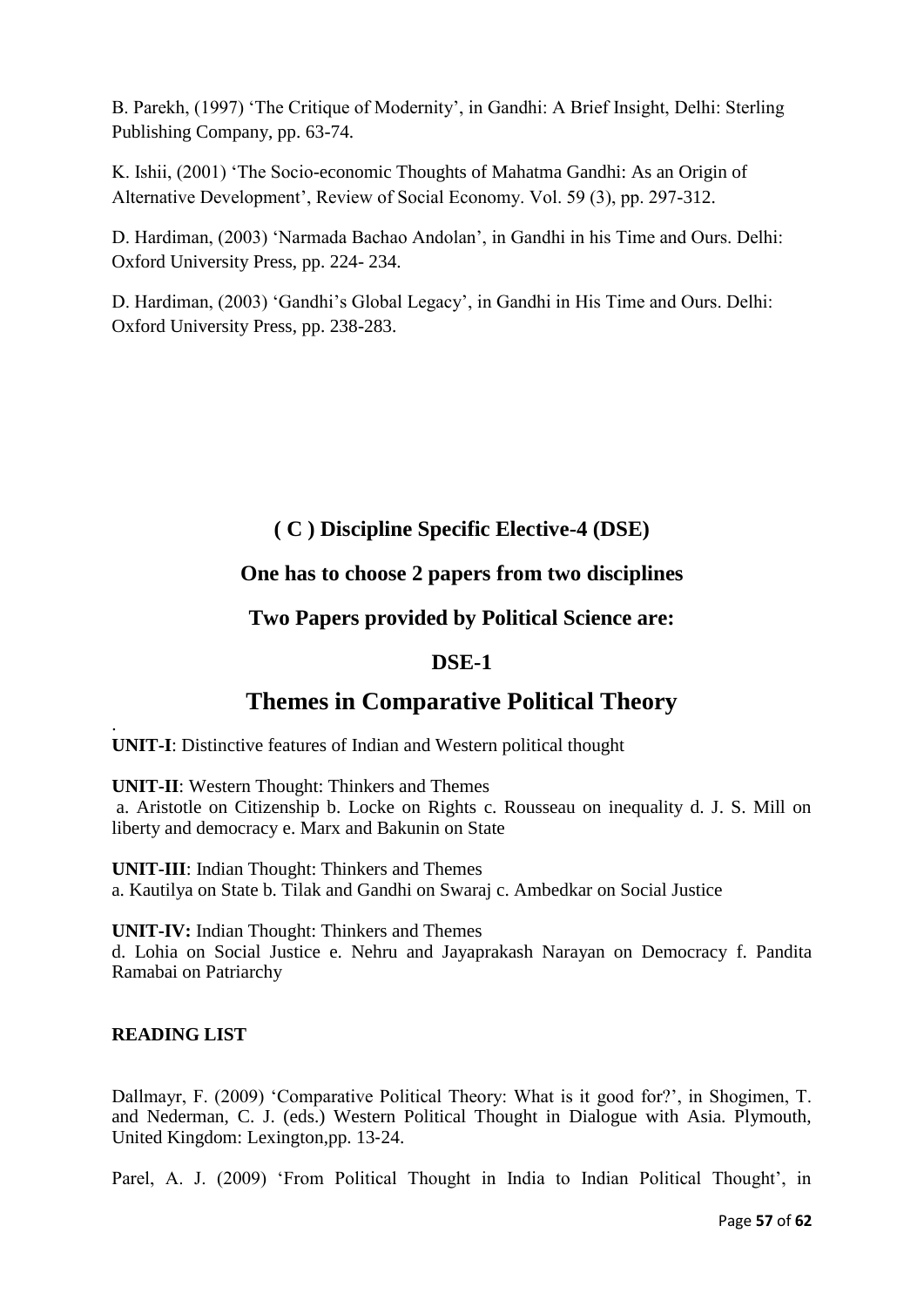B. Parekh, (1997) 'The Critique of Modernity', in Gandhi: A Brief Insight, Delhi: Sterling Publishing Company, pp. 63-74.

K. Ishii, (2001) 'The Socio-economic Thoughts of Mahatma Gandhi: As an Origin of Alternative Development', Review of Social Economy. Vol. 59 (3), pp. 297-312.

D. Hardiman, (2003) 'Narmada Bachao Andolan', in Gandhi in his Time and Ours. Delhi: Oxford University Press, pp. 224- 234.

D. Hardiman, (2003) 'Gandhi's Global Legacy', in Gandhi in His Time and Ours. Delhi: Oxford University Press, pp. 238-283.

## ( C ) Discipline Specific Elective-4 (DSE)

### One has to choose 2 papers from two disciplines

### Two Papers provided by Political Science are:

### DSE-1

## Themes in Comparative Political Theory

.

**UNIT-I**: Distinctive features of Indian and Western political thought

**UNIT-II**: Western Thought: Thinkers and Themes
a. Aristotle on Citizenship b. Locke on Rights c. Rousseau on inequality d. J. S. Mill on liberty and democracy e. Marx and Bakunin on State

**UNIT-III**: Indian Thought: Thinkers and Themes
a. Kautilya on State b. Tilak and Gandhi on Swaraj c. Ambedkar on Social Justice

**UNIT-IV:** Indian Thought: Thinkers and Themes
d. Lohia on Social Justice e. Nehru and Jayaprakash Narayan on Democracy f. Pandita Ramabai on Patriarchy

**READING LIST**

Dallmayr, F. (2009) 'Comparative Political Theory: What is it good for?', in Shogimen, T. and Nederman, C. J. (eds.) Western Political Thought in Dialogue with Asia. Plymouth, United Kingdom: Lexington,pp. 13-24.

Parel, A. J. (2009) 'From Political Thought in India to Indian Political Thought', in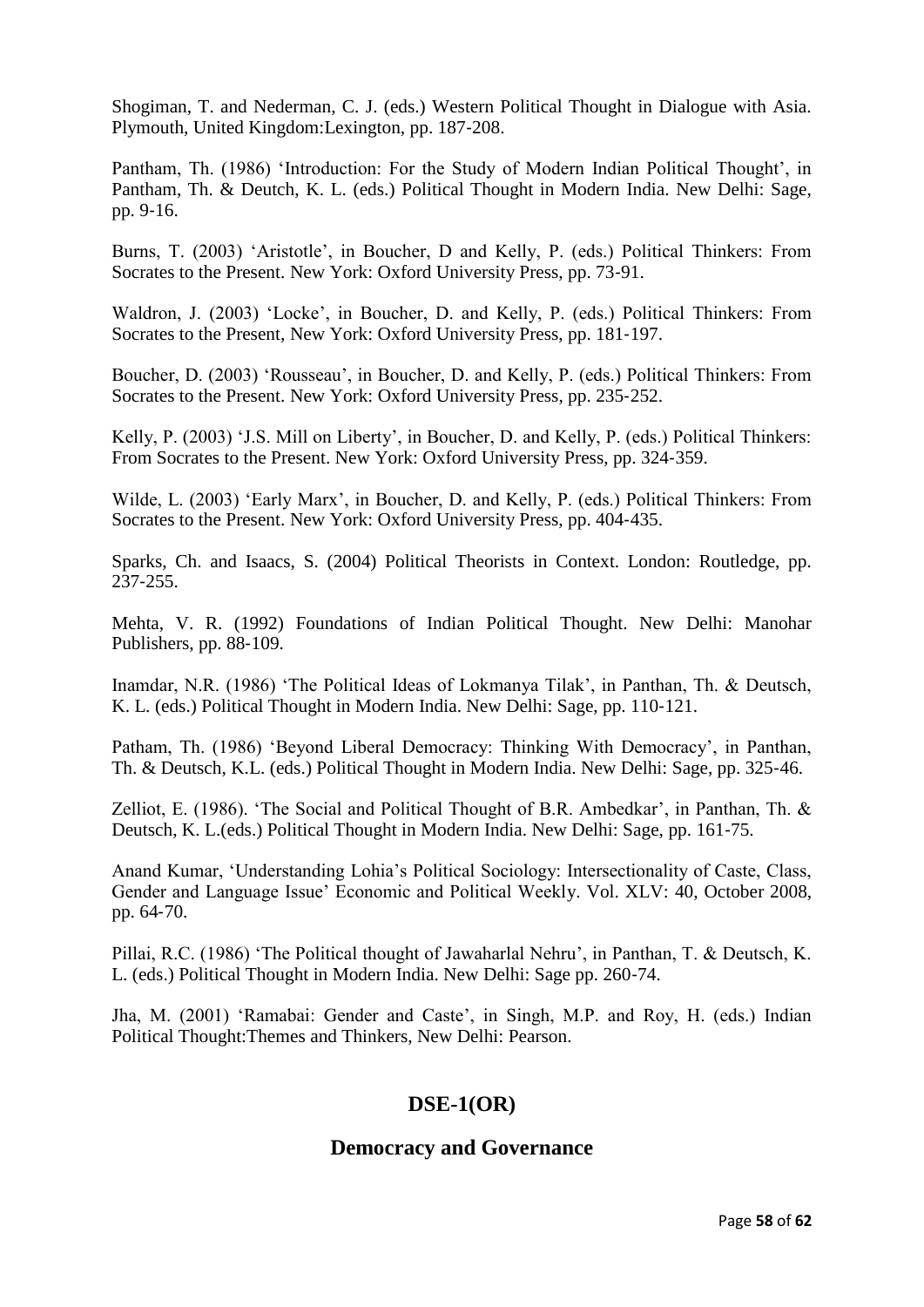Shogiman, T. and Nederman, C. J. (eds.) Western Political Thought in Dialogue with Asia. Plymouth, United Kingdom:Lexington, pp. 187-208.

Pantham, Th. (1986) 'Introduction: For the Study of Modern Indian Political Thought', in Pantham, Th. & Deutch, K. L. (eds.) Political Thought in Modern India. New Delhi: Sage, pp. 9-16.

Burns, T. (2003) 'Aristotle', in Boucher, D and Kelly, P. (eds.) Political Thinkers: From Socrates to the Present. New York: Oxford University Press, pp. 73-91.

Waldron, J. (2003) 'Locke', in Boucher, D. and Kelly, P. (eds.) Political Thinkers: From Socrates to the Present, New York: Oxford University Press, pp. 181-197.

Boucher, D. (2003) 'Rousseau', in Boucher, D. and Kelly, P. (eds.) Political Thinkers: From Socrates to the Present. New York: Oxford University Press, pp. 235-252.

Kelly, P. (2003) 'J.S. Mill on Liberty', in Boucher, D. and Kelly, P. (eds.) Political Thinkers: From Socrates to the Present. New York: Oxford University Press, pp. 324-359.

Wilde, L. (2003) 'Early Marx', in Boucher, D. and Kelly, P. (eds.) Political Thinkers: From Socrates to the Present. New York: Oxford University Press, pp. 404-435.

Sparks, Ch. and Isaacs, S. (2004) Political Theorists in Context. London: Routledge, pp. 237-255.

Mehta, V. R. (1992) Foundations of Indian Political Thought. New Delhi: Manohar Publishers, pp. 88-109.

Inamdar, N.R. (1986) 'The Political Ideas of Lokmanya Tilak', in Panthan, Th. & Deutsch, K. L. (eds.) Political Thought in Modern India. New Delhi: Sage, pp. 110-121.

Patham, Th. (1986) 'Beyond Liberal Democracy: Thinking With Democracy', in Panthan, Th. & Deutsch, K.L. (eds.) Political Thought in Modern India. New Delhi: Sage, pp. 325-46.

Zelliot, E. (1986). 'The Social and Political Thought of B.R. Ambedkar', in Panthan, Th. & Deutsch, K. L.(eds.) Political Thought in Modern India. New Delhi: Sage, pp. 161-75.

Anand Kumar, 'Understanding Lohia's Political Sociology: Intersectionality of Caste, Class, Gender and Language Issue' Economic and Political Weekly. Vol. XLV: 40, October 2008, pp. 64-70.

Pillai, R.C. (1986) 'The Political thought of Jawaharlal Nehru', in Panthan, T. & Deutsch, K. L. (eds.) Political Thought in Modern India. New Delhi: Sage pp. 260-74.

Jha, M. (2001) 'Ramabai: Gender and Caste', in Singh, M.P. and Roy, H. (eds.) Indian Political Thought:Themes and Thinkers, New Delhi: Pearson.

## DSE-1(OR)

## Democracy and Governance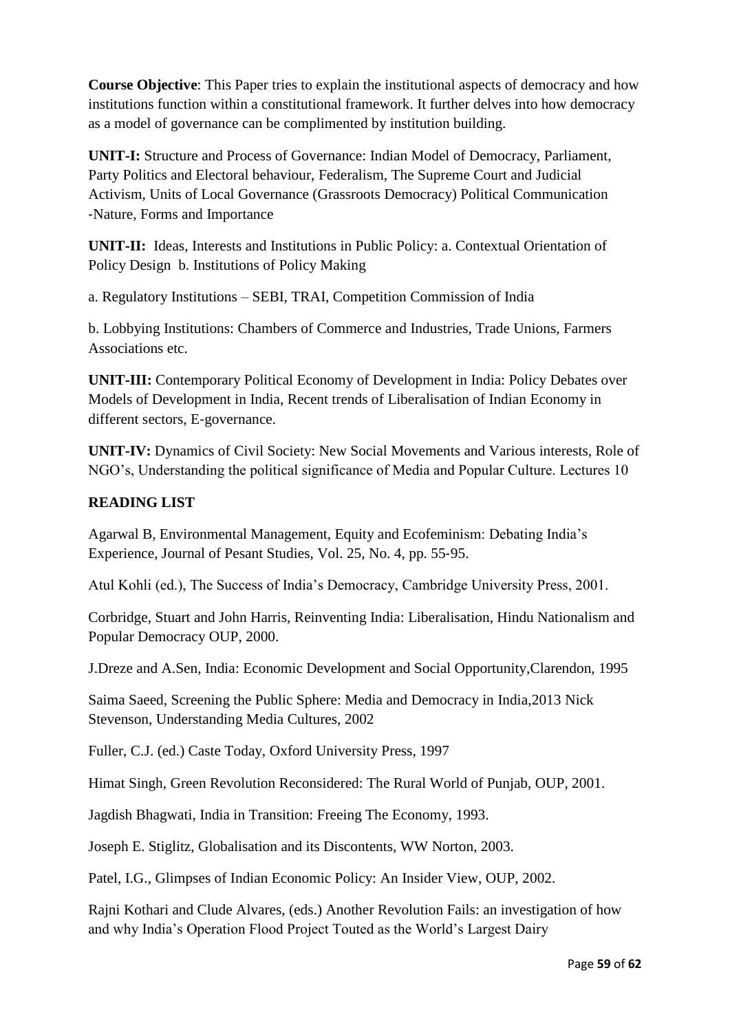**Course Objective**: This Paper tries to explain the institutional aspects of democracy and how institutions function within a constitutional framework. It further delves into how democracy as a model of governance can be complimented by institution building.

**UNIT-I:** Structure and Process of Governance: Indian Model of Democracy, Parliament, Party Politics and Electoral behaviour, Federalism, The Supreme Court and Judicial Activism, Units of Local Governance (Grassroots Democracy) Political Communication -Nature, Forms and Importance

**UNIT-II:** Ideas, Interests and Institutions in Public Policy: a. Contextual Orientation of Policy Design b. Institutions of Policy Making

a. Regulatory Institutions – SEBI, TRAI, Competition Commission of India

b. Lobbying Institutions: Chambers of Commerce and Industries, Trade Unions, Farmers Associations etc.

**UNIT-III:** Contemporary Political Economy of Development in India: Policy Debates over Models of Development in India, Recent trends of Liberalisation of Indian Economy in different sectors, E-governance.

**UNIT-IV:** Dynamics of Civil Society: New Social Movements and Various interests, Role of NGO's, Understanding the political significance of Media and Popular Culture. Lectures 10

**READING LIST**

Agarwal B, Environmental Management, Equity and Ecofeminism: Debating India's Experience, Journal of Pesant Studies, Vol. 25, No. 4, pp. 55-95.

Atul Kohli (ed.), The Success of India's Democracy, Cambridge University Press, 2001.

Corbridge, Stuart and John Harris, Reinventing India: Liberalisation, Hindu Nationalism and Popular Democracy OUP, 2000.

J.Dreze and A.Sen, India: Economic Development and Social Opportunity,Clarendon, 1995

Saima Saeed, Screening the Public Sphere: Media and Democracy in India,2013 Nick Stevenson, Understanding Media Cultures, 2002

Fuller, C.J. (ed.) Caste Today, Oxford University Press, 1997

Himat Singh, Green Revolution Reconsidered: The Rural World of Punjab, OUP, 2001.

Jagdish Bhagwati, India in Transition: Freeing The Economy, 1993.

Joseph E. Stiglitz, Globalisation and its Discontents, WW Norton, 2003.

Patel, I.G., Glimpses of Indian Economic Policy: An Insider View, OUP, 2002.

Rajni Kothari and Clude Alvares, (eds.) Another Revolution Fails: an investigation of how and why India's Operation Flood Project Touted as the World's Largest Dairy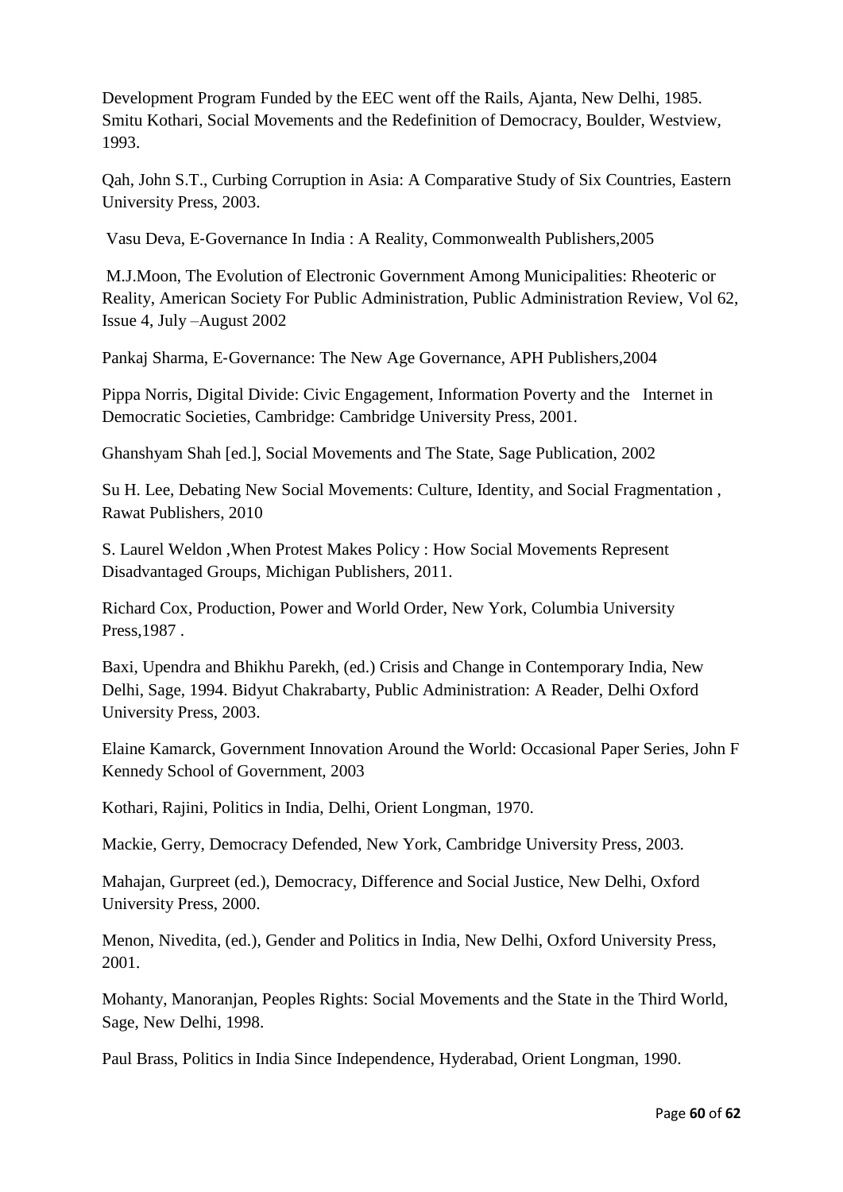Development Program Funded by the EEC went off the Rails, Ajanta, New Delhi, 1985. Smitu Kothari, Social Movements and the Redefinition of Democracy, Boulder, Westview, 1993.

Qah, John S.T., Curbing Corruption in Asia: A Comparative Study of Six Countries, Eastern University Press, 2003.

Vasu Deva, E-Governance In India : A Reality, Commonwealth Publishers,2005

M.J.Moon, The Evolution of Electronic Government Among Municipalities: Rheoteric or Reality, American Society For Public Administration, Public Administration Review, Vol 62, Issue 4, July –August 2002

Pankaj Sharma, E-Governance: The New Age Governance, APH Publishers,2004

Pippa Norris, Digital Divide: Civic Engagement, Information Poverty and the Internet in Democratic Societies, Cambridge: Cambridge University Press, 2001.

Ghanshyam Shah [ed.], Social Movements and The State, Sage Publication, 2002

Su H. Lee, Debating New Social Movements: Culture, Identity, and Social Fragmentation , Rawat Publishers, 2010

S. Laurel Weldon ,When Protest Makes Policy : How Social Movements Represent Disadvantaged Groups, Michigan Publishers, 2011.

Richard Cox, Production, Power and World Order, New York, Columbia University Press,1987 .

Baxi, Upendra and Bhikhu Parekh, (ed.) Crisis and Change in Contemporary India, New Delhi, Sage, 1994. Bidyut Chakrabarty, Public Administration: A Reader, Delhi Oxford University Press, 2003.

Elaine Kamarck, Government Innovation Around the World: Occasional Paper Series, John F Kennedy School of Government, 2003

Kothari, Rajini, Politics in India, Delhi, Orient Longman, 1970.

Mackie, Gerry, Democracy Defended, New York, Cambridge University Press, 2003.

Mahajan, Gurpreet (ed.), Democracy, Difference and Social Justice, New Delhi, Oxford University Press, 2000.

Menon, Nivedita, (ed.), Gender and Politics in India, New Delhi, Oxford University Press, 2001.

Mohanty, Manoranjan, Peoples Rights: Social Movements and the State in the Third World, Sage, New Delhi, 1998.

Paul Brass, Politics in India Since Independence, Hyderabad, Orient Longman, 1990.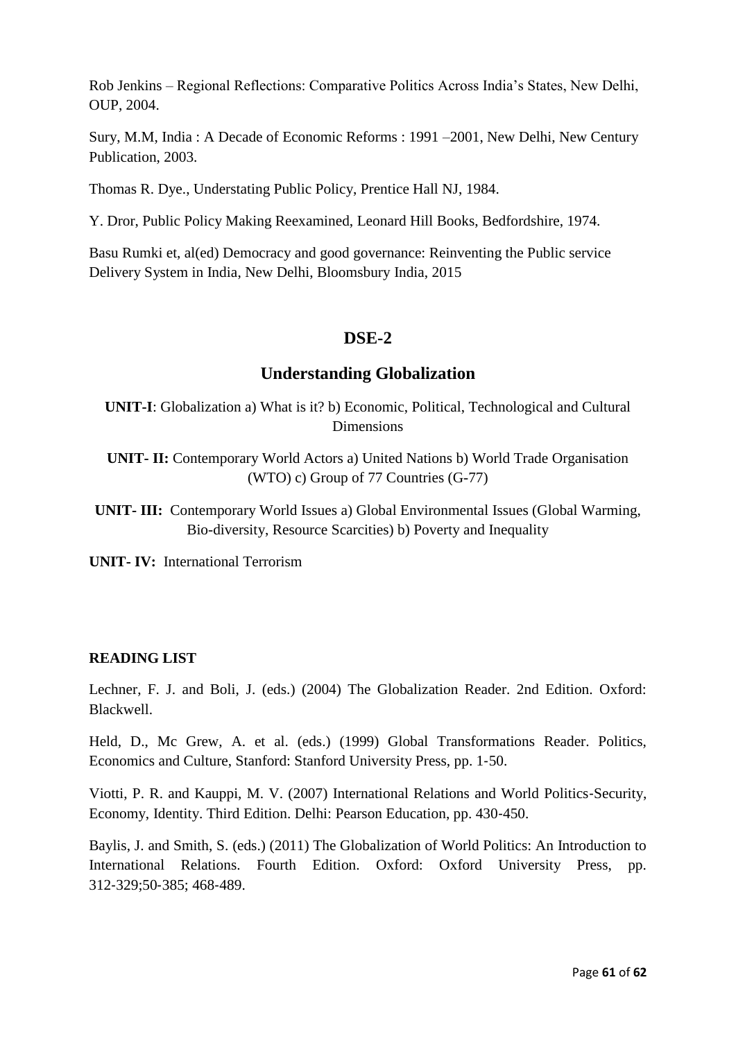Rob Jenkins – Regional Reflections: Comparative Politics Across India's States, New Delhi, OUP, 2004.

Sury, M.M, India : A Decade of Economic Reforms : 1991 –2001, New Delhi, New Century Publication, 2003.

Thomas R. Dye., Understating Public Policy, Prentice Hall NJ, 1984.

Y. Dror, Public Policy Making Reexamined, Leonard Hill Books, Bedfordshire, 1974.

Basu Rumki et, al(ed) Democracy and good governance: Reinventing the Public service Delivery System in India, New Delhi, Bloomsbury India, 2015

## DSE-2

## Understanding Globalization

**UNIT-I**: Globalization a) What is it? b) Economic, Political, Technological and Cultural Dimensions

**UNIT- II:** Contemporary World Actors a) United Nations b) World Trade Organisation (WTO) c) Group of 77 Countries (G-77)

**UNIT- III:** Contemporary World Issues a) Global Environmental Issues (Global Warming, Bio-diversity, Resource Scarcities) b) Poverty and Inequality

**UNIT- IV:** International Terrorism

**READING LIST**

Lechner, F. J. and Boli, J. (eds.) (2004) The Globalization Reader. 2nd Edition. Oxford: Blackwell.

Held, D., Mc Grew, A. et al. (eds.) (1999) Global Transformations Reader. Politics, Economics and Culture, Stanford: Stanford University Press, pp. 1-50.

Viotti, P. R. and Kauppi, M. V. (2007) International Relations and World Politics-Security, Economy, Identity. Third Edition. Delhi: Pearson Education, pp. 430-450.

Baylis, J. and Smith, S. (eds.) (2011) The Globalization of World Politics: An Introduction to International Relations. Fourth Edition. Oxford: Oxford University Press, pp. 312-329;50-385; 468-489.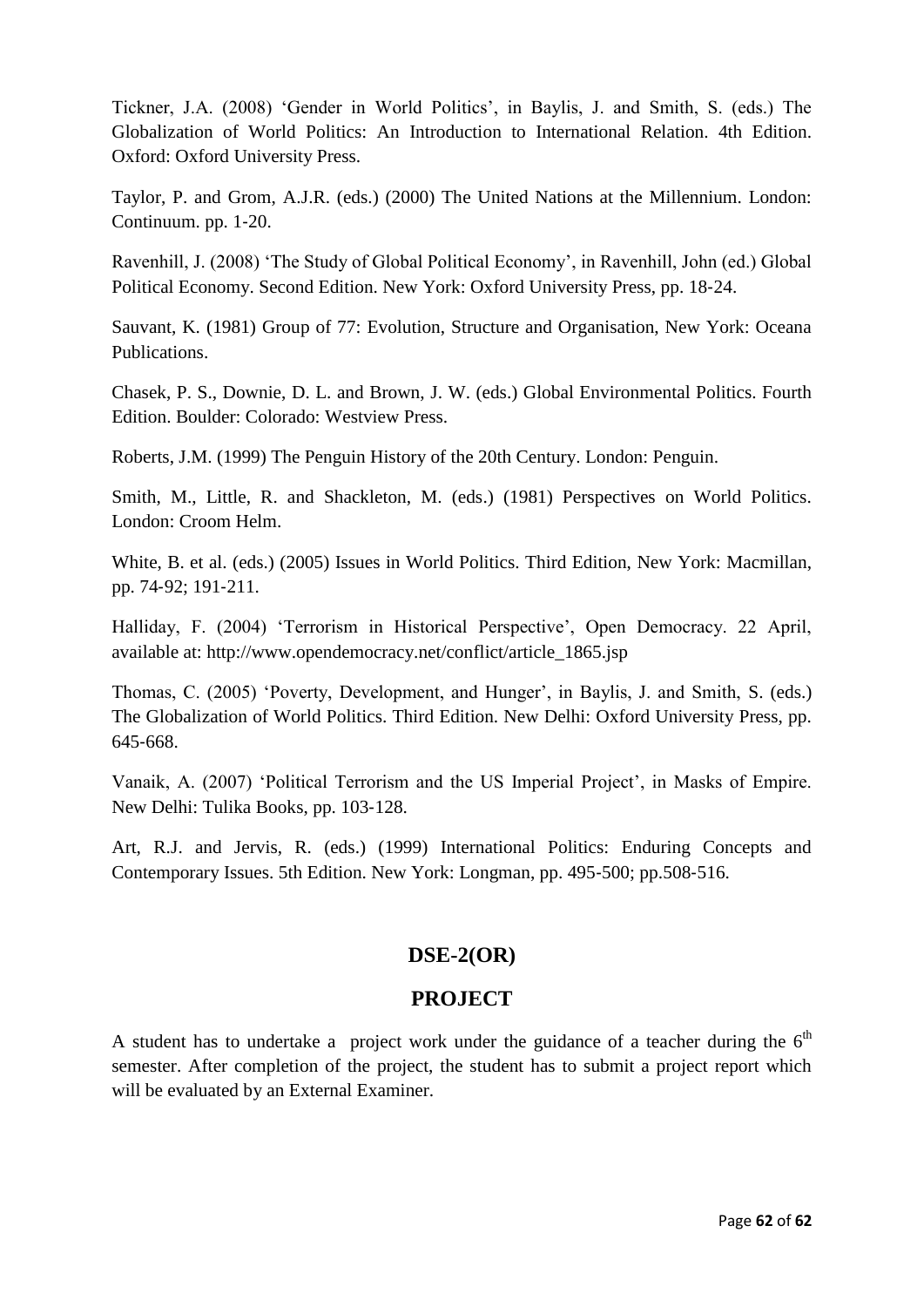Tickner, J.A. (2008) 'Gender in World Politics', in Baylis, J. and Smith, S. (eds.) The Globalization of World Politics: An Introduction to International Relation. 4th Edition. Oxford: Oxford University Press.

Taylor, P. and Grom, A.J.R. (eds.) (2000) The United Nations at the Millennium. London: Continuum. pp. 1-20.

Ravenhill, J. (2008) 'The Study of Global Political Economy', in Ravenhill, John (ed.) Global Political Economy. Second Edition. New York: Oxford University Press, pp. 18-24.

Sauvant, K. (1981) Group of 77: Evolution, Structure and Organisation, New York: Oceana Publications.

Chasek, P. S., Downie, D. L. and Brown, J. W. (eds.) Global Environmental Politics. Fourth Edition. Boulder: Colorado: Westview Press.

Roberts, J.M. (1999) The Penguin History of the 20th Century. London: Penguin.

Smith, M., Little, R. and Shackleton, M. (eds.) (1981) Perspectives on World Politics. London: Croom Helm.

White, B. et al. (eds.) (2005) Issues in World Politics. Third Edition, New York: Macmillan, pp. 74-92; 191-211.

Halliday, F. (2004) 'Terrorism in Historical Perspective', Open Democracy. 22 April, available at: http://www.opendemocracy.net/conflict/article_1865.jsp

Thomas, C. (2005) 'Poverty, Development, and Hunger', in Baylis, J. and Smith, S. (eds.) The Globalization of World Politics. Third Edition. New Delhi: Oxford University Press, pp. 645-668.

Vanaik, A. (2007) 'Political Terrorism and the US Imperial Project', in Masks of Empire. New Delhi: Tulika Books, pp. 103-128.

Art, R.J. and Jervis, R. (eds.) (1999) International Politics: Enduring Concepts and Contemporary Issues. 5th Edition. New York: Longman, pp. 495-500; pp.508-516.

## DSE-2(OR)

## PROJECT

A student has to undertake a project work under the guidance of a teacher during the 6th semester. After completion of the project, the student has to submit a project report which will be evaluated by an External Examiner.